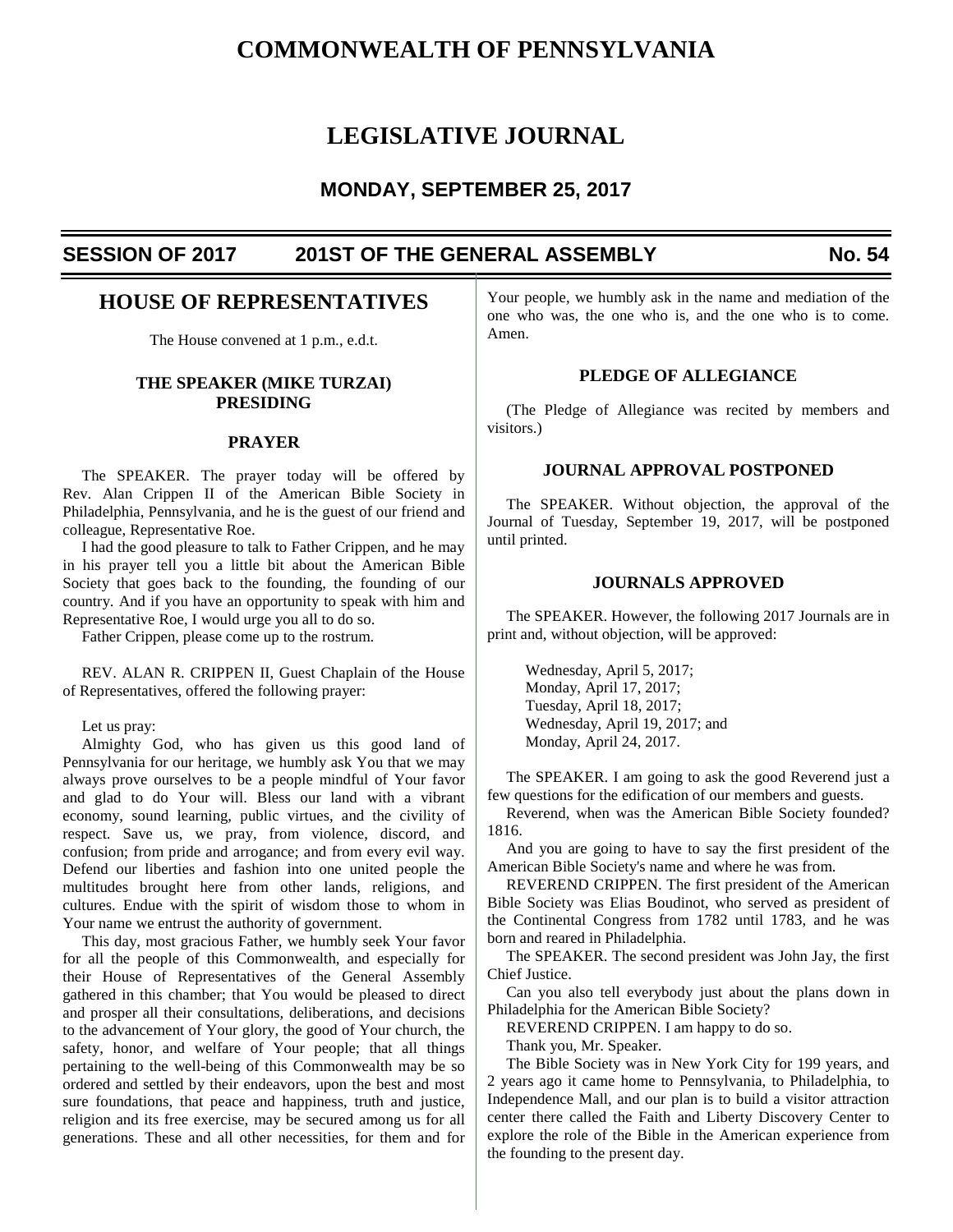# COMMONWEALTH OF PENNSYLVANIA

# LEGISLATIVE JOURNAL

### MONDAY, SEPTEMBER 25, 2017

**SESSION OF 2017 — 201ST OF THE GENERAL ASSEMBLY — No. 54**

## HOUSE OF REPRESENTATIVES

The House convened at 1 p.m., e.d.t.

### THE SPEAKER (MIKE TURZAI) PRESIDING

### PRAYER

The SPEAKER. The prayer today will be offered by Rev. Alan Crippen II of the American Bible Society in Philadelphia, Pennsylvania, and he is the guest of our friend and colleague, Representative Roe.

I had the good pleasure to talk to Father Crippen, and he may in his prayer tell you a little bit about the American Bible Society that goes back to the founding, the founding of our country. And if you have an opportunity to speak with him and Representative Roe, I would urge you all to do so.

Father Crippen, please come up to the rostrum.

REV. ALAN R. CRIPPEN II, Guest Chaplain of the House of Representatives, offered the following prayer:

Let us pray:

Almighty God, who has given us this good land of Pennsylvania for our heritage, we humbly ask You that we may always prove ourselves to be a people mindful of Your favor and glad to do Your will. Bless our land with a vibrant economy, sound learning, public virtues, and the civility of respect. Save us, we pray, from violence, discord, and confusion; from pride and arrogance; and from every evil way. Defend our liberties and fashion into one united people the multitudes brought here from other lands, religions, and cultures. Endue with the spirit of wisdom those to whom in Your name we entrust the authority of government.

This day, most gracious Father, we humbly seek Your favor for all the people of this Commonwealth, and especially for their House of Representatives of the General Assembly gathered in this chamber; that You would be pleased to direct and prosper all their consultations, deliberations, and decisions to the advancement of Your glory, the good of Your church, the safety, honor, and welfare of Your people; that all things pertaining to the well-being of this Commonwealth may be so ordered and settled by their endeavors, upon the best and most sure foundations, that peace and happiness, truth and justice, religion and its free exercise, may be secured among us for all generations. These and all other necessities, for them and for Your people, we humbly ask in the name and mediation of the one who was, the one who is, and the one who is to come. Amen.

### PLEDGE OF ALLEGIANCE

(The Pledge of Allegiance was recited by members and visitors.)

### JOURNAL APPROVAL POSTPONED

The SPEAKER. Without objection, the approval of the Journal of Tuesday, September 19, 2017, will be postponed until printed.

### JOURNALS APPROVED

The SPEAKER. However, the following 2017 Journals are in print and, without objection, will be approved:

Wednesday, April 5, 2017;
Monday, April 17, 2017;
Tuesday, April 18, 2017;
Wednesday, April 19, 2017; and
Monday, April 24, 2017.

The SPEAKER. I am going to ask the good Reverend just a few questions for the edification of our members and guests.

Reverend, when was the American Bible Society founded? 1816.

And you are going to have to say the first president of the American Bible Society's name and where he was from.

REVEREND CRIPPEN. The first president of the American Bible Society was Elias Boudinot, who served as president of the Continental Congress from 1782 until 1783, and he was born and reared in Philadelphia.

The SPEAKER. The second president was John Jay, the first Chief Justice.

Can you also tell everybody just about the plans down in Philadelphia for the American Bible Society?

REVEREND CRIPPEN. I am happy to do so.

Thank you, Mr. Speaker.

The Bible Society was in New York City for 199 years, and 2 years ago it came home to Pennsylvania, to Philadelphia, to Independence Mall, and our plan is to build a visitor attraction center there called the Faith and Liberty Discovery Center to explore the role of the Bible in the American experience from the founding to the present day.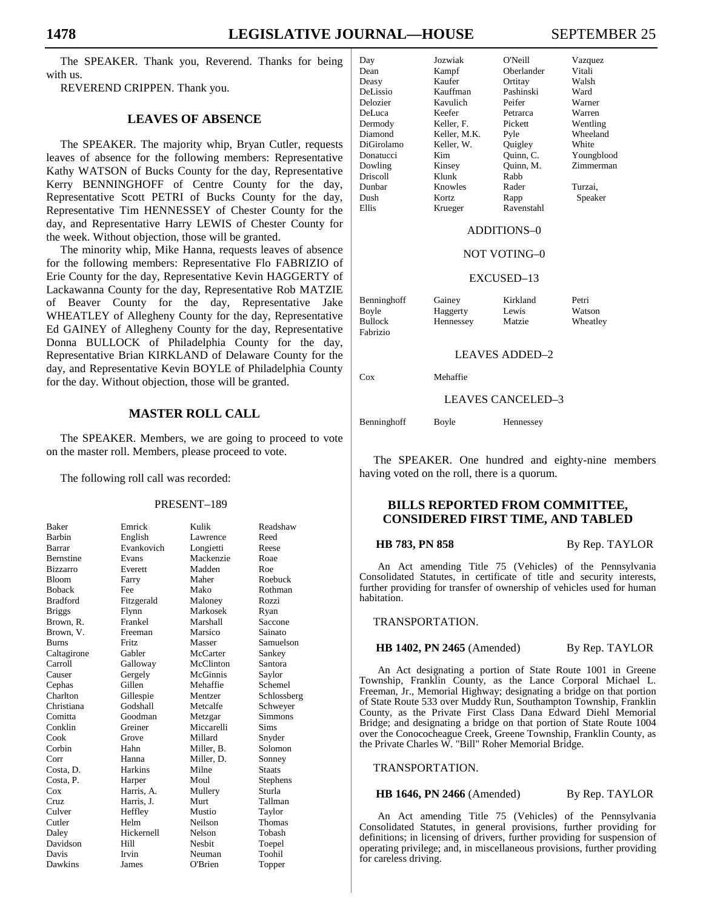The SPEAKER. Thank you, Reverend. Thanks for being with us.

REVEREND CRIPPEN. Thank you.

## LEAVES OF ABSENCE

The SPEAKER. The majority whip, Bryan Cutler, requests leaves of absence for the following members: Representative Kathy WATSON of Bucks County for the day, Representative Kerry BENNINGHOFF of Centre County for the day, Representative Scott PETRI of Bucks County for the day, Representative Tim HENNESSEY of Chester County for the day, and Representative Harry LEWIS of Chester County for the week. Without objection, those will be granted.

The minority whip, Mike Hanna, requests leaves of absence for the following members: Representative Flo FABRIZIO of Erie County for the day, Representative Kevin HAGGERTY of Lackawanna County for the day, Representative Rob MATZIE of Beaver County for the day, Representative Jake WHEATLEY of Allegheny County for the day, Representative Ed GAINEY of Allegheny County for the day, Representative Donna BULLOCK of Philadelphia County for the day, Representative Brian KIRKLAND of Delaware County for the day, and Representative Kevin BOYLE of Philadelphia County for the day. Without objection, those will be granted.

## MASTER ROLL CALL

The SPEAKER. Members, we are going to proceed to vote on the master roll. Members, please proceed to vote.

The following roll call was recorded:

PRESENT–189

| | | | |
|---|---|---|---|
| Baker | Emrick | Kulik | Readshaw |
| Barbin | English | Lawrence | Reed |
| Barrar | Evankovich | Longietti | Reese |
| Bernstine | Evans | Mackenzie | Roae |
| Bizzarro | Everett | Madden | Roe |
| Bloom | Farry | Maher | Roebuck |
| Boback | Fee | Mako | Rothman |
| Bradford | Fitzgerald | Maloney | Rozzi |
| Briggs | Flynn | Markosek | Ryan |
| Brown, R. | Frankel | Marshall | Saccone |
| Brown, V. | Freeman | Marsico | Sainato |
| Burns | Fritz | Masser | Samuelson |
| Caltagirone | Gabler | McCarter | Sankey |
| Carroll | Galloway | McClinton | Santora |
| Causer | Gergely | McGinnis | Saylor |
| Cephas | Gillen | Mehaffie | Schemel |
| Charlton | Gillespie | Mentzer | Schlossberg |
| Christiana | Godshall | Metcalfe | Schweyer |
| Comitta | Goodman | Metzgar | Simmons |
| Conklin | Greiner | Miccarelli | Sims |
| Cook | Grove | Millard | Snyder |
| Corbin | Hahn | Miller, B. | Solomon |
| Corr | Hanna | Miller, D. | Sonney |
| Costa, D. | Harkins | Milne | Staats |
| Costa, P. | Harper | Moul | Stephens |
| Cox | Harris, A. | Mullery | Sturla |
| Cruz | Harris, J. | Murt | Tallman |
| Culver | Heffley | Mustio | Taylor |
| Cutler | Helm | Neilson | Thomas |
| Daley | Hickernell | Nelson | Tobash |
| Davidson | Hill | Nesbit | Toepel |
| Davis | Irvin | Neuman | Toohil |
| Dawkins | James | O'Brien | Topper |
| Day | Jozwiak | O'Neill | Vazquez |
| Dean | Kampf | Oberlander | Vitali |
| Deasy | Kaufer | Ortitay | Walsh |
| DeLissio | Kauffman | Pashinski | Ward |
| Delozier | Kavulich | Peifer | Warner |
| DeLuca | Keefer | Petrarca | Warren |
| Dermody | Keller, F. | Pickett | Wentling |
| Diamond | Keller, M.K. | Pyle | Wheeland |
| DiGirolamo | Keller, W. | Quigley | White |
| Donatucci | Kim | Quinn, C. | Youngblood |
| Dowling | Kinsey | Quinn, M. | Zimmerman |
| Driscoll | Klunk | Rabb | |
| Dunbar | Knowles | Rader | Turzai, |
| Dush | Kortz | Rapp | Speaker |
| Ellis | Krueger | Ravenstahl | |

ADDITIONS–0

NOT VOTING–0

EXCUSED–13

| | | | |
|---|---|---|---|
| Benninghoff | Gainey | Kirkland | Petri |
| Boyle | Haggerty | Lewis | Watson |
| Bullock | Hennessey | Matzie | Wheatley |
| Fabrizio | | | |

LEAVES ADDED–2

| | |
|---|---|
| Cox | Mehaffie |

LEAVES CANCELED–3

| | | |
|---|---|---|
| Benninghoff | Boyle | Hennessey |

The SPEAKER. One hundred and eighty-nine members having voted on the roll, there is a quorum.

## BILLS REPORTED FROM COMMITTEE, CONSIDERED FIRST TIME, AND TABLED

**HB 783, PN 858** By Rep. TAYLOR

An Act amending Title 75 (Vehicles) of the Pennsylvania Consolidated Statutes, in certificate of title and security interests, further providing for transfer of ownership of vehicles used for human habitation.

TRANSPORTATION.

**HB 1402, PN 2465** (Amended) By Rep. TAYLOR

An Act designating a portion of State Route 1001 in Greene Township, Franklin County, as the Lance Corporal Michael L. Freeman, Jr., Memorial Highway; designating a bridge on that portion of State Route 533 over Muddy Run, Southampton Township, Franklin County, as the Private First Class Dana Edward Diehl Memorial Bridge; and designating a bridge on that portion of State Route 1004 over the Conococheague Creek, Greene Township, Franklin County, as the Private Charles W. "Bill" Roher Memorial Bridge.

TRANSPORTATION.

**HB 1646, PN 2466** (Amended) By Rep. TAYLOR

An Act amending Title 75 (Vehicles) of the Pennsylvania Consolidated Statutes, in general provisions, further providing for definitions; in licensing of drivers, further providing for suspension of operating privilege; and, in miscellaneous provisions, further providing for careless driving.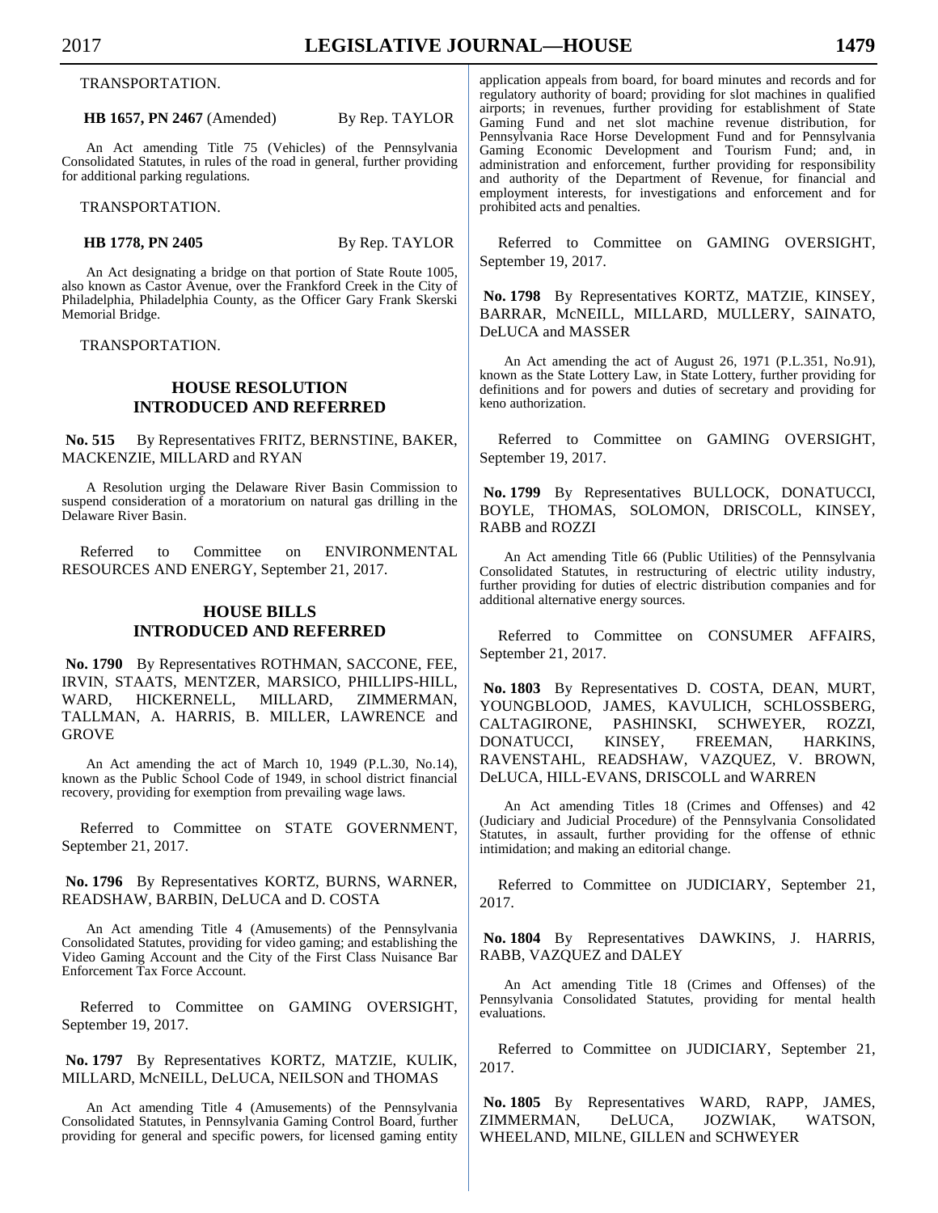TRANSPORTATION.

**HB 1657, PN 2467** (Amended) By Rep. TAYLOR

An Act amending Title 75 (Vehicles) of the Pennsylvania Consolidated Statutes, in rules of the road in general, further providing for additional parking regulations.

TRANSPORTATION.

**HB 1778, PN 2405** By Rep. TAYLOR

An Act designating a bridge on that portion of State Route 1005, also known as Castor Avenue, over the Frankford Creek in the City of Philadelphia, Philadelphia County, as the Officer Gary Frank Skerski Memorial Bridge.

TRANSPORTATION.

## HOUSE RESOLUTION INTRODUCED AND REFERRED

**No. 515** By Representatives FRITZ, BERNSTINE, BAKER, MACKENZIE, MILLARD and RYAN

A Resolution urging the Delaware River Basin Commission to suspend consideration of a moratorium on natural gas drilling in the Delaware River Basin.

Referred to Committee on ENVIRONMENTAL RESOURCES AND ENERGY, September 21, 2017.

## HOUSE BILLS INTRODUCED AND REFERRED

**No. 1790** By Representatives ROTHMAN, SACCONE, FEE, IRVIN, STAATS, MENTZER, MARSICO, PHILLIPS-HILL, WARD, HICKERNELL, MILLARD, ZIMMERMAN, TALLMAN, A. HARRIS, B. MILLER, LAWRENCE and GROVE

An Act amending the act of March 10, 1949 (P.L.30, No.14), known as the Public School Code of 1949, in school district financial recovery, providing for exemption from prevailing wage laws.

Referred to Committee on STATE GOVERNMENT, September 21, 2017.

**No. 1796** By Representatives KORTZ, BURNS, WARNER, READSHAW, BARBIN, DeLUCA and D. COSTA

An Act amending Title 4 (Amusements) of the Pennsylvania Consolidated Statutes, providing for video gaming; and establishing the Video Gaming Account and the City of the First Class Nuisance Bar Enforcement Tax Force Account.

Referred to Committee on GAMING OVERSIGHT, September 19, 2017.

**No. 1797** By Representatives KORTZ, MATZIE, KULIK, MILLARD, McNEILL, DeLUCA, NEILSON and THOMAS

An Act amending Title 4 (Amusements) of the Pennsylvania Consolidated Statutes, in Pennsylvania Gaming Control Board, further providing for general and specific powers, for licensed gaming entity application appeals from board, for board minutes and records and for regulatory authority of board; providing for slot machines in qualified airports; in revenues, further providing for establishment of State Gaming Fund and net slot machine revenue distribution, for Pennsylvania Race Horse Development Fund and for Pennsylvania Gaming Economic Development and Tourism Fund; and, in administration and enforcement, further providing for responsibility and authority of the Department of Revenue, for financial and employment interests, for investigations and enforcement and for prohibited acts and penalties.

Referred to Committee on GAMING OVERSIGHT, September 19, 2017.

**No. 1798** By Representatives KORTZ, MATZIE, KINSEY, BARRAR, McNEILL, MILLARD, MULLERY, SAINATO, DeLUCA and MASSER

An Act amending the act of August 26, 1971 (P.L.351, No.91), known as the State Lottery Law, in State Lottery, further providing for definitions and for powers and duties of secretary and providing for keno authorization.

Referred to Committee on GAMING OVERSIGHT, September 19, 2017.

**No. 1799** By Representatives BULLOCK, DONATUCCI, BOYLE, THOMAS, SOLOMON, DRISCOLL, KINSEY, RABB and ROZZI

An Act amending Title 66 (Public Utilities) of the Pennsylvania Consolidated Statutes, in restructuring of electric utility industry, further providing for duties of electric distribution companies and for additional alternative energy sources.

Referred to Committee on CONSUMER AFFAIRS, September 21, 2017.

**No. 1803** By Representatives D. COSTA, DEAN, MURT, YOUNGBLOOD, JAMES, KAVULICH, SCHLOSSBERG, CALTAGIRONE, PASHINSKI, SCHWEYER, ROZZI, DONATUCCI, KINSEY, FREEMAN, HARKINS, RAVENSTAHL, READSHAW, VAZQUEZ, V. BROWN, DeLUCA, HILL-EVANS, DRISCOLL and WARREN

An Act amending Titles 18 (Crimes and Offenses) and 42 (Judiciary and Judicial Procedure) of the Pennsylvania Consolidated Statutes, in assault, further providing for the offense of ethnic intimidation; and making an editorial change.

Referred to Committee on JUDICIARY, September 21, 2017.

**No. 1804** By Representatives DAWKINS, J. HARRIS, RABB, VAZQUEZ and DALEY

An Act amending Title 18 (Crimes and Offenses) of the Pennsylvania Consolidated Statutes, providing for mental health evaluations.

Referred to Committee on JUDICIARY, September 21, 2017.

**No. 1805** By Representatives WARD, RAPP, JAMES, ZIMMERMAN, DeLUCA, JOZWIAK, WATSON, WHEELAND, MILNE, GILLEN and SCHWEYER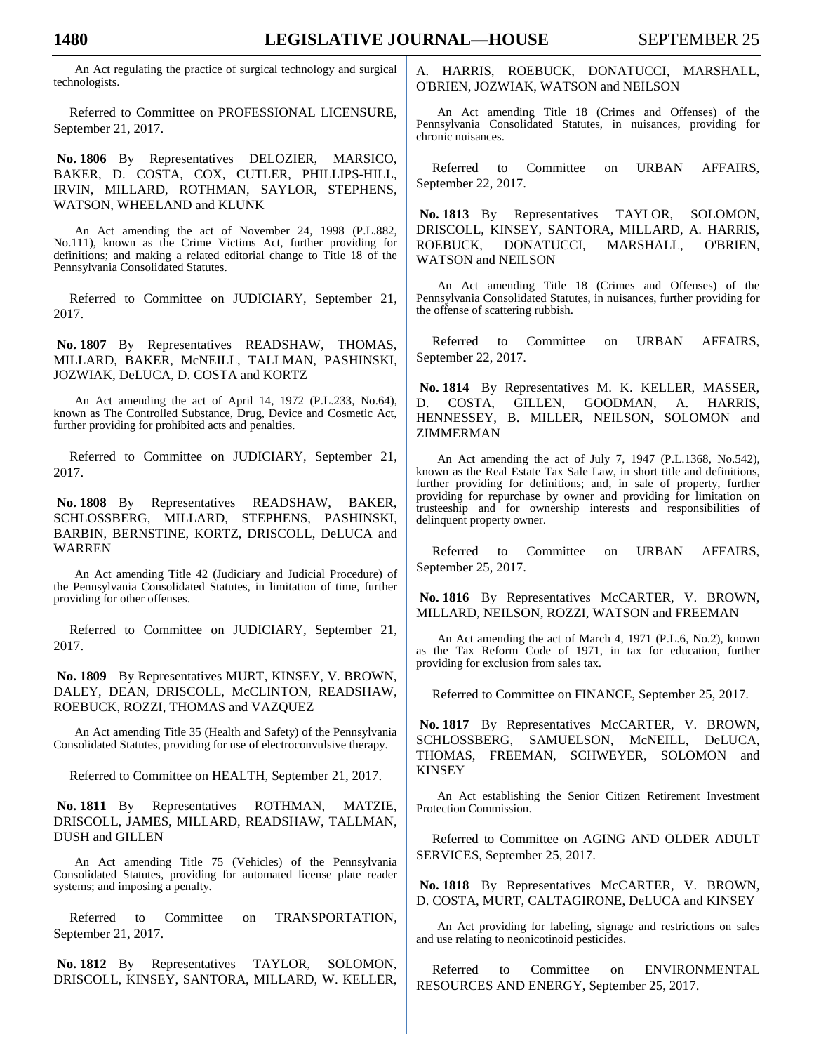An Act regulating the practice of surgical technology and surgical technologists.

Referred to Committee on PROFESSIONAL LICENSURE, September 21, 2017.

**No. 1806** By Representatives DELOZIER, MARSICO, BAKER, D. COSTA, COX, CUTLER, PHILLIPS-HILL, IRVIN, MILLARD, ROTHMAN, SAYLOR, STEPHENS, WATSON, WHEELAND and KLUNK

An Act amending the act of November 24, 1998 (P.L.882, No.111), known as the Crime Victims Act, further providing for definitions; and making a related editorial change to Title 18 of the Pennsylvania Consolidated Statutes.

Referred to Committee on JUDICIARY, September 21, 2017.

**No. 1807** By Representatives READSHAW, THOMAS, MILLARD, BAKER, McNEILL, TALLMAN, PASHINSKI, JOZWIAK, DeLUCA, D. COSTA and KORTZ

An Act amending the act of April 14, 1972 (P.L.233, No.64), known as The Controlled Substance, Drug, Device and Cosmetic Act, further providing for prohibited acts and penalties.

Referred to Committee on JUDICIARY, September 21, 2017.

**No. 1808** By Representatives READSHAW, BAKER, SCHLOSSBERG, MILLARD, STEPHENS, PASHINSKI, BARBIN, BERNSTINE, KORTZ, DRISCOLL, DeLUCA and WARREN

An Act amending Title 42 (Judiciary and Judicial Procedure) of the Pennsylvania Consolidated Statutes, in limitation of time, further providing for other offenses.

Referred to Committee on JUDICIARY, September 21, 2017.

**No. 1809** By Representatives MURT, KINSEY, V. BROWN, DALEY, DEAN, DRISCOLL, McCLINTON, READSHAW, ROEBUCK, ROZZI, THOMAS and VAZQUEZ

An Act amending Title 35 (Health and Safety) of the Pennsylvania Consolidated Statutes, providing for use of electroconvulsive therapy.

Referred to Committee on HEALTH, September 21, 2017.

**No. 1811** By Representatives ROTHMAN, MATZIE, DRISCOLL, JAMES, MILLARD, READSHAW, TALLMAN, DUSH and GILLEN

An Act amending Title 75 (Vehicles) of the Pennsylvania Consolidated Statutes, providing for automated license plate reader systems; and imposing a penalty.

Referred to Committee on TRANSPORTATION, September 21, 2017.

**No. 1812** By Representatives TAYLOR, SOLOMON, DRISCOLL, KINSEY, SANTORA, MILLARD, W. KELLER, A. HARRIS, ROEBUCK, DONATUCCI, MARSHALL, O'BRIEN, JOZWIAK, WATSON and NEILSON

An Act amending Title 18 (Crimes and Offenses) of the Pennsylvania Consolidated Statutes, in nuisances, providing for chronic nuisances.

Referred to Committee on URBAN AFFAIRS, September 22, 2017.

**No. 1813** By Representatives TAYLOR, SOLOMON, DRISCOLL, KINSEY, SANTORA, MILLARD, A. HARRIS, ROEBUCK, DONATUCCI, MARSHALL, O'BRIEN, WATSON and NEILSON

An Act amending Title 18 (Crimes and Offenses) of the Pennsylvania Consolidated Statutes, in nuisances, further providing for the offense of scattering rubbish.

Referred to Committee on URBAN AFFAIRS, September 22, 2017.

**No. 1814** By Representatives M. K. KELLER, MASSER, D. COSTA, GILLEN, GOODMAN, A. HARRIS, HENNESSEY, B. MILLER, NEILSON, SOLOMON and ZIMMERMAN

An Act amending the act of July 7, 1947 (P.L.1368, No.542), known as the Real Estate Tax Sale Law, in short title and definitions, further providing for definitions; and, in sale of property, further providing for repurchase by owner and providing for limitation on trusteeship and for ownership interests and responsibilities of delinquent property owner.

Referred to Committee on URBAN AFFAIRS, September 25, 2017.

**No. 1816** By Representatives McCARTER, V. BROWN, MILLARD, NEILSON, ROZZI, WATSON and FREEMAN

An Act amending the act of March 4, 1971 (P.L.6, No.2), known as the Tax Reform Code of 1971, in tax for education, further providing for exclusion from sales tax.

Referred to Committee on FINANCE, September 25, 2017.

**No. 1817** By Representatives McCARTER, V. BROWN, SCHLOSSBERG, SAMUELSON, McNEILL, DeLUCA, THOMAS, FREEMAN, SCHWEYER, SOLOMON and KINSEY

An Act establishing the Senior Citizen Retirement Investment Protection Commission.

Referred to Committee on AGING AND OLDER ADULT SERVICES, September 25, 2017.

**No. 1818** By Representatives McCARTER, V. BROWN, D. COSTA, MURT, CALTAGIRONE, DeLUCA and KINSEY

An Act providing for labeling, signage and restrictions on sales and use relating to neonicotinoid pesticides.

Referred to Committee on ENVIRONMENTAL RESOURCES AND ENERGY, September 25, 2017.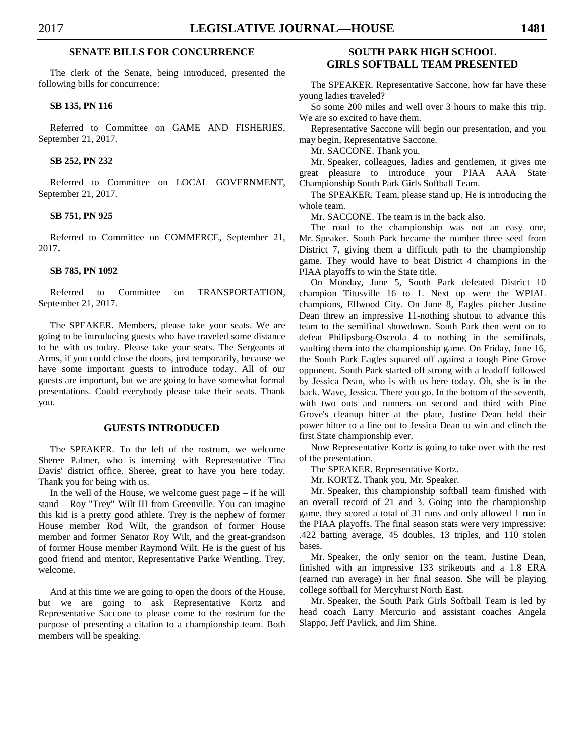## SENATE BILLS FOR CONCURRENCE

The clerk of the Senate, being introduced, presented the following bills for concurrence:

**SB 135, PN 116**

Referred to Committee on GAME AND FISHERIES, September 21, 2017.

**SB 252, PN 232**

Referred to Committee on LOCAL GOVERNMENT, September 21, 2017.

**SB 751, PN 925**

Referred to Committee on COMMERCE, September 21, 2017.

**SB 785, PN 1092**

Referred to Committee on TRANSPORTATION, September 21, 2017.

The SPEAKER. Members, please take your seats. We are going to be introducing guests who have traveled some distance to be with us today. Please take your seats. The Sergeants at Arms, if you could close the doors, just temporarily, because we have some important guests to introduce today. All of our guests are important, but we are going to have somewhat formal presentations. Could everybody please take their seats. Thank you.

## GUESTS INTRODUCED

The SPEAKER. To the left of the rostrum, we welcome Sheree Palmer, who is interning with Representative Tina Davis' district office. Sheree, great to have you here today. Thank you for being with us.

In the well of the House, we welcome guest page – if he will stand – Roy "Trey" Wilt III from Greenville. You can imagine this kid is a pretty good athlete. Trey is the nephew of former House member Rod Wilt, the grandson of former House member and former Senator Roy Wilt, and the great-grandson of former House member Raymond Wilt. He is the guest of his good friend and mentor, Representative Parke Wentling. Trey, welcome.

And at this time we are going to open the doors of the House, but we are going to ask Representative Kortz and Representative Saccone to please come to the rostrum for the purpose of presenting a citation to a championship team. Both members will be speaking.

## SOUTH PARK HIGH SCHOOL GIRLS SOFTBALL TEAM PRESENTED

The SPEAKER. Representative Saccone, how far have these young ladies traveled?

So some 200 miles and well over 3 hours to make this trip. We are so excited to have them.

Representative Saccone will begin our presentation, and you may begin, Representative Saccone.

Mr. SACCONE. Thank you.

Mr. Speaker, colleagues, ladies and gentlemen, it gives me great pleasure to introduce your PIAA AAA State Championship South Park Girls Softball Team.

The SPEAKER. Team, please stand up. He is introducing the whole team.

Mr. SACCONE. The team is in the back also.

The road to the championship was not an easy one, Mr. Speaker. South Park became the number three seed from District 7, giving them a difficult path to the championship game. They would have to beat District 4 champions in the PIAA playoffs to win the State title.

On Monday, June 5, South Park defeated District 10 champion Titusville 16 to 1. Next up were the WPIAL champions, Ellwood City. On June 8, Eagles pitcher Justine Dean threw an impressive 11-nothing shutout to advance this team to the semifinal showdown. South Park then went on to defeat Philipsburg-Osceola 4 to nothing in the semifinals, vaulting them into the championship game. On Friday, June 16, the South Park Eagles squared off against a tough Pine Grove opponent. South Park started off strong with a leadoff followed by Jessica Dean, who is with us here today. Oh, she is in the back. Wave, Jessica. There you go. In the bottom of the seventh, with two outs and runners on second and third with Pine Grove's cleanup hitter at the plate, Justine Dean held their power hitter to a line out to Jessica Dean to win and clinch the first State championship ever.

Now Representative Kortz is going to take over with the rest of the presentation.

The SPEAKER. Representative Kortz.

Mr. KORTZ. Thank you, Mr. Speaker.

Mr. Speaker, this championship softball team finished with an overall record of 21 and 3. Going into the championship game, they scored a total of 31 runs and only allowed 1 run in the PIAA playoffs. The final season stats were very impressive: .422 batting average, 45 doubles, 13 triples, and 110 stolen bases.

Mr. Speaker, the only senior on the team, Justine Dean, finished with an impressive 133 strikeouts and a 1.8 ERA (earned run average) in her final season. She will be playing college softball for Mercyhurst North East.

Mr. Speaker, the South Park Girls Softball Team is led by head coach Larry Mercurio and assistant coaches Angela Slappo, Jeff Pavlick, and Jim Shine.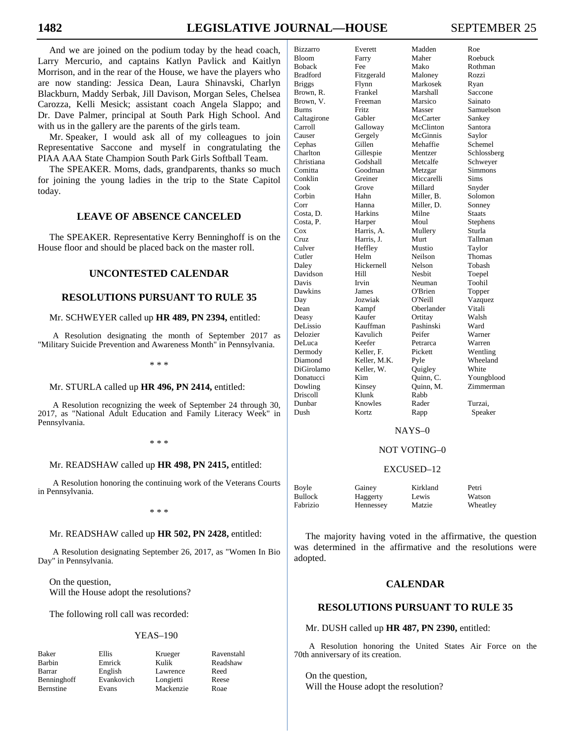And we are joined on the podium today by the head coach, Larry Mercurio, and captains Katlyn Pavlick and Kaitlyn Morrison, and in the rear of the House, we have the players who are now standing: Jessica Dean, Laura Shinavski, Charlyn Blackburn, Maddy Serbak, Jill Davison, Morgan Seles, Chelsea Carozza, Kelli Mesick; assistant coach Angela Slappo; and Dr. Dave Palmer, principal at South Park High School. And with us in the gallery are the parents of the girls team.

Mr. Speaker, I would ask all of my colleagues to join Representative Saccone and myself in congratulating the PIAA AAA State Champion South Park Girls Softball Team.

The SPEAKER. Moms, dads, grandparents, thanks so much for joining the young ladies in the trip to the State Capitol today.

## LEAVE OF ABSENCE CANCELED

The SPEAKER. Representative Kerry Benninghoff is on the House floor and should be placed back on the master roll.

## UNCONTESTED CALENDAR

## RESOLUTIONS PURSUANT TO RULE 35

Mr. SCHWEYER called up **HR 489, PN 2394,** entitled:

A Resolution designating the month of September 2017 as "Military Suicide Prevention and Awareness Month" in Pennsylvania.

\* \* \*

Mr. STURLA called up **HR 496, PN 2414,** entitled:

A Resolution recognizing the week of September 24 through 30, 2017, as "National Adult Education and Family Literacy Week" in Pennsylvania.

\* \* \*

Mr. READSHAW called up **HR 498, PN 2415,** entitled:

A Resolution honoring the continuing work of the Veterans Courts in Pennsylvania.

\* \* \*

Mr. READSHAW called up **HR 502, PN 2428,** entitled:

A Resolution designating September 26, 2017, as "Women In Bio Day" in Pennsylvania.

On the question,
Will the House adopt the resolutions?

The following roll call was recorded:

YEAS–190

| | | | |
|---|---|---|---|
| Baker | Ellis | Krueger | Ravenstahl |
| Barbin | Emrick | Kulik | Readshaw |
| Barrar | English | Lawrence | Reed |
| Benninghoff | Evankovich | Longietti | Reese |
| Bernstine | Evans | Mackenzie | Roae |
| Bizzarro | Everett | Madden | Roe |
| Bloom | Farry | Maher | Roebuck |
| Boback | Fee | Mako | Rothman |
| Bradford | Fitzgerald | Maloney | Rozzi |
| Briggs | Flynn | Markosek | Ryan |
| Brown, R. | Frankel | Marshall | Saccone |
| Brown, V. | Freeman | Marsico | Sainato |
| Burns | Fritz | Masser | Samuelson |
| Caltagirone | Gabler | McCarter | Sankey |
| Carroll | Galloway | McClinton | Santora |
| Causer | Gergely | McGinnis | Saylor |
| Cephas | Gillen | Mehaffie | Schemel |
| Charlton | Gillespie | Mentzer | Schlossberg |
| Christiana | Godshall | Metcalfe | Schweyer |
| Comitta | Goodman | Metzgar | Simmons |
| Conklin | Greiner | Miccarelli | Sims |
| Cook | Grove | Millard | Snyder |
| Corbin | Hahn | Miller, B. | Solomon |
| Corr | Hanna | Miller, D. | Sonney |
| Costa, D. | Harkins | Milne | Staats |
| Costa, P. | Harper | Moul | Stephens |
| Cox | Harris, A. | Mullery | Sturla |
| Cruz | Harris, J. | Murt | Tallman |
| Culver | Heffley | Mustio | Taylor |
| Cutler | Helm | Neilson | Thomas |
| Daley | Hickernell | Nelson | Tobash |
| Davidson | Hill | Nesbit | Toepel |
| Davis | Irvin | Neuman | Toohil |
| Dawkins | James | O'Brien | Topper |
| Day | Jozwiak | O'Neill | Vazquez |
| Dean | Kampf | Oberlander | Vitali |
| Deasy | Kaufer | Ortitay | Walsh |
| DeLissio | Kauffman | Pashinski | Ward |
| Delozier | Kavulich | Peifer | Warner |
| DeLuca | Keefer | Petrarca | Warren |
| Dermody | Keller, F. | Pickett | Wentling |
| Diamond | Keller, M.K. | Pyle | Wheeland |
| DiGirolamo | Keller, W. | Quigley | White |
| Donatucci | Kim | Quinn, C. | Youngblood |
| Dowling | Kinsey | Quinn, M. | Zimmerman |
| Driscoll | Klunk | Rabb | |
| Dunbar | Knowles | Rader | Turzai, |
| Dush | Kortz | Rapp | Speaker |

NAYS–0

NOT VOTING–0

EXCUSED–12

| | | | |
|---|---|---|---|
| Boyle | Gainey | Kirkland | Petri |
| Bullock | Haggerty | Lewis | Watson |
| Fabrizio | Hennessey | Matzie | Wheatley |

The majority having voted in the affirmative, the question was determined in the affirmative and the resolutions were adopted.

## CALENDAR

## RESOLUTIONS PURSUANT TO RULE 35

Mr. DUSH called up **HR 487, PN 2390,** entitled:

A Resolution honoring the United States Air Force on the 70th anniversary of its creation.

On the question,
Will the House adopt the resolution?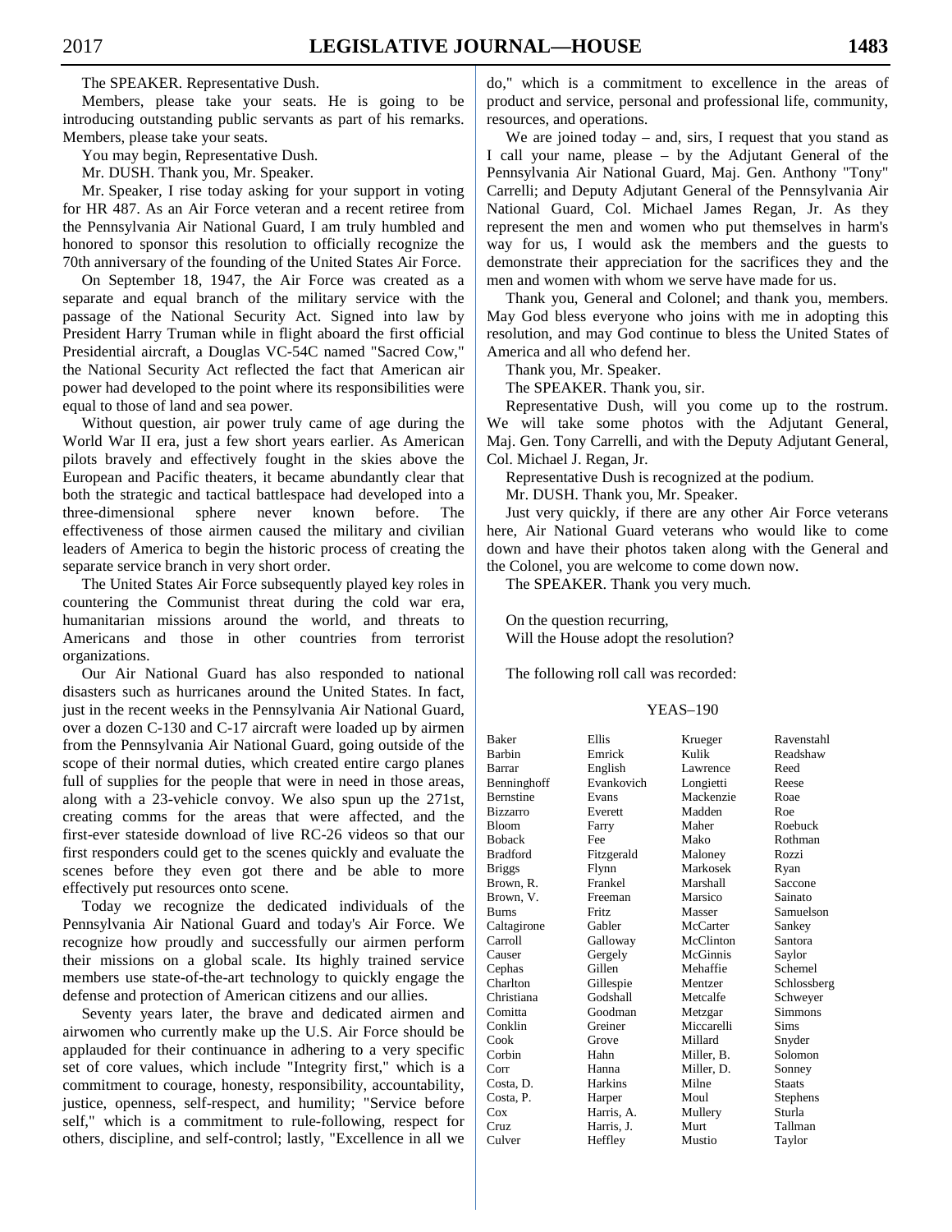The SPEAKER. Representative Dush.

Members, please take your seats. He is going to be introducing outstanding public servants as part of his remarks. Members, please take your seats.

You may begin, Representative Dush.

Mr. DUSH. Thank you, Mr. Speaker.

Mr. Speaker, I rise today asking for your support in voting for HR 487. As an Air Force veteran and a recent retiree from the Pennsylvania Air National Guard, I am truly humbled and honored to sponsor this resolution to officially recognize the 70th anniversary of the founding of the United States Air Force.

On September 18, 1947, the Air Force was created as a separate and equal branch of the military service with the passage of the National Security Act. Signed into law by President Harry Truman while in flight aboard the first official Presidential aircraft, a Douglas VC-54C named "Sacred Cow," the National Security Act reflected the fact that American air power had developed to the point where its responsibilities were equal to those of land and sea power.

Without question, air power truly came of age during the World War II era, just a few short years earlier. As American pilots bravely and effectively fought in the skies above the European and Pacific theaters, it became abundantly clear that both the strategic and tactical battlespace had developed into a three-dimensional sphere never known before. The effectiveness of those airmen caused the military and civilian leaders of America to begin the historic process of creating the separate service branch in very short order.

The United States Air Force subsequently played key roles in countering the Communist threat during the cold war era, humanitarian missions around the world, and threats to Americans and those in other countries from terrorist organizations.

Our Air National Guard has also responded to national disasters such as hurricanes around the United States. In fact, just in the recent weeks in the Pennsylvania Air National Guard, over a dozen C-130 and C-17 aircraft were loaded up by airmen from the Pennsylvania Air National Guard, going outside of the scope of their normal duties, which created entire cargo planes full of supplies for the people that were in need in those areas, along with a 23-vehicle convoy. We also spun up the 271st, creating comms for the areas that were affected, and the first-ever stateside download of live RC-26 videos so that our first responders could get to the scenes quickly and evaluate the scenes before they even got there and be able to more effectively put resources onto scene.

Today we recognize the dedicated individuals of the Pennsylvania Air National Guard and today's Air Force. We recognize how proudly and successfully our airmen perform their missions on a global scale. Its highly trained service members use state-of-the-art technology to quickly engage the defense and protection of American citizens and our allies.

Seventy years later, the brave and dedicated airmen and airwomen who currently make up the U.S. Air Force should be applauded for their continuance in adhering to a very specific set of core values, which include "Integrity first," which is a commitment to courage, honesty, responsibility, accountability, justice, openness, self-respect, and humility; "Service before self," which is a commitment to rule-following, respect for others, discipline, and self-control; lastly, "Excellence in all we do," which is a commitment to excellence in the areas of product and service, personal and professional life, community, resources, and operations.

We are joined today – and, sirs, I request that you stand as I call your name, please – by the Adjutant General of the Pennsylvania Air National Guard, Maj. Gen. Anthony "Tony" Carrelli; and Deputy Adjutant General of the Pennsylvania Air National Guard, Col. Michael James Regan, Jr. As they represent the men and women who put themselves in harm's way for us, I would ask the members and the guests to demonstrate their appreciation for the sacrifices they and the men and women with whom we serve have made for us.

Thank you, General and Colonel; and thank you, members. May God bless everyone who joins with me in adopting this resolution, and may God continue to bless the United States of America and all who defend her.

Thank you, Mr. Speaker.

The SPEAKER. Thank you, sir.

Representative Dush, will you come up to the rostrum. We will take some photos with the Adjutant General, Maj. Gen. Tony Carrelli, and with the Deputy Adjutant General, Col. Michael J. Regan, Jr.

Representative Dush is recognized at the podium.

Mr. DUSH. Thank you, Mr. Speaker.

Just very quickly, if there are any other Air Force veterans here, Air National Guard veterans who would like to come down and have their photos taken along with the General and the Colonel, you are welcome to come down now.

The SPEAKER. Thank you very much.

On the question recurring,
Will the House adopt the resolution?

The following roll call was recorded:

YEAS–190

| | | | |
|---|---|---|---|
| Baker | Ellis | Krueger | Ravenstahl |
| Barbin | Emrick | Kulik | Readshaw |
| Barrar | English | Lawrence | Reed |
| Benninghoff | Evankovich | Longietti | Reese |
| Bernstine | Evans | Mackenzie | Roae |
| Bizzarro | Everett | Madden | Roe |
| Bloom | Farry | Maher | Roebuck |
| Boback | Fee | Mako | Rothman |
| Bradford | Fitzgerald | Maloney | Rozzi |
| Briggs | Flynn | Markosek | Ryan |
| Brown, R. | Frankel | Marshall | Saccone |
| Brown, V. | Freeman | Marsico | Sainato |
| Burns | Fritz | Masser | Samuelson |
| Caltagirone | Gabler | McCarter | Sankey |
| Carroll | Galloway | McClinton | Santora |
| Causer | Gergely | McGinnis | Saylor |
| Cephas | Gillen | Mehaffie | Schemel |
| Charlton | Gillespie | Mentzer | Schlossberg |
| Christiana | Godshall | Metcalfe | Schweyer |
| Comitta | Goodman | Metzgar | Simmons |
| Conklin | Greiner | Miccarelli | Sims |
| Cook | Grove | Millard | Snyder |
| Corbin | Hahn | Miller, B. | Solomon |
| Corr | Hanna | Miller, D. | Sonney |
| Costa, D. | Harkins | Milne | Staats |
| Costa, P. | Harper | Moul | Stephens |
| Cox | Harris, A. | Mullery | Sturla |
| Cruz | Harris, J. | Murt | Tallman |
| Culver | Heffley | Mustio | Taylor |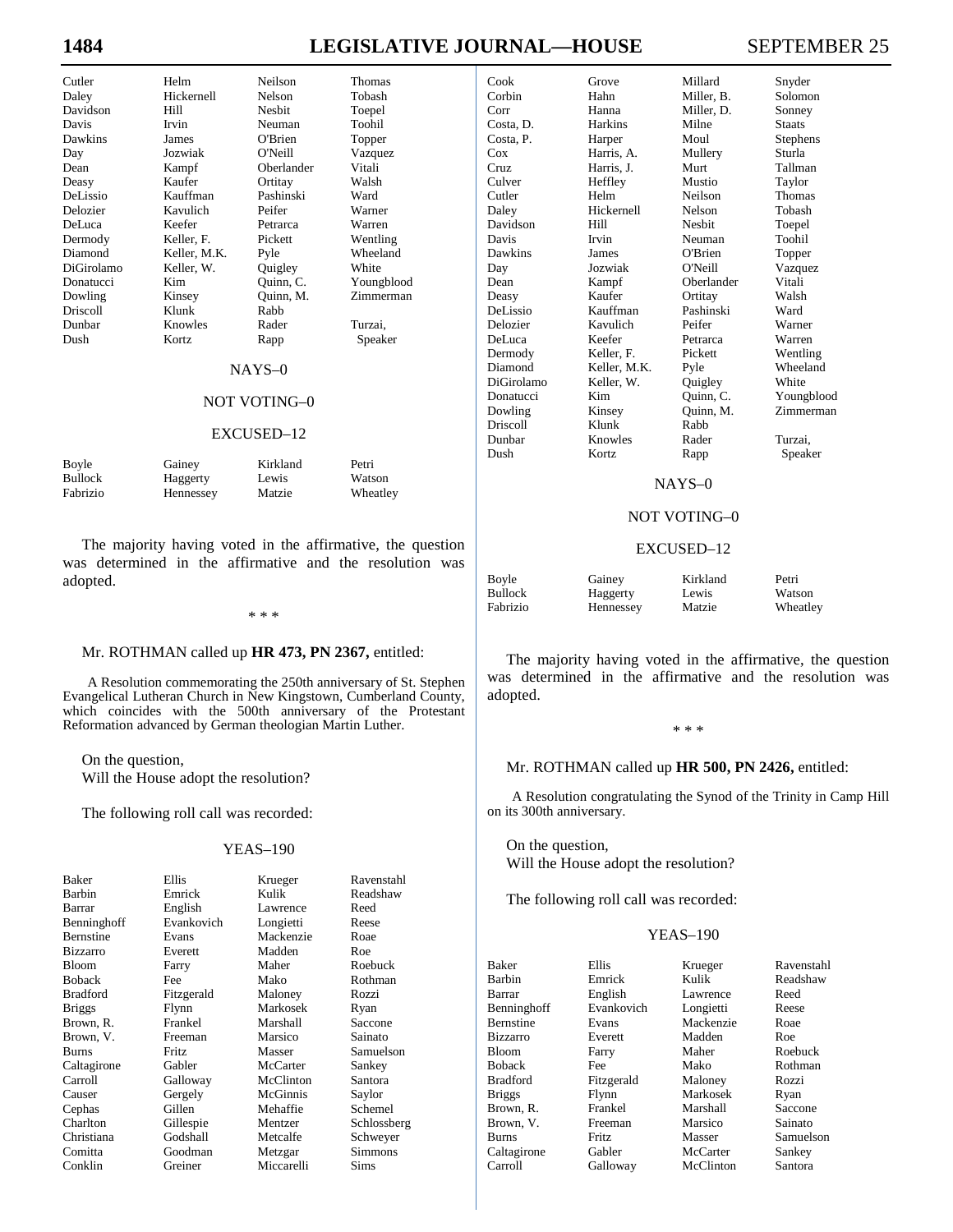| | | | |
|---|---|---|---|
| Cutler | Helm | Neilson | Thomas |
| Daley | Hickernell | Nelson | Tobash |
| Davidson | Hill | Nesbit | Toepel |
| Davis | Irvin | Neuman | Toohil |
| Dawkins | James | O'Brien | Topper |
| Day | Jozwiak | O'Neill | Vazquez |
| Dean | Kampf | Oberlander | Vitali |
| Deasy | Kaufer | Ortitay | Walsh |
| DeLissio | Kauffman | Pashinski | Ward |
| Delozier | Kavulich | Peifer | Warner |
| DeLuca | Keefer | Petrarca | Warren |
| Dermody | Keller, F. | Pickett | Wentling |
| Diamond | Keller, M.K. | Pyle | Wheeland |
| DiGirolamo | Keller, W. | Quigley | White |
| Donatucci | Kim | Quinn, C. | Youngblood |
| Dowling | Kinsey | Quinn, M. | Zimmerman |
| Driscoll | Klunk | Rabb | |
| Dunbar | Knowles | Rader | Turzai, |
| Dush | Kortz | Rapp | Speaker |

NAYS–0

NOT VOTING–0

EXCUSED–12

| | | | |
|---|---|---|---|
| Boyle | Gainey | Kirkland | Petri |
| Bullock | Haggerty | Lewis | Watson |
| Fabrizio | Hennessey | Matzie | Wheatley |

The majority having voted in the affirmative, the question was determined in the affirmative and the resolution was adopted.

\* \* \*

Mr. ROTHMAN called up **HR 473, PN 2367,** entitled:

A Resolution commemorating the 250th anniversary of St. Stephen Evangelical Lutheran Church in New Kingstown, Cumberland County, which coincides with the 500th anniversary of the Protestant Reformation advanced by German theologian Martin Luther.

On the question,
Will the House adopt the resolution?

The following roll call was recorded:

YEAS–190

| | | | |
|---|---|---|---|
| Baker | Ellis | Krueger | Ravenstahl |
| Barbin | Emrick | Kulik | Readshaw |
| Barrar | English | Lawrence | Reed |
| Benninghoff | Evankovich | Longietti | Reese |
| Bernstine | Evans | Mackenzie | Roae |
| Bizzarro | Everett | Madden | Roe |
| Bloom | Farry | Maher | Roebuck |
| Boback | Fee | Mako | Rothman |
| Bradford | Fitzgerald | Maloney | Rozzi |
| Briggs | Flynn | Markosek | Ryan |
| Brown, R. | Frankel | Marshall | Saccone |
| Brown, V. | Freeman | Marsico | Sainato |
| Burns | Fritz | Masser | Samuelson |
| Caltagirone | Gabler | McCarter | Sankey |
| Carroll | Galloway | McClinton | Santora |
| Causer | Gergely | McGinnis | Saylor |
| Cephas | Gillen | Mehaffie | Schemel |
| Charlton | Gillespie | Mentzer | Schlossberg |
| Christiana | Godshall | Metcalfe | Schweyer |
| Comitta | Goodman | Metzgar | Simmons |
| Conklin | Greiner | Miccarelli | Sims |
| Cook | Grove | Millard | Snyder |
| Corbin | Hahn | Miller, B. | Solomon |
| Corr | Hanna | Miller, D. | Sonney |
| Costa, D. | Harkins | Milne | Staats |
| Costa, P. | Harper | Moul | Stephens |
| Cox | Harris, A. | Mullery | Sturla |
| Cruz | Harris, J. | Murt | Tallman |
| Culver | Heffley | Mustio | Taylor |
| Cutler | Helm | Neilson | Thomas |
| Daley | Hickernell | Nelson | Tobash |
| Davidson | Hill | Nesbit | Toepel |
| Davis | Irvin | Neuman | Toohil |
| Dawkins | James | O'Brien | Topper |
| Day | Jozwiak | O'Neill | Vazquez |
| Dean | Kampf | Oberlander | Vitali |
| Deasy | Kaufer | Ortitay | Walsh |
| DeLissio | Kauffman | Pashinski | Ward |
| Delozier | Kavulich | Peifer | Warner |
| DeLuca | Keefer | Petrarca | Warren |
| Dermody | Keller, F. | Pickett | Wentling |
| Diamond | Keller, M.K. | Pyle | Wheeland |
| DiGirolamo | Keller, W. | Quigley | White |
| Donatucci | Kim | Quinn, C. | Youngblood |
| Dowling | Kinsey | Quinn, M. | Zimmerman |
| Driscoll | Klunk | Rabb | |
| Dunbar | Knowles | Rader | Turzai, |
| Dush | Kortz | Rapp | Speaker |

NAYS–0

NOT VOTING–0

EXCUSED–12

| | | | |
|---|---|---|---|
| Boyle | Gainey | Kirkland | Petri |
| Bullock | Haggerty | Lewis | Watson |
| Fabrizio | Hennessey | Matzie | Wheatley |

The majority having voted in the affirmative, the question was determined in the affirmative and the resolution was adopted.

\* \* \*

Mr. ROTHMAN called up **HR 500, PN 2426,** entitled:

A Resolution congratulating the Synod of the Trinity in Camp Hill on its 300th anniversary.

On the question,
Will the House adopt the resolution?

The following roll call was recorded:

YEAS–190

| | | | |
|---|---|---|---|
| Baker | Ellis | Krueger | Ravenstahl |
| Barbin | Emrick | Kulik | Readshaw |
| Barrar | English | Lawrence | Reed |
| Benninghoff | Evankovich | Longietti | Reese |
| Bernstine | Evans | Mackenzie | Roae |
| Bizzarro | Everett | Madden | Roe |
| Bloom | Farry | Maher | Roebuck |
| Boback | Fee | Mako | Rothman |
| Bradford | Fitzgerald | Maloney | Rozzi |
| Briggs | Flynn | Markosek | Ryan |
| Brown, R. | Frankel | Marshall | Saccone |
| Brown, V. | Freeman | Marsico | Sainato |
| Burns | Fritz | Masser | Samuelson |
| Caltagirone | Gabler | McCarter | Sankey |
| Carroll | Galloway | McClinton | Santora |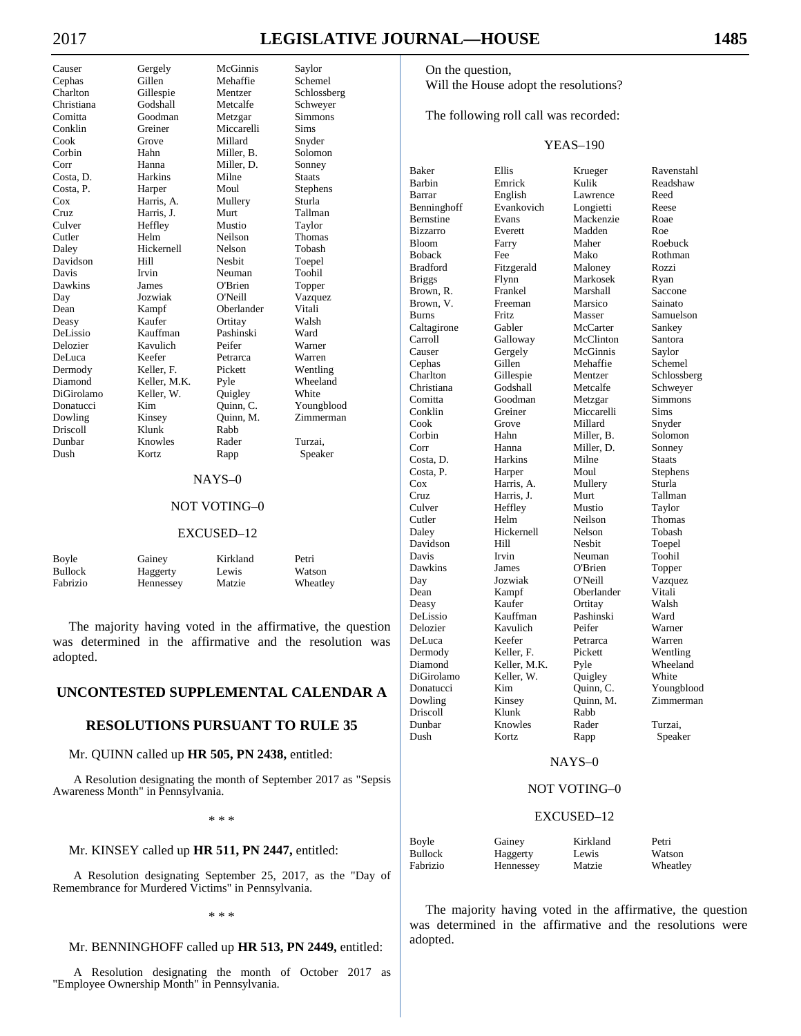| | | | |
|---|---|---|---|
| Causer | Gergely | McGinnis | Saylor |
| Cephas | Gillen | Mehaffie | Schemel |
| Charlton | Gillespie | Mentzer | Schlossberg |
| Christiana | Godshall | Metcalfe | Schweyer |
| Comitta | Goodman | Metzgar | Simmons |
| Conklin | Greiner | Miccarelli | Sims |
| Cook | Grove | Millard | Snyder |
| Corbin | Hahn | Miller, B. | Solomon |
| Corr | Hanna | Miller, D. | Sonney |
| Costa, D. | Harkins | Milne | Staats |
| Costa, P. | Harper | Moul | Stephens |
| Cox | Harris, A. | Mullery | Sturla |
| Cruz | Harris, J. | Murt | Tallman |
| Culver | Heffley | Mustio | Taylor |
| Cutler | Helm | Neilson | Thomas |
| Daley | Hickernell | Nelson | Tobash |
| Davidson | Hill | Nesbit | Toepel |
| Davis | Irvin | Neuman | Toohil |
| Dawkins | James | O'Brien | Topper |
| Day | Jozwiak | O'Neill | Vazquez |
| Dean | Kampf | Oberlander | Vitali |
| Deasy | Kaufer | Ortitay | Walsh |
| DeLissio | Kauffman | Pashinski | Ward |
| Delozier | Kavulich | Peifer | Warner |
| DeLuca | Keefer | Petrarca | Warren |
| Dermody | Keller, F. | Pickett | Wentling |
| Diamond | Keller, M.K. | Pyle | Wheeland |
| DiGirolamo | Keller, W. | Quigley | White |
| Donatucci | Kim | Quinn, C. | Youngblood |
| Dowling | Kinsey | Quinn, M. | Zimmerman |
| Driscoll | Klunk | Rabb | |
| Dunbar | Knowles | Rader | Turzai, |
| Dush | Kortz | Rapp | Speaker |

NAYS–0

NOT VOTING–0

EXCUSED–12

| | | | |
|---|---|---|---|
| Boyle | Gainey | Kirkland | Petri |
| Bullock | Haggerty | Lewis | Watson |
| Fabrizio | Hennessey | Matzie | Wheatley |

The majority having voted in the affirmative, the question was determined in the affirmative and the resolution was adopted.

## UNCONTESTED SUPPLEMENTAL CALENDAR A

## RESOLUTIONS PURSUANT TO RULE 35

Mr. QUINN called up **HR 505, PN 2438,** entitled:

A Resolution designating the month of September 2017 as "Sepsis Awareness Month" in Pennsylvania.

\* \* \*

Mr. KINSEY called up **HR 511, PN 2447,** entitled:

A Resolution designating September 25, 2017, as the "Day of Remembrance for Murdered Victims" in Pennsylvania.

\* \* \*

Mr. BENNINGHOFF called up **HR 513, PN 2449,** entitled:

A Resolution designating the month of October 2017 as "Employee Ownership Month" in Pennsylvania.

On the question,
Will the House adopt the resolutions?

The following roll call was recorded:

YEAS–190

| | | | |
|---|---|---|---|
| Baker | Ellis | Krueger | Ravenstahl |
| Barbin | Emrick | Kulik | Readshaw |
| Barrar | English | Lawrence | Reed |
| Benninghoff | Evankovich | Longietti | Reese |
| Bernstine | Evans | Mackenzie | Roae |
| Bizzarro | Everett | Madden | Roe |
| Bloom | Farry | Maher | Roebuck |
| Boback | Fee | Mako | Rothman |
| Bradford | Fitzgerald | Maloney | Rozzi |
| Briggs | Flynn | Markosek | Ryan |
| Brown, R. | Frankel | Marshall | Saccone |
| Brown, V. | Freeman | Marsico | Sainato |
| Burns | Fritz | Masser | Samuelson |
| Caltagirone | Gabler | McCarter | Sankey |
| Carroll | Galloway | McClinton | Santora |
| Causer | Gergely | McGinnis | Saylor |
| Cephas | Gillen | Mehaffie | Schemel |
| Charlton | Gillespie | Mentzer | Schlossberg |
| Christiana | Godshall | Metcalfe | Schweyer |
| Comitta | Goodman | Metzgar | Simmons |
| Conklin | Greiner | Miccarelli | Sims |
| Cook | Grove | Millard | Snyder |
| Corbin | Hahn | Miller, B. | Solomon |
| Corr | Hanna | Miller, D. | Sonney |
| Costa, D. | Harkins | Milne | Staats |
| Costa, P. | Harper | Moul | Stephens |
| Cox | Harris, A. | Mullery | Sturla |
| Cruz | Harris, J. | Murt | Tallman |
| Culver | Heffley | Mustio | Taylor |
| Cutler | Helm | Neilson | Thomas |
| Daley | Hickernell | Nelson | Tobash |
| Davidson | Hill | Nesbit | Toepel |
| Davis | Irvin | Neuman | Toohil |
| Dawkins | James | O'Brien | Topper |
| Day | Jozwiak | O'Neill | Vazquez |
| Dean | Kampf | Oberlander | Vitali |
| Deasy | Kaufer | Ortitay | Walsh |
| DeLissio | Kauffman | Pashinski | Ward |
| Delozier | Kavulich | Peifer | Warner |
| DeLuca | Keefer | Petrarca | Warren |
| Dermody | Keller, F. | Pickett | Wentling |
| Diamond | Keller, M.K. | Pyle | Wheeland |
| DiGirolamo | Keller, W. | Quigley | White |
| Donatucci | Kim | Quinn, C. | Youngblood |
| Dowling | Kinsey | Quinn, M. | Zimmerman |
| Driscoll | Klunk | Rabb | |
| Dunbar | Knowles | Rader | Turzai, |
| Dush | Kortz | Rapp | Speaker |

NAYS–0

NOT VOTING–0

EXCUSED–12

| | | | |
|---|---|---|---|
| Boyle | Gainey | Kirkland | Petri |
| Bullock | Haggerty | Lewis | Watson |
| Fabrizio | Hennessey | Matzie | Wheatley |

The majority having voted in the affirmative, the question was determined in the affirmative and the resolutions were adopted.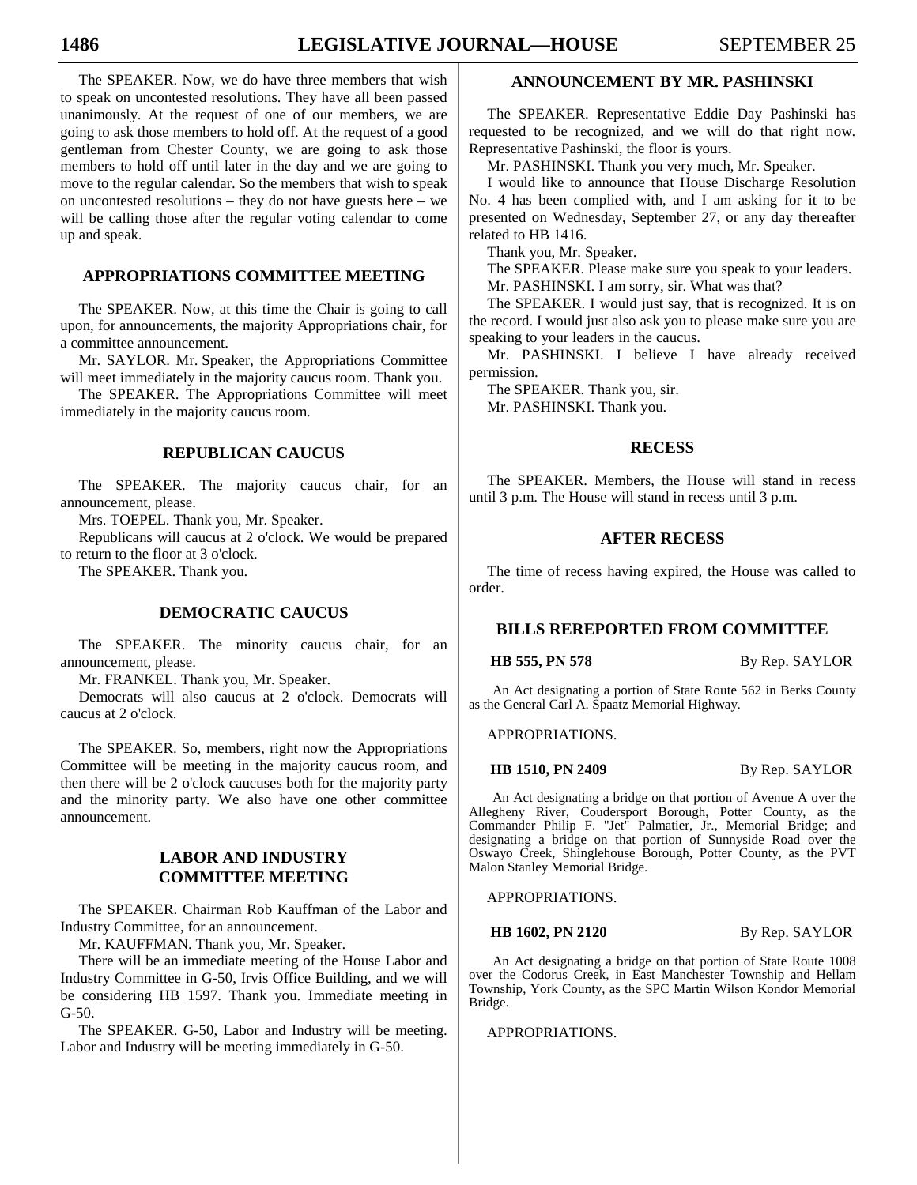The SPEAKER. Now, we do have three members that wish to speak on uncontested resolutions. They have all been passed unanimously. At the request of one of our members, we are going to ask those members to hold off. At the request of a good gentleman from Chester County, we are going to ask those members to hold off until later in the day and we are going to move to the regular calendar. So the members that wish to speak on uncontested resolutions – they do not have guests here – we will be calling those after the regular voting calendar to come up and speak.

## APPROPRIATIONS COMMITTEE MEETING

The SPEAKER. Now, at this time the Chair is going to call upon, for announcements, the majority Appropriations chair, for a committee announcement.

Mr. SAYLOR. Mr. Speaker, the Appropriations Committee will meet immediately in the majority caucus room. Thank you.

The SPEAKER. The Appropriations Committee will meet immediately in the majority caucus room.

## REPUBLICAN CAUCUS

The SPEAKER. The majority caucus chair, for an announcement, please.

Mrs. TOEPEL. Thank you, Mr. Speaker.

Republicans will caucus at 2 o'clock. We would be prepared to return to the floor at 3 o'clock.

The SPEAKER. Thank you.

## DEMOCRATIC CAUCUS

The SPEAKER. The minority caucus chair, for an announcement, please.

Mr. FRANKEL. Thank you, Mr. Speaker.

Democrats will also caucus at 2 o'clock. Democrats will caucus at 2 o'clock.

The SPEAKER. So, members, right now the Appropriations Committee will be meeting in the majority caucus room, and then there will be 2 o'clock caucuses both for the majority party and the minority party. We also have one other committee announcement.

## LABOR AND INDUSTRY COMMITTEE MEETING

The SPEAKER. Chairman Rob Kauffman of the Labor and Industry Committee, for an announcement.

Mr. KAUFFMAN. Thank you, Mr. Speaker.

There will be an immediate meeting of the House Labor and Industry Committee in G-50, Irvis Office Building, and we will be considering HB 1597. Thank you. Immediate meeting in G-50.

The SPEAKER. G-50, Labor and Industry will be meeting. Labor and Industry will be meeting immediately in G-50.

## ANNOUNCEMENT BY MR. PASHINSKI

The SPEAKER. Representative Eddie Day Pashinski has requested to be recognized, and we will do that right now. Representative Pashinski, the floor is yours.

Mr. PASHINSKI. Thank you very much, Mr. Speaker.

I would like to announce that House Discharge Resolution No. 4 has been complied with, and I am asking for it to be presented on Wednesday, September 27, or any day thereafter related to HB 1416.

Thank you, Mr. Speaker.

The SPEAKER. Please make sure you speak to your leaders.

Mr. PASHINSKI. I am sorry, sir. What was that?

The SPEAKER. I would just say, that is recognized. It is on the record. I would just also ask you to please make sure you are speaking to your leaders in the caucus.

Mr. PASHINSKI. I believe I have already received permission.

The SPEAKER. Thank you, sir.

Mr. PASHINSKI. Thank you.

## RECESS

The SPEAKER. Members, the House will stand in recess until 3 p.m. The House will stand in recess until 3 p.m.

## AFTER RECESS

The time of recess having expired, the House was called to order.

## BILLS REREPORTED FROM COMMITTEE

**HB 555, PN 578** By Rep. SAYLOR

An Act designating a portion of State Route 562 in Berks County as the General Carl A. Spaatz Memorial Highway.

APPROPRIATIONS.

**HB 1510, PN 2409** By Rep. SAYLOR

An Act designating a bridge on that portion of Avenue A over the Allegheny River, Coudersport Borough, Potter County, as the Commander Philip F. "Jet" Palmatier, Jr., Memorial Bridge; and designating a bridge on that portion of Sunnyside Road over the Oswayo Creek, Shinglehouse Borough, Potter County, as the PVT Malon Stanley Memorial Bridge.

APPROPRIATIONS.

**HB 1602, PN 2120** By Rep. SAYLOR

An Act designating a bridge on that portion of State Route 1008 over the Codorus Creek, in East Manchester Township and Hellam Township, York County, as the SPC Martin Wilson Kondor Memorial Bridge.

APPROPRIATIONS.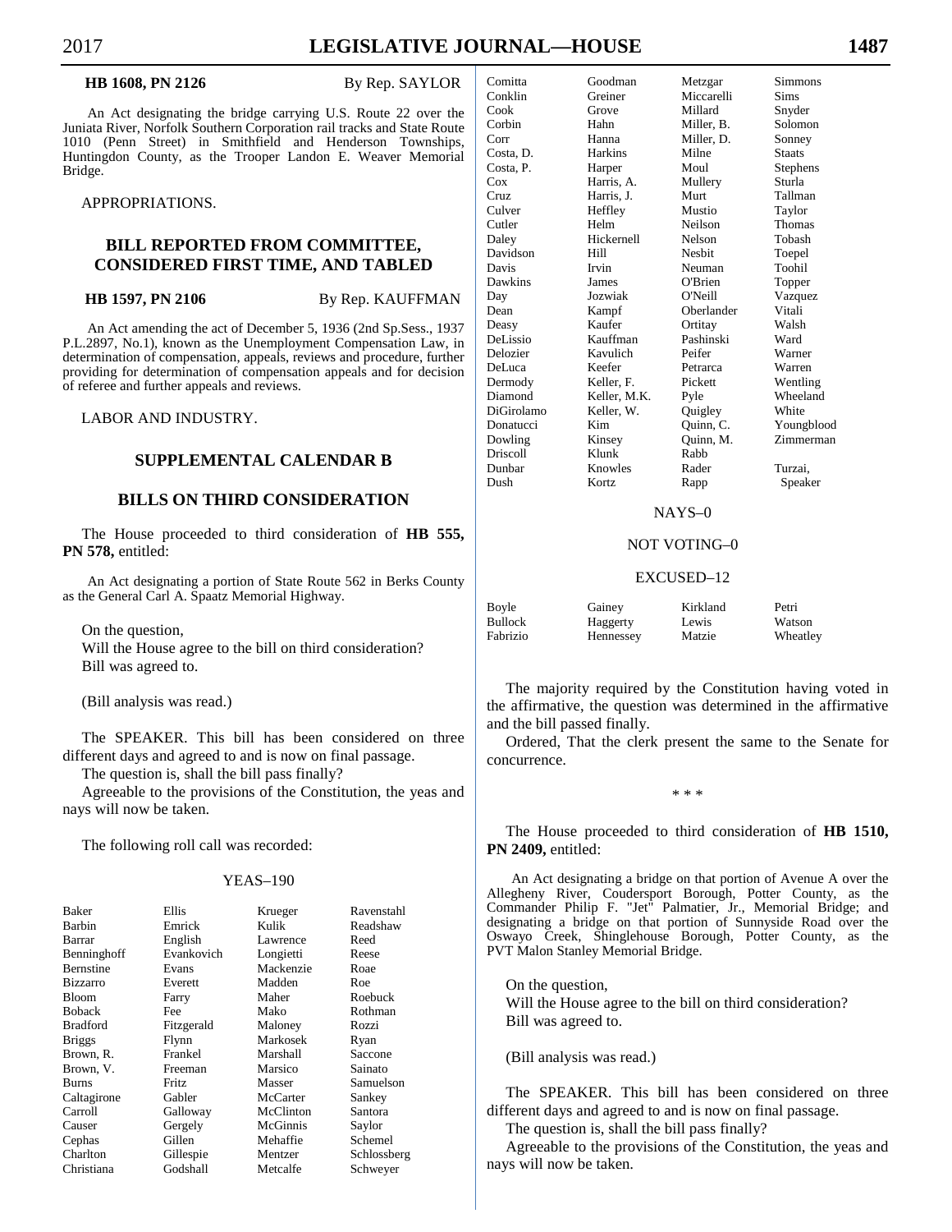**HB 1608, PN 2126** By Rep. SAYLOR

An Act designating the bridge carrying U.S. Route 22 over the Juniata River, Norfolk Southern Corporation rail tracks and State Route 1010 (Penn Street) in Smithfield and Henderson Townships, Huntingdon County, as the Trooper Landon E. Weaver Memorial Bridge.

APPROPRIATIONS.

## BILL REPORTED FROM COMMITTEE, CONSIDERED FIRST TIME, AND TABLED

**HB 1597, PN 2106** By Rep. KAUFFMAN

An Act amending the act of December 5, 1936 (2nd Sp.Sess., 1937 P.L.2897, No.1), known as the Unemployment Compensation Law, in determination of compensation, appeals, reviews and procedure, further providing for determination of compensation appeals and for decision of referee and further appeals and reviews.

LABOR AND INDUSTRY.

## SUPPLEMENTAL CALENDAR B

## BILLS ON THIRD CONSIDERATION

The House proceeded to third consideration of **HB 555, PN 578,** entitled:

An Act designating a portion of State Route 562 in Berks County as the General Carl A. Spaatz Memorial Highway.

On the question,
Will the House agree to the bill on third consideration?
Bill was agreed to.

(Bill analysis was read.)

The SPEAKER. This bill has been considered on three different days and agreed to and is now on final passage.

The question is, shall the bill pass finally?

Agreeable to the provisions of the Constitution, the yeas and nays will now be taken.

The following roll call was recorded:

YEAS–190

| | | | |
|---|---|---|---|
| Baker | Ellis | Krueger | Ravenstahl |
| Barbin | Emrick | Kulik | Readshaw |
| Barrar | English | Lawrence | Reed |
| Benninghoff | Evankovich | Longietti | Reese |
| Bernstine | Evans | Mackenzie | Roae |
| Bizzarro | Everett | Madden | Roe |
| Bloom | Farry | Maher | Roebuck |
| Boback | Fee | Mako | Rothman |
| Bradford | Fitzgerald | Maloney | Rozzi |
| Briggs | Flynn | Markosek | Ryan |
| Brown, R. | Frankel | Marshall | Saccone |
| Brown, V. | Freeman | Marsico | Sainato |
| Burns | Fritz | Masser | Samuelson |
| Caltagirone | Gabler | McCarter | Sankey |
| Carroll | Galloway | McClinton | Santora |
| Causer | Gergely | McGinnis | Saylor |
| Cephas | Gillen | Mehaffie | Schemel |
| Charlton | Gillespie | Mentzer | Schlossberg |
| Christiana | Godshall | Metcalfe | Schweyer |
| Comitta | Goodman | Metzgar | Simmons |
| Conklin | Greiner | Miccarelli | Sims |
| Cook | Grove | Millard | Snyder |
| Corbin | Hahn | Miller, B. | Solomon |
| Corr | Hanna | Miller, D. | Sonney |
| Costa, D. | Harkins | Milne | Staats |
| Costa, P. | Harper | Moul | Stephens |
| Cox | Harris, A. | Mullery | Sturla |
| Cruz | Harris, J. | Murt | Tallman |
| Culver | Heffley | Mustio | Taylor |
| Cutler | Helm | Neilson | Thomas |
| Daley | Hickernell | Nelson | Tobash |
| Davidson | Hill | Nesbit | Toepel |
| Davis | Irvin | Neuman | Toohil |
| Dawkins | James | O'Brien | Topper |
| Day | Jozwiak | O'Neill | Vazquez |
| Dean | Kampf | Oberlander | Vitali |
| Deasy | Kaufer | Ortitay | Walsh |
| DeLissio | Kauffman | Pashinski | Ward |
| Delozier | Kavulich | Peifer | Warner |
| DeLuca | Keefer | Petrarca | Warren |
| Dermody | Keller, F. | Pickett | Wentling |
| Diamond | Keller, M.K. | Pyle | Wheeland |
| DiGirolamo | Keller, W. | Quigley | White |
| Donatucci | Kim | Quinn, C. | Youngblood |
| Dowling | Kinsey | Quinn, M. | Zimmerman |
| Driscoll | Klunk | Rabb | |
| Dunbar | Knowles | Rader | Turzai, |
| Dush | Kortz | Rapp | Speaker |

NAYS–0

NOT VOTING–0

EXCUSED–12

| | | | |
|---|---|---|---|
| Boyle | Gainey | Kirkland | Petri |
| Bullock | Haggerty | Lewis | Watson |
| Fabrizio | Hennessey | Matzie | Wheatley |

The majority required by the Constitution having voted in the affirmative, the question was determined in the affirmative and the bill passed finally.

Ordered, That the clerk present the same to the Senate for concurrence.

\* \* \*

The House proceeded to third consideration of **HB 1510, PN 2409,** entitled:

An Act designating a bridge on that portion of Avenue A over the Allegheny River, Coudersport Borough, Potter County, as the Commander Philip F. "Jet" Palmatier, Jr., Memorial Bridge; and designating a bridge on that portion of Sunnyside Road over the Oswayo Creek, Shinglehouse Borough, Potter County, as the PVT Malon Stanley Memorial Bridge.

On the question,
Will the House agree to the bill on third consideration?
Bill was agreed to.

(Bill analysis was read.)

The SPEAKER. This bill has been considered on three different days and agreed to and is now on final passage.

The question is, shall the bill pass finally?

Agreeable to the provisions of the Constitution, the yeas and nays will now be taken.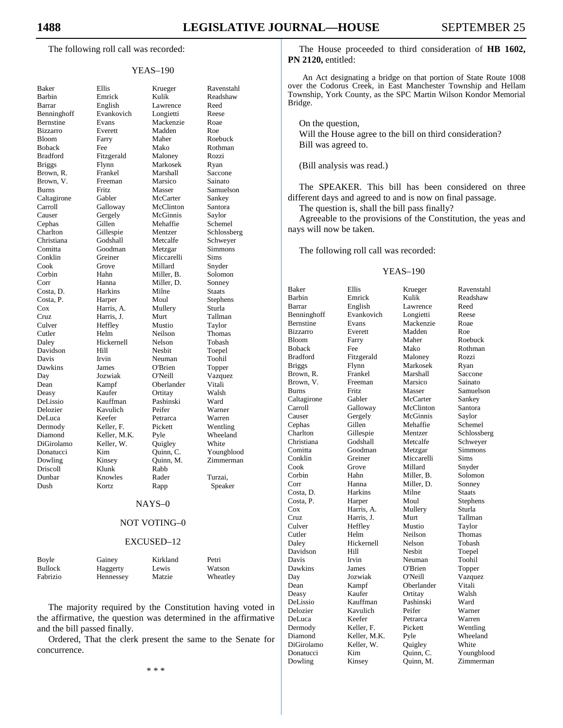The following roll call was recorded:

YEAS–190

| | | | |
|---|---|---|---|
| Baker | Ellis | Krueger | Ravenstahl |
| Barbin | Emrick | Kulik | Readshaw |
| Barrar | English | Lawrence | Reed |
| Benninghoff | Evankovich | Longietti | Reese |
| Bernstine | Evans | Mackenzie | Roae |
| Bizzarro | Everett | Madden | Roe |
| Bloom | Farry | Maher | Roebuck |
| Boback | Fee | Mako | Rothman |
| Bradford | Fitzgerald | Maloney | Rozzi |
| Briggs | Flynn | Markosek | Ryan |
| Brown, R. | Frankel | Marshall | Saccone |
| Brown, V. | Freeman | Marsico | Sainato |
| Burns | Fritz | Masser | Samuelson |
| Caltagirone | Gabler | McCarter | Sankey |
| Carroll | Galloway | McClinton | Santora |
| Causer | Gergely | McGinnis | Saylor |
| Cephas | Gillen | Mehaffie | Schemel |
| Charlton | Gillespie | Mentzer | Schlossberg |
| Christiana | Godshall | Metcalfe | Schweyer |
| Comitta | Goodman | Metzgar | Simmons |
| Conklin | Greiner | Miccarelli | Sims |
| Cook | Grove | Millard | Snyder |
| Corbin | Hahn | Miller, B. | Solomon |
| Corr | Hanna | Miller, D. | Sonney |
| Costa, D. | Harkins | Milne | Staats |
| Costa, P. | Harper | Moul | Stephens |
| Cox | Harris, A. | Mullery | Sturla |
| Cruz | Harris, J. | Murt | Tallman |
| Culver | Heffley | Mustio | Taylor |
| Cutler | Helm | Neilson | Thomas |
| Daley | Hickernell | Nelson | Tobash |
| Davidson | Hill | Nesbit | Toepel |
| Davis | Irvin | Neuman | Toohil |
| Dawkins | James | O'Brien | Topper |
| Day | Jozwiak | O'Neill | Vazquez |
| Dean | Kampf | Oberlander | Vitali |
| Deasy | Kaufer | Ortitay | Walsh |
| DeLissio | Kauffman | Pashinski | Ward |
| Delozier | Kavulich | Peifer | Warner |
| DeLuca | Keefer | Petrarca | Warren |
| Dermody | Keller, F. | Pickett | Wentling |
| Diamond | Keller, M.K. | Pyle | Wheeland |
| DiGirolamo | Keller, W. | Quigley | White |
| Donatucci | Kim | Quinn, C. | Youngblood |
| Dowling | Kinsey | Quinn, M. | Zimmerman |
| Driscoll | Klunk | Rabb | |
| Dunbar | Knowles | Rader | Turzai, |
| Dush | Kortz | Rapp | Speaker |

NAYS–0

NOT VOTING–0

EXCUSED–12

| | | | |
|---|---|---|---|
| Boyle | Gainey | Kirkland | Petri |
| Bullock | Haggerty | Lewis | Watson |
| Fabrizio | Hennessey | Matzie | Wheatley |

The majority required by the Constitution having voted in the affirmative, the question was determined in the affirmative and the bill passed finally.

Ordered, That the clerk present the same to the Senate for concurrence.

\* \* \*

The House proceeded to third consideration of **HB 1602, PN 2120,** entitled:

An Act designating a bridge on that portion of State Route 1008 over the Codorus Creek, in East Manchester Township and Hellam Township, York County, as the SPC Martin Wilson Kondor Memorial Bridge.

On the question,
Will the House agree to the bill on third consideration?
Bill was agreed to.

(Bill analysis was read.)

The SPEAKER. This bill has been considered on three different days and agreed to and is now on final passage.

The question is, shall the bill pass finally?

Agreeable to the provisions of the Constitution, the yeas and nays will now be taken.

The following roll call was recorded:

YEAS–190

| | | | |
|---|---|---|---|
| Baker | Ellis | Krueger | Ravenstahl |
| Barbin | Emrick | Kulik | Readshaw |
| Barrar | English | Lawrence | Reed |
| Benninghoff | Evankovich | Longietti | Reese |
| Bernstine | Evans | Mackenzie | Roae |
| Bizzarro | Everett | Madden | Roe |
| Bloom | Farry | Maher | Roebuck |
| Boback | Fee | Mako | Rothman |
| Bradford | Fitzgerald | Maloney | Rozzi |
| Briggs | Flynn | Markosek | Ryan |
| Brown, R. | Frankel | Marshall | Saccone |
| Brown, V. | Freeman | Marsico | Sainato |
| Burns | Fritz | Masser | Samuelson |
| Caltagirone | Gabler | McCarter | Sankey |
| Carroll | Galloway | McClinton | Santora |
| Causer | Gergely | McGinnis | Saylor |
| Cephas | Gillen | Mehaffie | Schemel |
| Charlton | Gillespie | Mentzer | Schlossberg |
| Christiana | Godshall | Metcalfe | Schweyer |
| Comitta | Goodman | Metzgar | Simmons |
| Conklin | Greiner | Miccarelli | Sims |
| Cook | Grove | Millard | Snyder |
| Corbin | Hahn | Miller, B. | Solomon |
| Corr | Hanna | Miller, D. | Sonney |
| Costa, D. | Harkins | Milne | Staats |
| Costa, P. | Harper | Moul | Stephens |
| Cox | Harris, A. | Mullery | Sturla |
| Cruz | Harris, J. | Murt | Tallman |
| Culver | Heffley | Mustio | Taylor |
| Cutler | Helm | Neilson | Thomas |
| Daley | Hickernell | Nelson | Tobash |
| Davidson | Hill | Nesbit | Toepel |
| Davis | Irvin | Neuman | Toohil |
| Dawkins | James | O'Brien | Topper |
| Day | Jozwiak | O'Neill | Vazquez |
| Dean | Kampf | Oberlander | Vitali |
| Deasy | Kaufer | Ortitay | Walsh |
| DeLissio | Kauffman | Pashinski | Ward |
| Delozier | Kavulich | Peifer | Warner |
| DeLuca | Keefer | Petrarca | Warren |
| Dermody | Keller, F. | Pickett | Wentling |
| Diamond | Keller, M.K. | Pyle | Wheeland |
| DiGirolamo | Keller, W. | Quigley | White |
| Donatucci | Kim | Quinn, C. | Youngblood |
| Dowling | Kinsey | Quinn, M. | Zimmerman |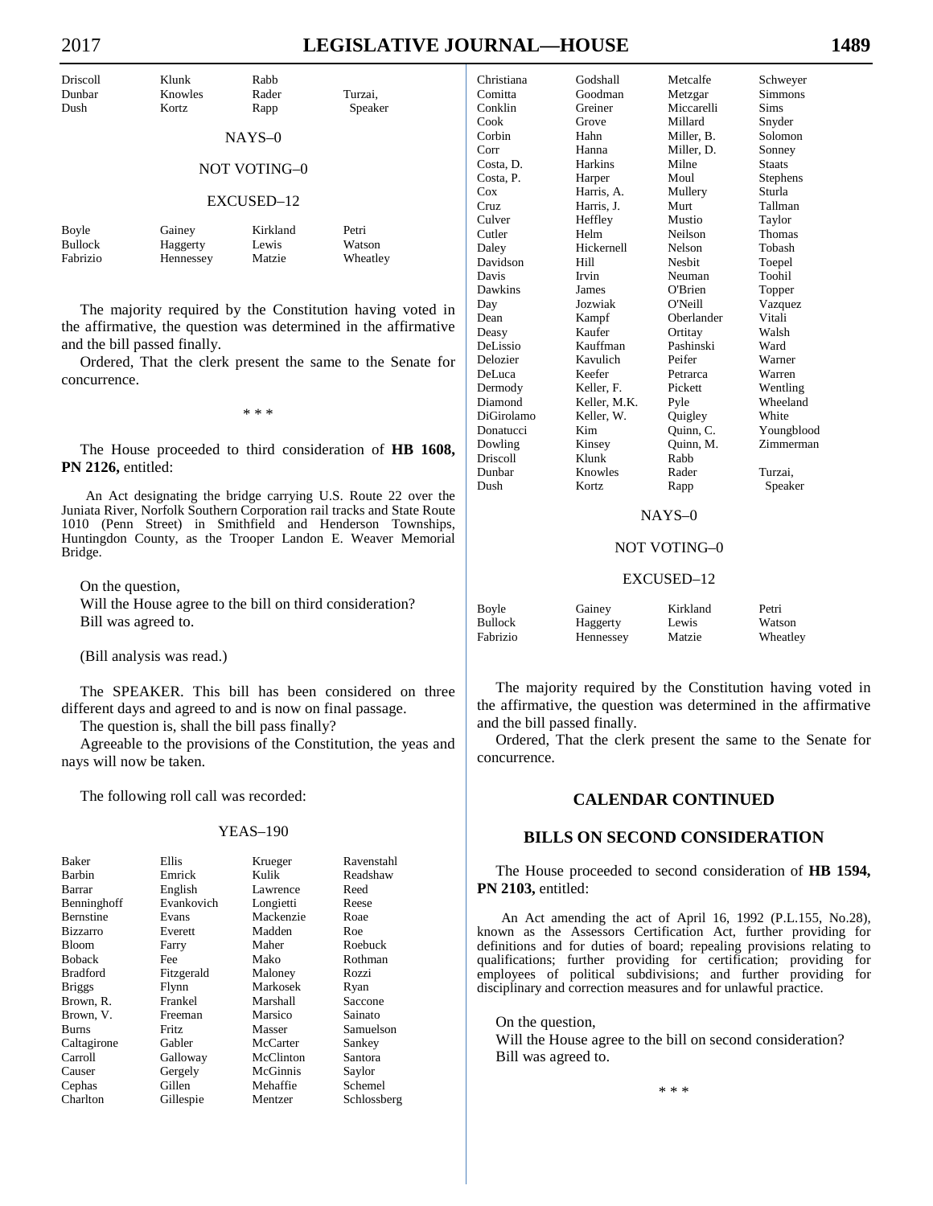| | | | |
|---|---|---|---|
| Driscoll | Klunk | Rabb | |
| Dunbar | Knowles | Rader | Turzai, |
| Dush | Kortz | Rapp | Speaker |

NAYS–0

NOT VOTING–0

EXCUSED–12

| | | | |
|---|---|---|---|
| Boyle | Gainey | Kirkland | Petri |
| Bullock | Haggerty | Lewis | Watson |
| Fabrizio | Hennessey | Matzie | Wheatley |

The majority required by the Constitution having voted in the affirmative, the question was determined in the affirmative and the bill passed finally.

Ordered, That the clerk present the same to the Senate for concurrence.

* * *

The House proceeded to third consideration of **HB 1608, PN 2126,** entitled:

An Act designating the bridge carrying U.S. Route 22 over the Juniata River, Norfolk Southern Corporation rail tracks and State Route 1010 (Penn Street) in Smithfield and Henderson Townships, Huntingdon County, as the Trooper Landon E. Weaver Memorial Bridge.

On the question,
Will the House agree to the bill on third consideration?
Bill was agreed to.

(Bill analysis was read.)

The SPEAKER. This bill has been considered on three different days and agreed to and is now on final passage.

The question is, shall the bill pass finally?

Agreeable to the provisions of the Constitution, the yeas and nays will now be taken.

The following roll call was recorded:

YEAS–190

| | | | |
|---|---|---|---|
| Baker | Ellis | Krueger | Ravenstahl |
| Barbin | Emrick | Kulik | Readshaw |
| Barrar | English | Lawrence | Reed |
| Benninghoff | Evankovich | Longietti | Reese |
| Bernstine | Evans | Mackenzie | Roae |
| Bizzarro | Everett | Madden | Roe |
| Bloom | Farry | Maher | Roebuck |
| Boback | Fee | Mako | Rothman |
| Bradford | Fitzgerald | Maloney | Rozzi |
| Briggs | Flynn | Markosek | Ryan |
| Brown, R. | Frankel | Marshall | Saccone |
| Brown, V. | Freeman | Marsico | Sainato |
| Burns | Fritz | Masser | Samuelson |
| Caltagirone | Gabler | McCarter | Sankey |
| Carroll | Galloway | McClinton | Santora |
| Causer | Gergely | McGinnis | Saylor |
| Cephas | Gillen | Mehaffie | Schemel |
| Charlton | Gillespie | Mentzer | Schlossberg |
| Christiana | Godshall | Metcalfe | Schweyer |
| Comitta | Goodman | Metzgar | Simmons |
| Conklin | Greiner | Miccarelli | Sims |
| Cook | Grove | Millard | Snyder |
| Corbin | Hahn | Miller, B. | Solomon |
| Corr | Hanna | Miller, D. | Sonney |
| Costa, D. | Harkins | Milne | Staats |
| Costa, P. | Harper | Moul | Stephens |
| Cox | Harris, A. | Mullery | Sturla |
| Cruz | Harris, J. | Murt | Tallman |
| Culver | Heffley | Mustio | Taylor |
| Cutler | Helm | Neilson | Thomas |
| Daley | Hickernell | Nelson | Tobash |
| Davidson | Hill | Nesbit | Toepel |
| Davis | Irvin | Neuman | Toohil |
| Dawkins | James | O'Brien | Topper |
| Day | Jozwiak | O'Neill | Vazquez |
| Dean | Kampf | Oberlander | Vitali |
| Deasy | Kaufer | Ortitay | Walsh |
| DeLissio | Kauffman | Pashinski | Ward |
| Delozier | Kavulich | Peifer | Warner |
| DeLuca | Keefer | Petrarca | Warren |
| Dermody | Keller, F. | Pickett | Wentling |
| Diamond | Keller, M.K. | Pyle | Wheeland |
| DiGirolamo | Keller, W. | Quigley | White |
| Donatucci | Kim | Quinn, C. | Youngblood |
| Dowling | Kinsey | Quinn, M. | Zimmerman |
| Driscoll | Klunk | Rabb | |
| Dunbar | Knowles | Rader | Turzai, |
| Dush | Kortz | Rapp | Speaker |

NAYS–0

NOT VOTING–0

EXCUSED–12

| | | | |
|---|---|---|---|
| Boyle | Gainey | Kirkland | Petri |
| Bullock | Haggerty | Lewis | Watson |
| Fabrizio | Hennessey | Matzie | Wheatley |

The majority required by the Constitution having voted in the affirmative, the question was determined in the affirmative and the bill passed finally.

Ordered, That the clerk present the same to the Senate for concurrence.

## CALENDAR CONTINUED

## BILLS ON SECOND CONSIDERATION

The House proceeded to second consideration of **HB 1594, PN 2103,** entitled:

An Act amending the act of April 16, 1992 (P.L.155, No.28), known as the Assessors Certification Act, further providing for definitions and for duties of board; repealing provisions relating to qualifications; further providing for certification; providing for employees of political subdivisions; and further providing for disciplinary and correction measures and for unlawful practice.

On the question,
Will the House agree to the bill on second consideration?
Bill was agreed to.

* * *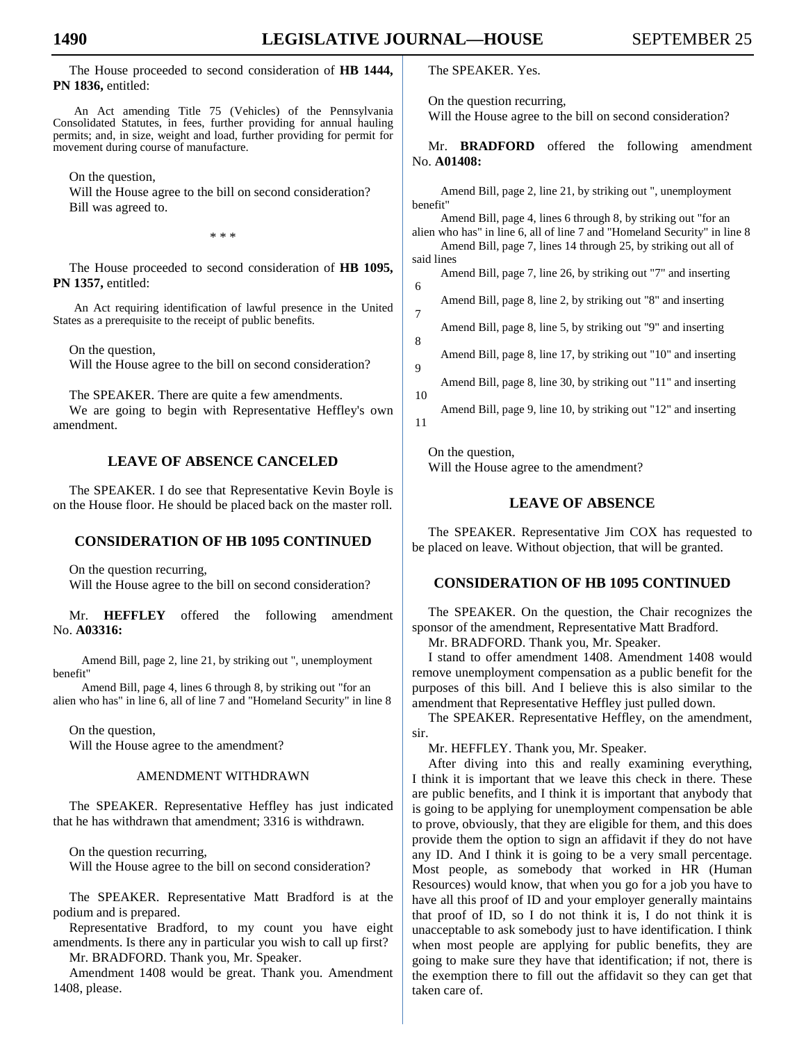The House proceeded to second consideration of **HB 1444, PN 1836,** entitled:

An Act amending Title 75 (Vehicles) of the Pennsylvania Consolidated Statutes, in fees, further providing for annual hauling permits; and, in size, weight and load, further providing for permit for movement during course of manufacture.

On the question,
Will the House agree to the bill on second consideration?
Bill was agreed to.

\* \* \*

The House proceeded to second consideration of **HB 1095, PN 1357,** entitled:

An Act requiring identification of lawful presence in the United States as a prerequisite to the receipt of public benefits.

On the question,
Will the House agree to the bill on second consideration?

The SPEAKER. There are quite a few amendments.

We are going to begin with Representative Heffley's own amendment.

## LEAVE OF ABSENCE CANCELED

The SPEAKER. I do see that Representative Kevin Boyle is on the House floor. He should be placed back on the master roll.

## CONSIDERATION OF HB 1095 CONTINUED

On the question recurring,
Will the House agree to the bill on second consideration?

Mr. **HEFFLEY** offered the following amendment No. **A03316:**

Amend Bill, page 2, line 21, by striking out ", unemployment benefit"

Amend Bill, page 4, lines 6 through 8, by striking out "for an alien who has" in line 6, all of line 7 and "Homeland Security" in line 8

On the question,
Will the House agree to the amendment?

AMENDMENT WITHDRAWN

The SPEAKER. Representative Heffley has just indicated that he has withdrawn that amendment; 3316 is withdrawn.

On the question recurring,
Will the House agree to the bill on second consideration?

The SPEAKER. Representative Matt Bradford is at the podium and is prepared.

Representative Bradford, to my count you have eight amendments. Is there any in particular you wish to call up first?

Mr. BRADFORD. Thank you, Mr. Speaker.

Amendment 1408 would be great. Thank you. Amendment 1408, please.

The SPEAKER. Yes.

On the question recurring,
Will the House agree to the bill on second consideration?

Mr. **BRADFORD** offered the following amendment No. **A01408:**

Amend Bill, page 2, line 21, by striking out ", unemployment benefit"

Amend Bill, page 4, lines 6 through 8, by striking out "for an alien who has" in line 6, all of line 7 and "Homeland Security" in line 8

Amend Bill, page 7, lines 14 through 25, by striking out all of said lines

Amend Bill, page 7, line 26, by striking out "7" and inserting 6

Amend Bill, page 8, line 2, by striking out "8" and inserting 7

Amend Bill, page 8, line 5, by striking out "9" and inserting 8

Amend Bill, page 8, line 17, by striking out "10" and inserting 9

Amend Bill, page 8, line 30, by striking out "11" and inserting 10

Amend Bill, page 9, line 10, by striking out "12" and inserting 11

On the question,
Will the House agree to the amendment?

## LEAVE OF ABSENCE

The SPEAKER. Representative Jim COX has requested to be placed on leave. Without objection, that will be granted.

## CONSIDERATION OF HB 1095 CONTINUED

The SPEAKER. On the question, the Chair recognizes the sponsor of the amendment, Representative Matt Bradford.

Mr. BRADFORD. Thank you, Mr. Speaker.

I stand to offer amendment 1408. Amendment 1408 would remove unemployment compensation as a public benefit for the purposes of this bill. And I believe this is also similar to the amendment that Representative Heffley just pulled down.

The SPEAKER. Representative Heffley, on the amendment, sir.

Mr. HEFFLEY. Thank you, Mr. Speaker.

After diving into this and really examining everything, I think it is important that we leave this check in there. These are public benefits, and I think it is important that anybody that is going to be applying for unemployment compensation be able to prove, obviously, that they are eligible for them, and this does provide them the option to sign an affidavit if they do not have any ID. And I think it is going to be a very small percentage. Most people, as somebody that worked in HR (Human Resources) would know, that when you go for a job you have to have all this proof of ID and your employer generally maintains that proof of ID, so I do not think it is, I do not think it is unacceptable to ask somebody just to have identification. I think when most people are applying for public benefits, they are going to make sure they have that identification; if not, there is the exemption there to fill out the affidavit so they can get that taken care of.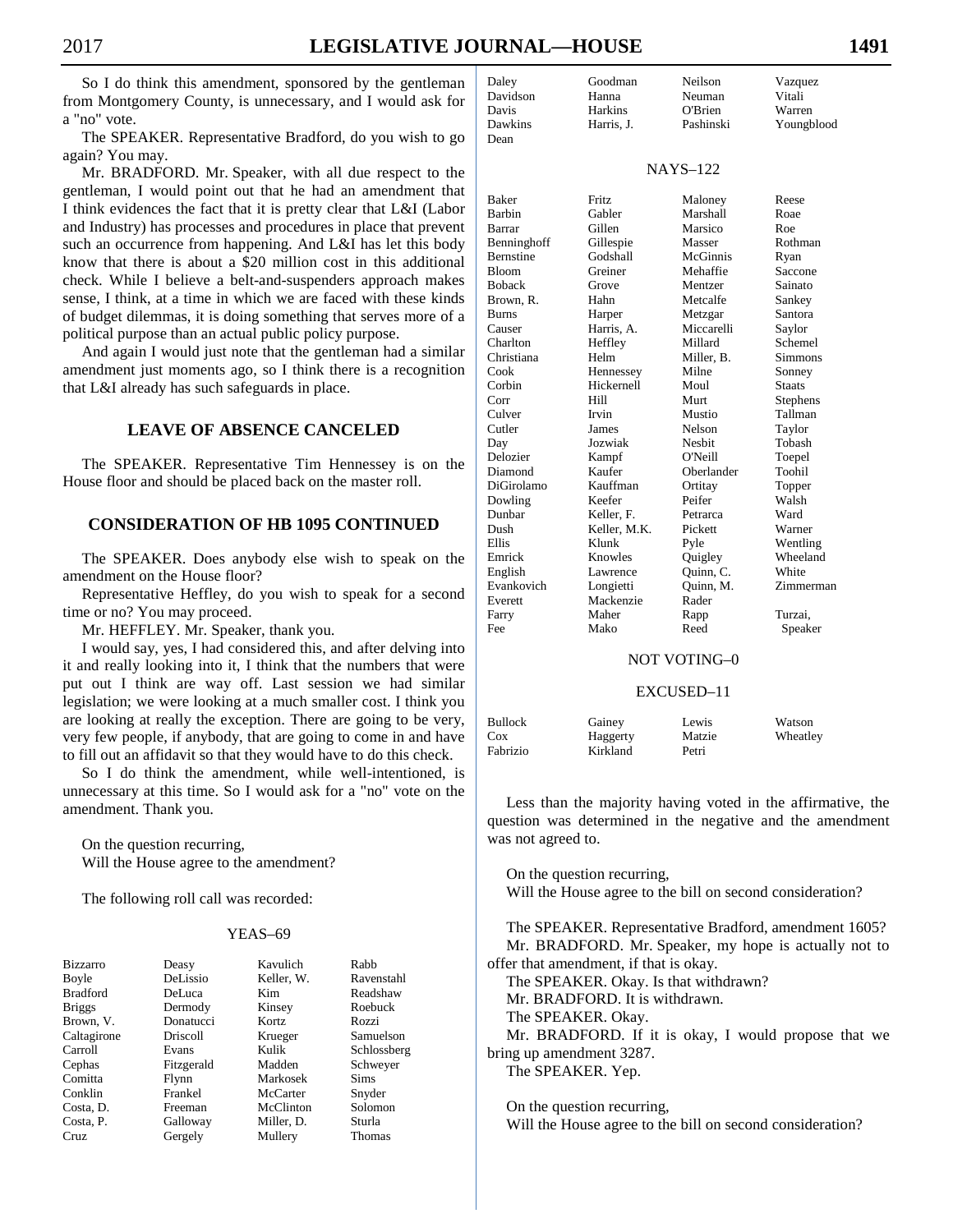So I do think this amendment, sponsored by the gentleman from Montgomery County, is unnecessary, and I would ask for a "no" vote.

The SPEAKER. Representative Bradford, do you wish to go again? You may.

Mr. BRADFORD. Mr. Speaker, with all due respect to the gentleman, I would point out that he had an amendment that I think evidences the fact that it is pretty clear that L&I (Labor and Industry) has processes and procedures in place that prevent such an occurrence from happening. And L&I has let this body know that there is about a $20 million cost in this additional check. While I believe a belt-and-suspenders approach makes sense, I think, at a time in which we are faced with these kinds of budget dilemmas, it is doing something that serves more of a political purpose than an actual public policy purpose.

And again I would just note that the gentleman had a similar amendment just moments ago, so I think there is a recognition that L&I already has such safeguards in place.

## LEAVE OF ABSENCE CANCELED

The SPEAKER. Representative Tim Hennessey is on the House floor and should be placed back on the master roll.

## CONSIDERATION OF HB 1095 CONTINUED

The SPEAKER. Does anybody else wish to speak on the amendment on the House floor?

Representative Heffley, do you wish to speak for a second time or no? You may proceed.

Mr. HEFFLEY. Mr. Speaker, thank you.

I would say, yes, I had considered this, and after delving into it and really looking into it, I think that the numbers that were put out I think are way off. Last session we had similar legislation; we were looking at a much smaller cost. I think you are looking at really the exception. There are going to be very, very few people, if anybody, that are going to come in and have to fill out an affidavit so that they would have to do this check.

So I do think the amendment, while well-intentioned, is unnecessary at this time. So I would ask for a "no" vote on the amendment. Thank you.

On the question recurring,
Will the House agree to the amendment?

The following roll call was recorded:

YEAS–69

| | | | |
|---|---|---|---|
| Bizzarro | Deasy | Kavulich | Rabb |
| Boyle | DeLissio | Keller, W. | Ravenstahl |
| Bradford | DeLuca | Kim | Readshaw |
| Briggs | Dermody | Kinsey | Roebuck |
| Brown, V. | Donatucci | Kortz | Rozzi |
| Caltagirone | Driscoll | Krueger | Samuelson |
| Carroll | Evans | Kulik | Schlossberg |
| Cephas | Fitzgerald | Madden | Schweyer |
| Comitta | Flynn | Markosek | Sims |
| Conklin | Frankel | McCarter | Snyder |
| Costa, D. | Freeman | McClinton | Solomon |
| Costa, P. | Galloway | Miller, D. | Sturla |
| Cruz | Gergely | Mullery | Thomas |
| Daley | Goodman | Neilson | Vazquez |
| Davidson | Hanna | Neuman | Vitali |
| Davis | Harkins | O'Brien | Warren |
| Dawkins | Harris, J. | Pashinski | Youngblood |
| Dean | | | |

NAYS–122

| | | | |
|---|---|---|---|
| Baker | Fritz | Maloney | Reese |
| Barbin | Gabler | Marshall | Roae |
| Barrar | Gillen | Marsico | Roe |
| Benninghoff | Gillespie | Masser | Rothman |
| Bernstine | Godshall | McGinnis | Ryan |
| Bloom | Greiner | Mehaffie | Saccone |
| Boback | Grove | Mentzer | Sainato |
| Brown, R. | Hahn | Metcalfe | Sankey |
| Burns | Harper | Metzgar | Santora |
| Causer | Harris, A. | Miccarelli | Saylor |
| Charlton | Heffley | Millard | Schemel |
| Christiana | Helm | Miller, B. | Simmons |
| Cook | Hennessey | Milne | Sonney |
| Corbin | Hickernell | Moul | Staats |
| Corr | Hill | Murt | Stephens |
| Culver | Irvin | Mustio | Tallman |
| Cutler | James | Nelson | Taylor |
| Day | Jozwiak | Nesbit | Tobash |
| Delozier | Kampf | O'Neill | Toepel |
| Diamond | Kaufer | Oberlander | Toohil |
| DiGirolamo | Kauffman | Ortitay | Topper |
| Dowling | Keefer | Peifer | Walsh |
| Dunbar | Keller, F. | Petrarca | Ward |
| Dush | Keller, M.K. | Pickett | Warner |
| Ellis | Klunk | Pyle | Wentling |
| Emrick | Knowles | Quigley | Wheeland |
| English | Lawrence | Quinn, C. | White |
| Evankovich | Longietti | Quinn, M. | Zimmerman |
| Everett | Mackenzie | Rader | |
| Farry | Maher | Rapp | Turzai, |
| Fee | Mako | Reed | Speaker |

NOT VOTING–0

EXCUSED–11

| | | | |
|---|---|---|---|
| Bullock | Gainey | Lewis | Watson |
| Cox | Haggerty | Matzie | Wheatley |
| Fabrizio | Kirkland | Petri | |

Less than the majority having voted in the affirmative, the question was determined in the negative and the amendment was not agreed to.

On the question recurring,
Will the House agree to the bill on second consideration?

The SPEAKER. Representative Bradford, amendment 1605?

Mr. BRADFORD. Mr. Speaker, my hope is actually not to offer that amendment, if that is okay.

The SPEAKER. Okay. Is that withdrawn?

Mr. BRADFORD. It is withdrawn.

The SPEAKER. Okay.

Mr. BRADFORD. If it is okay, I would propose that we bring up amendment 3287.

The SPEAKER. Yep.

On the question recurring,
Will the House agree to the bill on second consideration?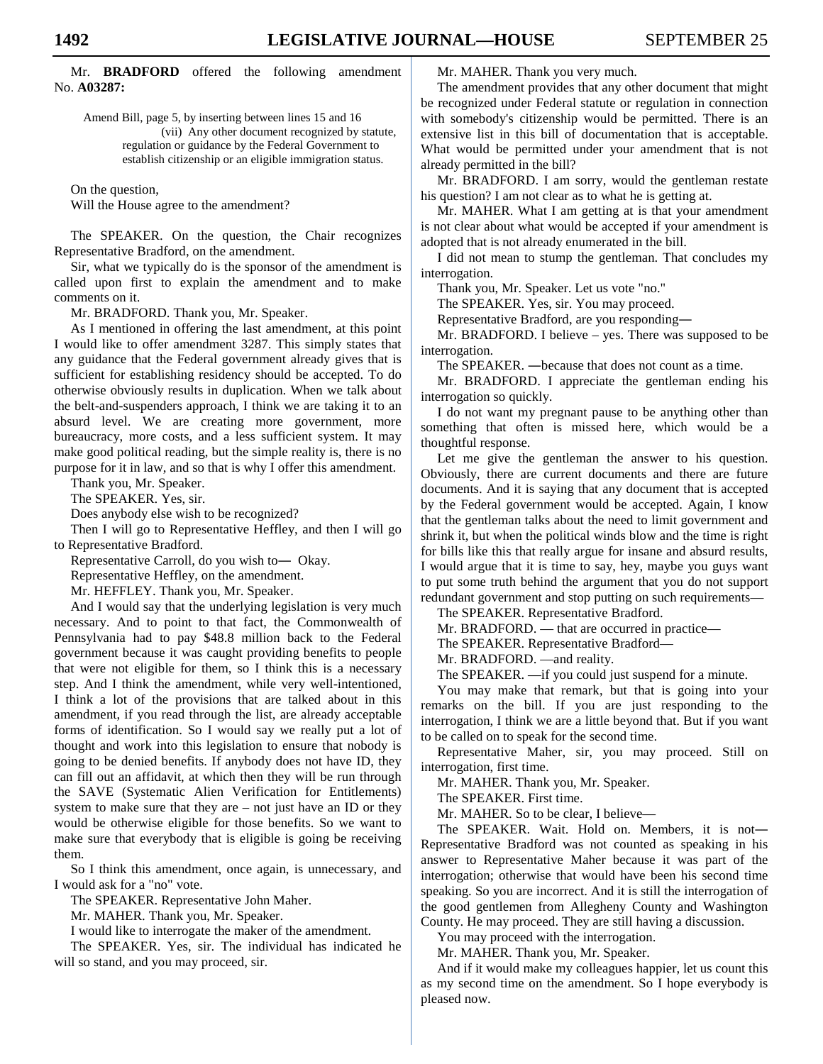Mr. **BRADFORD** offered the following amendment No. **A03287:**

> Amend Bill, page 5, by inserting between lines 15 and 16
> (vii) Any other document recognized by statute, regulation or guidance by the Federal Government to establish citizenship or an eligible immigration status.

On the question,
Will the House agree to the amendment?

The SPEAKER. On the question, the Chair recognizes Representative Bradford, on the amendment.

Sir, what we typically do is the sponsor of the amendment is called upon first to explain the amendment and to make comments on it.

Mr. BRADFORD. Thank you, Mr. Speaker.

As I mentioned in offering the last amendment, at this point I would like to offer amendment 3287. This simply states that any guidance that the Federal government already gives that is sufficient for establishing residency should be accepted. To do otherwise obviously results in duplication. When we talk about the belt-and-suspenders approach, I think we are taking it to an absurd level. We are creating more government, more bureaucracy, more costs, and a less sufficient system. It may make good political reading, but the simple reality is, there is no purpose for it in law, and so that is why I offer this amendment.

Thank you, Mr. Speaker.

The SPEAKER. Yes, sir.

Does anybody else wish to be recognized?

Then I will go to Representative Heffley, and then I will go to Representative Bradford.

Representative Carroll, do you wish to— Okay.

Representative Heffley, on the amendment.

Mr. HEFFLEY. Thank you, Mr. Speaker.

And I would say that the underlying legislation is very much necessary. And to point to that fact, the Commonwealth of Pennsylvania had to pay $48.8 million back to the Federal government because it was caught providing benefits to people that were not eligible for them, so I think this is a necessary step. And I think the amendment, while very well-intentioned, I think a lot of the provisions that are talked about in this amendment, if you read through the list, are already acceptable forms of identification. So I would say we really put a lot of thought and work into this legislation to ensure that nobody is going to be denied benefits. If anybody does not have ID, they can fill out an affidavit, at which then they will be run through the SAVE (Systematic Alien Verification for Entitlements) system to make sure that they are – not just have an ID or they would be otherwise eligible for those benefits. So we want to make sure that everybody that is eligible is going be receiving them.

So I think this amendment, once again, is unnecessary, and I would ask for a "no" vote.

The SPEAKER. Representative John Maher.

Mr. MAHER. Thank you, Mr. Speaker.

I would like to interrogate the maker of the amendment.

The SPEAKER. Yes, sir. The individual has indicated he will so stand, and you may proceed, sir.

Mr. MAHER. Thank you very much.

The amendment provides that any other document that might be recognized under Federal statute or regulation in connection with somebody's citizenship would be permitted. There is an extensive list in this bill of documentation that is acceptable. What would be permitted under your amendment that is not already permitted in the bill?

Mr. BRADFORD. I am sorry, would the gentleman restate his question? I am not clear as to what he is getting at.

Mr. MAHER. What I am getting at is that your amendment is not clear about what would be accepted if your amendment is adopted that is not already enumerated in the bill.

I did not mean to stump the gentleman. That concludes my interrogation.

Thank you, Mr. Speaker. Let us vote "no."

The SPEAKER. Yes, sir. You may proceed.

Representative Bradford, are you responding—

Mr. BRADFORD. I believe – yes. There was supposed to be interrogation.

The SPEAKER. —because that does not count as a time.

Mr. BRADFORD. I appreciate the gentleman ending his interrogation so quickly.

I do not want my pregnant pause to be anything other than something that often is missed here, which would be a thoughtful response.

Let me give the gentleman the answer to his question. Obviously, there are current documents and there are future documents. And it is saying that any document that is accepted by the Federal government would be accepted. Again, I know that the gentleman talks about the need to limit government and shrink it, but when the political winds blow and the time is right for bills like this that really argue for insane and absurd results, I would argue that it is time to say, hey, maybe you guys want to put some truth behind the argument that you do not support redundant government and stop putting on such requirements—

The SPEAKER. Representative Bradford.

Mr. BRADFORD. — that are occurred in practice—

The SPEAKER. Representative Bradford—

Mr. BRADFORD. —and reality.

The SPEAKER. —if you could just suspend for a minute.

You may make that remark, but that is going into your remarks on the bill. If you are just responding to the interrogation, I think we are a little beyond that. But if you want to be called on to speak for the second time.

Representative Maher, sir, you may proceed. Still on interrogation, first time.

Mr. MAHER. Thank you, Mr. Speaker.

The SPEAKER. First time.

Mr. MAHER. So to be clear, I believe—

The SPEAKER. Wait. Hold on. Members, it is not— Representative Bradford was not counted as speaking in his answer to Representative Maher because it was part of the interrogation; otherwise that would have been his second time speaking. So you are incorrect. And it is still the interrogation of the good gentlemen from Allegheny County and Washington County. He may proceed. They are still having a discussion.

You may proceed with the interrogation.

Mr. MAHER. Thank you, Mr. Speaker.

And if it would make my colleagues happier, let us count this as my second time on the amendment. So I hope everybody is pleased now.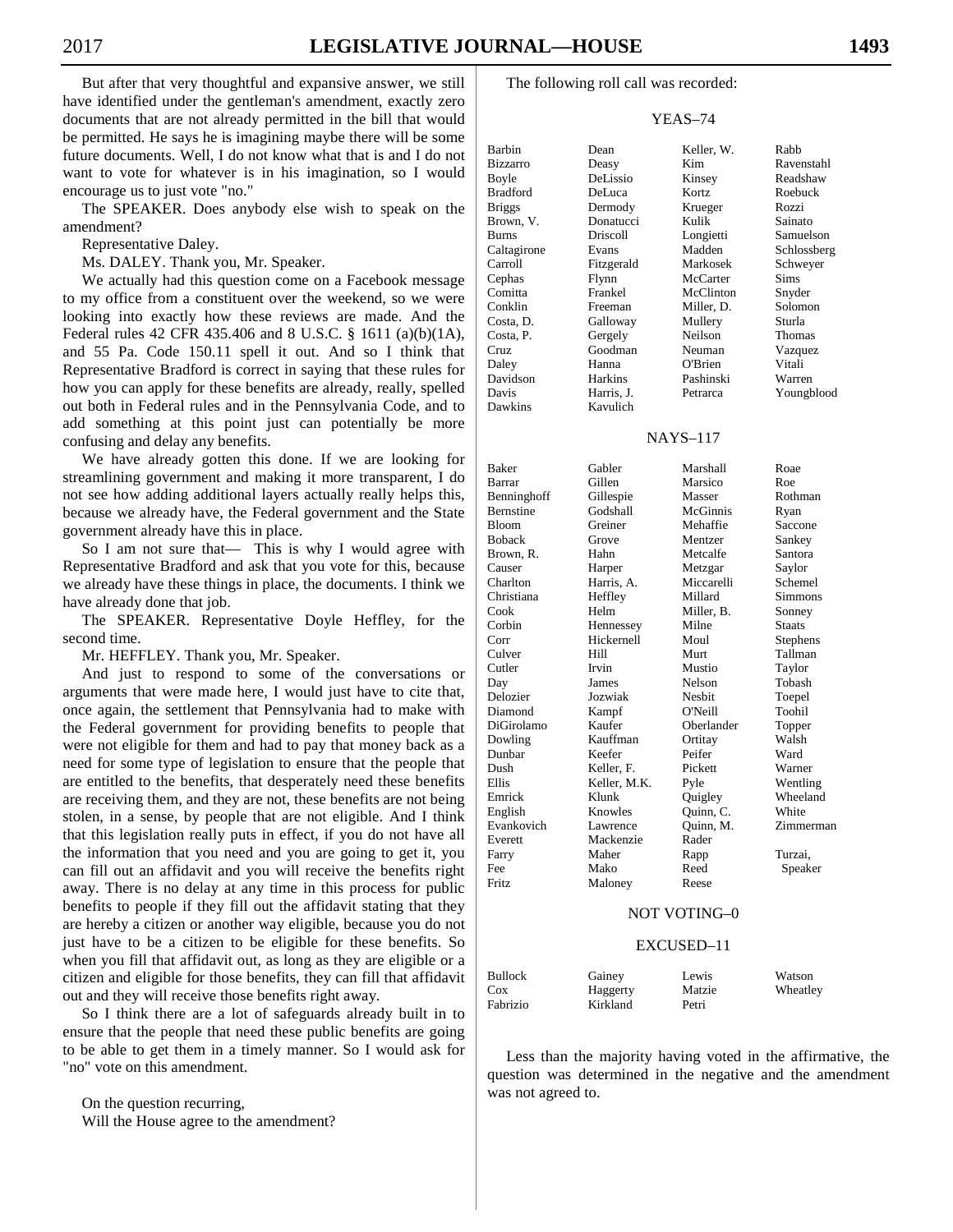But after that very thoughtful and expansive answer, we still have identified under the gentleman's amendment, exactly zero documents that are not already permitted in the bill that would be permitted. He says he is imagining maybe there will be some future documents. Well, I do not know what that is and I do not want to vote for whatever is in his imagination, so I would encourage us to just vote "no."

The SPEAKER. Does anybody else wish to speak on the amendment?

Representative Daley.

Ms. DALEY. Thank you, Mr. Speaker.

We actually had this question come on a Facebook message to my office from a constituent over the weekend, so we were looking into exactly how these reviews are made. And the Federal rules 42 CFR 435.406 and 8 U.S.C. § 1611 (a)(b)(1A), and 55 Pa. Code 150.11 spell it out. And so I think that Representative Bradford is correct in saying that these rules for how you can apply for these benefits are already, really, spelled out both in Federal rules and in the Pennsylvania Code, and to add something at this point just can potentially be more confusing and delay any benefits.

We have already gotten this done. If we are looking for streamlining government and making it more transparent, I do not see how adding additional layers actually really helps this, because we already have, the Federal government and the State government already have this in place.

So I am not sure that— This is why I would agree with Representative Bradford and ask that you vote for this, because we already have these things in place, the documents. I think we have already done that job.

The SPEAKER. Representative Doyle Heffley, for the second time.

Mr. HEFFLEY. Thank you, Mr. Speaker.

And just to respond to some of the conversations or arguments that were made here, I would just have to cite that, once again, the settlement that Pennsylvania had to make with the Federal government for providing benefits to people that were not eligible for them and had to pay that money back as a need for some type of legislation to ensure that the people that are entitled to the benefits, that desperately need these benefits are receiving them, and they are not, these benefits are not being stolen, in a sense, by people that are not eligible. And I think that this legislation really puts in effect, if you do not have all the information that you need and you are going to get it, you can fill out an affidavit and you will receive the benefits right away. There is no delay at any time in this process for public benefits to people if they fill out the affidavit stating that they are hereby a citizen or another way eligible, because you do not just have to be a citizen to be eligible for these benefits. So when you fill that affidavit out, as long as they are eligible or a citizen and eligible for those benefits, they can fill that affidavit out and they will receive those benefits right away.

So I think there are a lot of safeguards already built in to ensure that the people that need these public benefits are going to be able to get them in a timely manner. So I would ask for "no" vote on this amendment.

On the question recurring,
Will the House agree to the amendment?

The following roll call was recorded:

YEAS–74

| | | | |
|---|---|---|---|
| Barbin | Dean | Keller, W. | Rabb |
| Bizzarro | Deasy | Kim | Ravenstahl |
| Boyle | DeLissio | Kinsey | Readshaw |
| Bradford | DeLuca | Kortz | Roebuck |
| Briggs | Dermody | Krueger | Rozzi |
| Brown, V. | Donatucci | Kulik | Sainato |
| Burns | Driscoll | Longietti | Samuelson |
| Caltagirone | Evans | Madden | Schlossberg |
| Carroll | Fitzgerald | Markosek | Schweyer |
| Cephas | Flynn | McCarter | Sims |
| Comitta | Frankel | McClinton | Snyder |
| Conklin | Freeman | Miller, D. | Solomon |
| Costa, D. | Galloway | Mullery | Sturla |
| Costa, P. | Gergely | Neilson | Thomas |
| Cruz | Goodman | Neuman | Vazquez |
| Daley | Hanna | O'Brien | Vitali |
| Davidson | Harkins | Pashinski | Warren |
| Davis | Harris, J. | Petrarca | Youngblood |
| Dawkins | Kavulich | | |

NAYS–117

| | | | |
|---|---|---|---|
| Baker | Gabler | Marshall | Roae |
| Barrar | Gillen | Marsico | Roe |
| Benninghoff | Gillespie | Masser | Rothman |
| Bernstine | Godshall | McGinnis | Ryan |
| Bloom | Greiner | Mehaffie | Saccone |
| Boback | Grove | Mentzer | Sankey |
| Brown, R. | Hahn | Metcalfe | Santora |
| Causer | Harper | Metzgar | Saylor |
| Charlton | Harris, A. | Miccarelli | Schemel |
| Christiana | Heffley | Millard | Simmons |
| Cook | Helm | Miller, B. | Sonney |
| Corbin | Hennessey | Milne | Staats |
| Corr | Hickernell | Moul | Stephens |
| Culver | Hill | Murt | Tallman |
| Cutler | Irvin | Mustio | Taylor |
| Day | James | Nelson | Tobash |
| Delozier | Jozwiak | Nesbit | Toepel |
| Diamond | Kampf | O'Neill | Toohil |
| DiGirolamo | Kaufer | Oberlander | Topper |
| Dowling | Kauffman | Ortitay | Walsh |
| Dunbar | Keefer | Peifer | Ward |
| Dush | Keller, F. | Pickett | Warner |
| Ellis | Keller, M.K. | Pyle | Wentling |
| Emrick | Klunk | Quigley | Wheeland |
| English | Knowles | Quinn, C. | White |
| Evankovich | Lawrence | Quinn, M. | Zimmerman |
| Everett | Mackenzie | Rader | |
| Farry | Maher | Rapp | Turzai, |
| Fee | Mako | Reed | Speaker |
| Fritz | Maloney | Reese | |

NOT VOTING–0

EXCUSED–11

| | | | |
|---|---|---|---|
| Bullock | Gainey | Lewis | Watson |
| Cox | Haggerty | Matzie | Wheatley |
| Fabrizio | Kirkland | Petri | |

Less than the majority having voted in the affirmative, the question was determined in the negative and the amendment was not agreed to.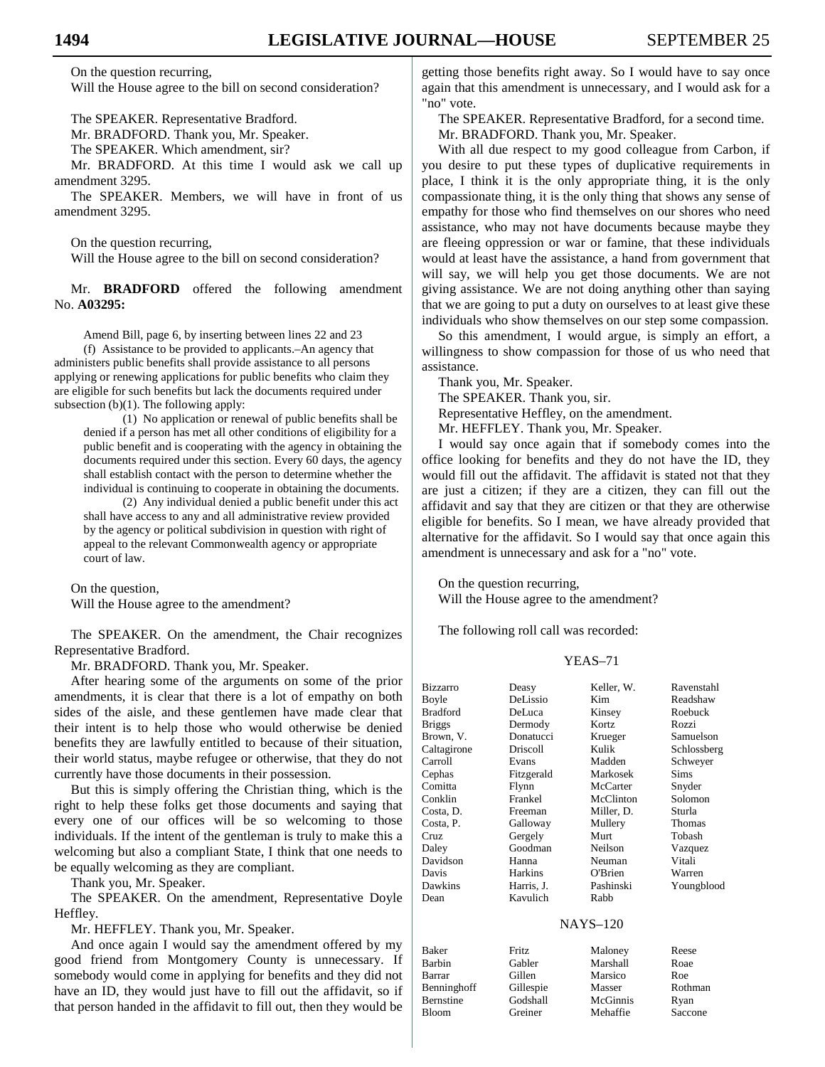On the question recurring,

Will the House agree to the bill on second consideration?

The SPEAKER. Representative Bradford.

Mr. BRADFORD. Thank you, Mr. Speaker.

The SPEAKER. Which amendment, sir?

Mr. BRADFORD. At this time I would ask we call up amendment 3295.

The SPEAKER. Members, we will have in front of us amendment 3295.

On the question recurring,

Will the House agree to the bill on second consideration?

Mr. **BRADFORD** offered the following amendment No. **A03295:**

> Amend Bill, page 6, by inserting between lines 22 and 23
>
> (f) Assistance to be provided to applicants.–An agency that administers public benefits shall provide assistance to all persons applying or renewing applications for public benefits who claim they are eligible for such benefits but lack the documents required under subsection (b)(1). The following apply:
>
> (1) No application or renewal of public benefits shall be denied if a person has met all other conditions of eligibility for a public benefit and is cooperating with the agency in obtaining the documents required under this section. Every 60 days, the agency shall establish contact with the person to determine whether the individual is continuing to cooperate in obtaining the documents.
>
> (2) Any individual denied a public benefit under this act shall have access to any and all administrative review provided by the agency or political subdivision in question with right of appeal to the relevant Commonwealth agency or appropriate court of law.

On the question,

Will the House agree to the amendment?

The SPEAKER. On the amendment, the Chair recognizes Representative Bradford.

Mr. BRADFORD. Thank you, Mr. Speaker.

After hearing some of the arguments on some of the prior amendments, it is clear that there is a lot of empathy on both sides of the aisle, and these gentlemen have made clear that their intent is to help those who would otherwise be denied benefits they are lawfully entitled to because of their situation, their world status, maybe refugee or otherwise, that they do not currently have those documents in their possession.

But this is simply offering the Christian thing, which is the right to help these folks get those documents and saying that every one of our offices will be so welcoming to those individuals. If the intent of the gentleman is truly to make this a welcoming but also a compliant State, I think that one needs to be equally welcoming as they are compliant.

Thank you, Mr. Speaker.

The SPEAKER. On the amendment, Representative Doyle Heffley.

Mr. HEFFLEY. Thank you, Mr. Speaker.

And once again I would say the amendment offered by my good friend from Montgomery County is unnecessary. If somebody would come in applying for benefits and they did not have an ID, they would just have to fill out the affidavit, so if that person handed in the affidavit to fill out, then they would be getting those benefits right away. So I would have to say once again that this amendment is unnecessary, and I would ask for a "no" vote.

The SPEAKER. Representative Bradford, for a second time.

Mr. BRADFORD. Thank you, Mr. Speaker.

With all due respect to my good colleague from Carbon, if you desire to put these types of duplicative requirements in place, I think it is the only appropriate thing, it is the only compassionate thing, it is the only thing that shows any sense of empathy for those who find themselves on our shores who need assistance, who may not have documents because maybe they are fleeing oppression or war or famine, that these individuals would at least have the assistance, a hand from government that will say, we will help you get those documents. We are not giving assistance. We are not doing anything other than saying that we are going to put a duty on ourselves to at least give these individuals who show themselves on our step some compassion.

So this amendment, I would argue, is simply an effort, a willingness to show compassion for those of us who need that assistance.

Thank you, Mr. Speaker.

The SPEAKER. Thank you, sir.

Representative Heffley, on the amendment.

Mr. HEFFLEY. Thank you, Mr. Speaker.

I would say once again that if somebody comes into the office looking for benefits and they do not have the ID, they would fill out the affidavit. The affidavit is stated not that they are just a citizen; if they are a citizen, they can fill out the affidavit and say that they are citizen or that they are otherwise eligible for benefits. So I mean, we have already provided that alternative for the affidavit. So I would say that once again this amendment is unnecessary and ask for a "no" vote.

On the question recurring,

Will the House agree to the amendment?

The following roll call was recorded:

YEAS–71

| | | | |
|---|---|---|---|
| Bizzarro | Deasy | Keller, W. | Ravenstahl |
| Boyle | DeLissio | Kim | Readshaw |
| Bradford | DeLuca | Kinsey | Roebuck |
| Briggs | Dermody | Kortz | Rozzi |
| Brown, V. | Donatucci | Krueger | Samuelson |
| Caltagirone | Driscoll | Kulik | Schlossberg |
| Carroll | Evans | Madden | Schweyer |
| Cephas | Fitzgerald | Markosek | Sims |
| Comitta | Flynn | McCarter | Snyder |
| Conklin | Frankel | McClinton | Solomon |
| Costa, D. | Freeman | Miller, D. | Sturla |
| Costa, P. | Galloway | Mullery | Thomas |
| Cruz | Gergely | Murt | Tobash |
| Daley | Goodman | Neilson | Vazquez |
| Davidson | Hanna | Neuman | Vitali |
| Davis | Harkins | O'Brien | Warren |
| Dawkins | Harris, J. | Pashinski | Youngblood |
| Dean | Kavulich | Rabb | |

NAYS–120

| | | | |
|---|---|---|---|
| Baker | Fritz | Maloney | Reese |
| Barbin | Gabler | Marshall | Roae |
| Barrar | Gillen | Marsico | Roe |
| Benninghoff | Gillespie | Masser | Rothman |
| Bernstine | Godshall | McGinnis | Ryan |
| Bloom | Greiner | Mehaffie | Saccone |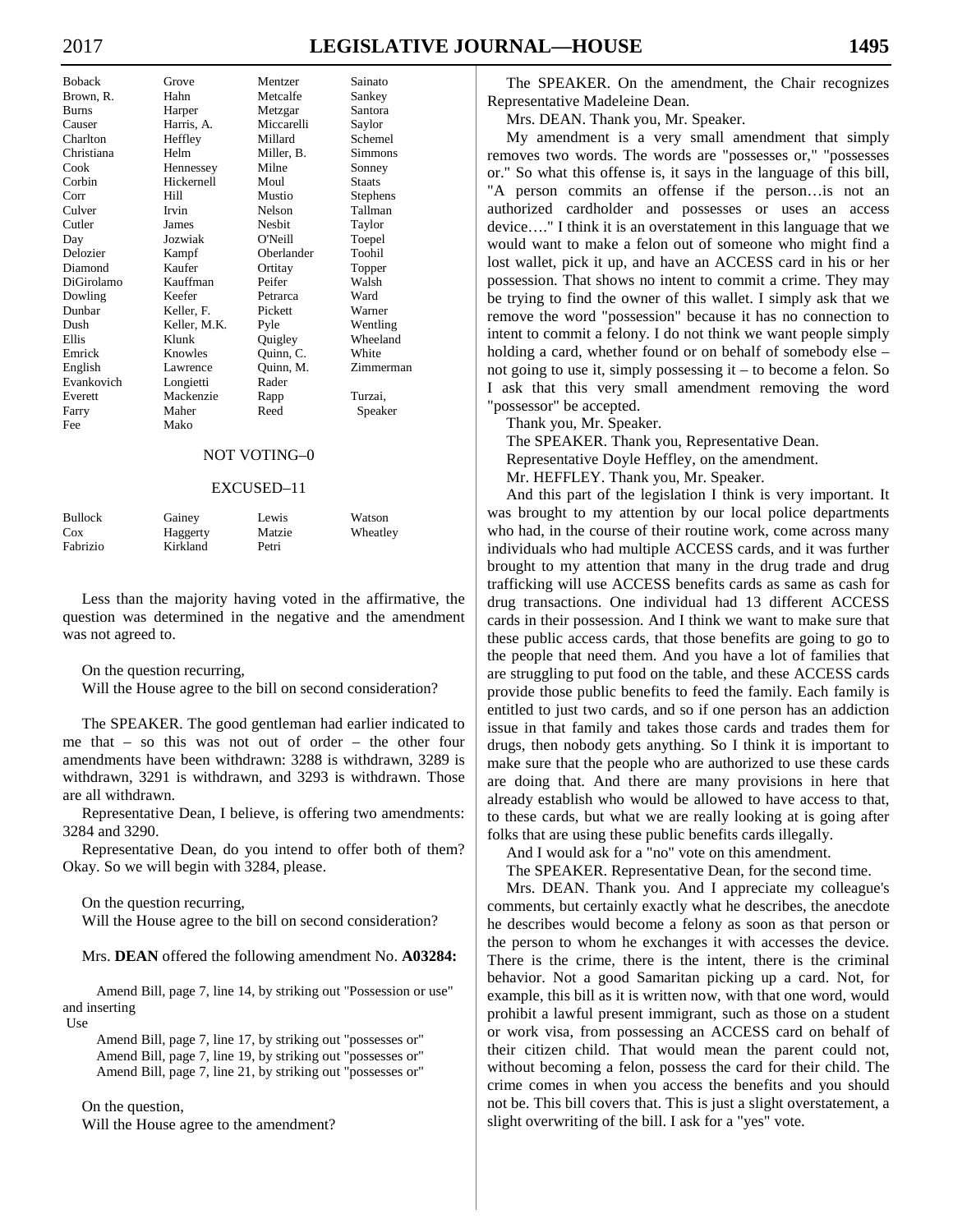| | | | |
|---|---|---|---|
| Boback | Grove | Mentzer | Sainato |
| Brown, R. | Hahn | Metcalfe | Sankey |
| Burns | Harper | Metzgar | Santora |
| Causer | Harris, A. | Miccarelli | Saylor |
| Charlton | Heffley | Millard | Schemel |
| Christiana | Helm | Miller, B. | Simmons |
| Cook | Hennessey | Milne | Sonney |
| Corbin | Hickernell | Moul | Staats |
| Corr | Hill | Mustio | Stephens |
| Culver | Irvin | Nelson | Tallman |
| Cutler | James | Nesbit | Taylor |
| Day | Jozwiak | O'Neill | Toepel |
| Delozier | Kampf | Oberlander | Toohil |
| Diamond | Kaufer | Ortitay | Topper |
| DiGirolamo | Kauffman | Peifer | Walsh |
| Dowling | Keefer | Petrarca | Ward |
| Dunbar | Keller, F. | Pickett | Warner |
| Dush | Keller, M.K. | Pyle | Wentling |
| Ellis | Klunk | Quigley | Wheeland |
| Emrick | Knowles | Quinn, C. | White |
| English | Lawrence | Quinn, M. | Zimmerman |
| Evankovich | Longietti | Rader | |
| Everett | Mackenzie | Rapp | Turzai, |
| Farry | Maher | Reed | Speaker |
| Fee | Mako | | |

NOT VOTING–0

EXCUSED–11

| | | | |
|---|---|---|---|
| Bullock | Gainey | Lewis | Watson |
| Cox | Haggerty | Matzie | Wheatley |
| Fabrizio | Kirkland | Petri | |

Less than the majority having voted in the affirmative, the question was determined in the negative and the amendment was not agreed to.

On the question recurring,
Will the House agree to the bill on second consideration?

The SPEAKER. The good gentleman had earlier indicated to me that – so this was not out of order – the other four amendments have been withdrawn: 3288 is withdrawn, 3289 is withdrawn, 3291 is withdrawn, and 3293 is withdrawn. Those are all withdrawn.

Representative Dean, I believe, is offering two amendments: 3284 and 3290.

Representative Dean, do you intend to offer both of them? Okay. So we will begin with 3284, please.

On the question recurring,
Will the House agree to the bill on second consideration?

Mrs. **DEAN** offered the following amendment No. **A03284:**

Amend Bill, page 7, line 14, by striking out "Possession or use" and inserting
Use

Amend Bill, page 7, line 17, by striking out "possesses or"
Amend Bill, page 7, line 19, by striking out "possesses or"
Amend Bill, page 7, line 21, by striking out "possesses or"

On the question,
Will the House agree to the amendment?

The SPEAKER. On the amendment, the Chair recognizes Representative Madeleine Dean.

Mrs. DEAN. Thank you, Mr. Speaker.

My amendment is a very small amendment that simply removes two words. The words are "possesses or," "possesses or." So what this offense is, it says in the language of this bill, "A person commits an offense if the person…is not an authorized cardholder and possesses or uses an access device…." I think it is an overstatement in this language that we would want to make a felon out of someone who might find a lost wallet, pick it up, and have an ACCESS card in his or her possession. That shows no intent to commit a crime. They may be trying to find the owner of this wallet. I simply ask that we remove the word "possession" because it has no connection to intent to commit a felony. I do not think we want people simply holding a card, whether found or on behalf of somebody else – not going to use it, simply possessing it – to become a felon. So I ask that this very small amendment removing the word "possessor" be accepted.

Thank you, Mr. Speaker.

The SPEAKER. Thank you, Representative Dean.

Representative Doyle Heffley, on the amendment.

Mr. HEFFLEY. Thank you, Mr. Speaker.

And this part of the legislation I think is very important. It was brought to my attention by our local police departments who had, in the course of their routine work, come across many individuals who had multiple ACCESS cards, and it was further brought to my attention that many in the drug trade and drug trafficking will use ACCESS benefits cards as same as cash for drug transactions. One individual had 13 different ACCESS cards in their possession. And I think we want to make sure that these public access cards, that those benefits are going to go to the people that need them. And you have a lot of families that are struggling to put food on the table, and these ACCESS cards provide those public benefits to feed the family. Each family is entitled to just two cards, and so if one person has an addiction issue in that family and takes those cards and trades them for drugs, then nobody gets anything. So I think it is important to make sure that the people who are authorized to use these cards are doing that. And there are many provisions in here that already establish who would be allowed to have access to that, to these cards, but what we are really looking at is going after folks that are using these public benefits cards illegally.

And I would ask for a "no" vote on this amendment.

The SPEAKER. Representative Dean, for the second time.

Mrs. DEAN. Thank you. And I appreciate my colleague's comments, but certainly exactly what he describes, the anecdote he describes would become a felony as soon as that person or the person to whom he exchanges it with accesses the device. There is the crime, there is the intent, there is the criminal behavior. Not a good Samaritan picking up a card. Not, for example, this bill as it is written now, with that one word, would prohibit a lawful present immigrant, such as those on a student or work visa, from possessing an ACCESS card on behalf of their citizen child. That would mean the parent could not, without becoming a felon, possess the card for their child. The crime comes in when you access the benefits and you should not be. This bill covers that. This is just a slight overstatement, a slight overwriting of the bill. I ask for a "yes" vote.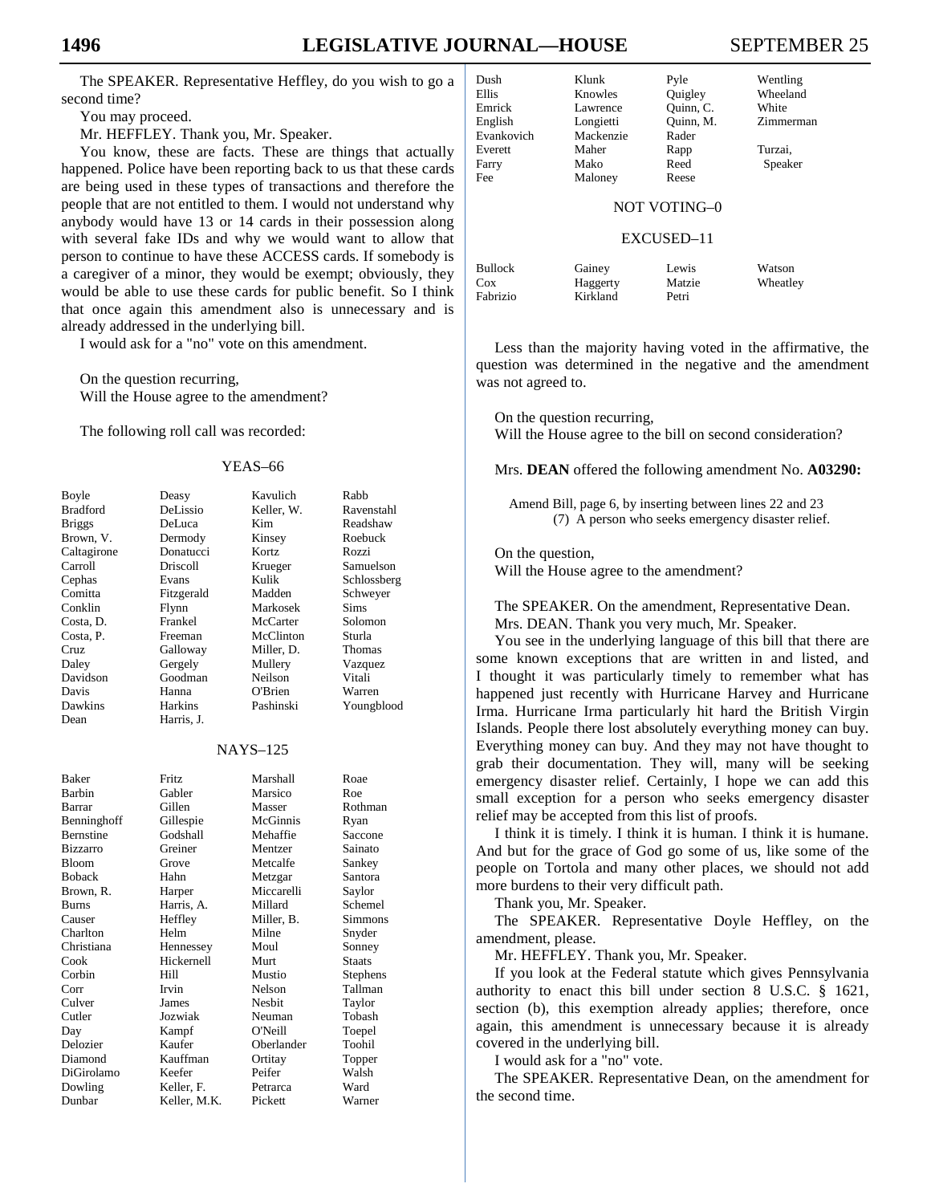The SPEAKER. Representative Heffley, do you wish to go a second time?

You may proceed.

Mr. HEFFLEY. Thank you, Mr. Speaker.

You know, these are facts. These are things that actually happened. Police have been reporting back to us that these cards are being used in these types of transactions and therefore the people that are not entitled to them. I would not understand why anybody would have 13 or 14 cards in their possession along with several fake IDs and why we would want to allow that person to continue to have these ACCESS cards. If somebody is a caregiver of a minor, they would be exempt; obviously, they would be able to use these cards for public benefit. So I think that once again this amendment also is unnecessary and is already addressed in the underlying bill.

I would ask for a "no" vote on this amendment.

On the question recurring,
Will the House agree to the amendment?

The following roll call was recorded:

YEAS–66

| | | | |
|---|---|---|---|
| Boyle | Deasy | Kavulich | Rabb |
| Bradford | DeLissio | Keller, W. | Ravenstahl |
| Briggs | DeLuca | Kim | Readshaw |
| Brown, V. | Dermody | Kinsey | Roebuck |
| Caltagirone | Donatucci | Kortz | Rozzi |
| Carroll | Driscoll | Krueger | Samuelson |
| Cephas | Evans | Kulik | Schlossberg |
| Comitta | Fitzgerald | Madden | Schweyer |
| Conklin | Flynn | Markosek | Sims |
| Costa, D. | Frankel | McCarter | Solomon |
| Costa, P. | Freeman | McClinton | Sturla |
| Cruz | Galloway | Miller, D. | Thomas |
| Daley | Gergely | Mullery | Vazquez |
| Davidson | Goodman | Neilson | Vitali |
| Davis | Hanna | O'Brien | Warren |
| Dawkins | Harkins | Pashinski | Youngblood |
| Dean | Harris, J. | | |

NAYS–125

| | | | |
|---|---|---|---|
| Baker | Fritz | Marshall | Roae |
| Barbin | Gabler | Marsico | Roe |
| Barrar | Gillen | Masser | Rothman |
| Benninghoff | Gillespie | McGinnis | Ryan |
| Bernstine | Godshall | Mehaffie | Saccone |
| Bizzarro | Greiner | Mentzer | Sainato |
| Bloom | Grove | Metcalfe | Sankey |
| Boback | Hahn | Metzgar | Santora |
| Brown, R. | Harper | Miccarelli | Saylor |
| Burns | Harris, A. | Millard | Schemel |
| Causer | Heffley | Miller, B. | Simmons |
| Charlton | Helm | Milne | Snyder |
| Christiana | Hennessey | Moul | Sonney |
| Cook | Hickernell | Murt | Staats |
| Corbin | Hill | Mustio | Stephens |
| Corr | Irvin | Nelson | Tallman |
| Culver | James | Nesbit | Taylor |
| Cutler | Jozwiak | Neuman | Tobash |
| Day | Kampf | O'Neill | Toepel |
| Delozier | Kaufer | Oberlander | Toohil |
| Diamond | Kauffman | Ortitay | Topper |
| DiGirolamo | Keefer | Peifer | Walsh |
| Dowling | Keller, F. | Petrarca | Ward |
| Dunbar | Keller, M.K. | Pickett | Warner |
| Dush | Klunk | Pyle | Wentling |
| Ellis | Knowles | Quigley | Wheeland |
| Emrick | Lawrence | Quinn, C. | White |
| English | Longietti | Quinn, M. | Zimmerman |
| Evankovich | Mackenzie | Rader | |
| Everett | Maher | Rapp | Turzai, |
| Farry | Mako | Reed | Speaker |
| Fee | Maloney | Reese | |

NOT VOTING–0

EXCUSED–11

| | | | |
|---|---|---|---|
| Bullock | Gainey | Lewis | Watson |
| Cox | Haggerty | Matzie | Wheatley |
| Fabrizio | Kirkland | Petri | |

Less than the majority having voted in the affirmative, the question was determined in the negative and the amendment was not agreed to.

On the question recurring,
Will the House agree to the bill on second consideration?

Mrs. **DEAN** offered the following amendment No. **A03290:**

Amend Bill, page 6, by inserting between lines 22 and 23
(7) A person who seeks emergency disaster relief.

On the question,
Will the House agree to the amendment?

The SPEAKER. On the amendment, Representative Dean.

Mrs. DEAN. Thank you very much, Mr. Speaker.

You see in the underlying language of this bill that there are some known exceptions that are written in and listed, and I thought it was particularly timely to remember what has happened just recently with Hurricane Harvey and Hurricane Irma. Hurricane Irma particularly hit hard the British Virgin Islands. People there lost absolutely everything money can buy. Everything money can buy. And they may not have thought to grab their documentation. They will, many will be seeking emergency disaster relief. Certainly, I hope we can add this small exception for a person who seeks emergency disaster relief may be accepted from this list of proofs.

I think it is timely. I think it is human. I think it is humane. And but for the grace of God go some of us, like some of the people on Tortola and many other places, we should not add more burdens to their very difficult path.

Thank you, Mr. Speaker.

The SPEAKER. Representative Doyle Heffley, on the amendment, please.

Mr. HEFFLEY. Thank you, Mr. Speaker.

If you look at the Federal statute which gives Pennsylvania authority to enact this bill under section 8 U.S.C. § 1621, section (b), this exemption already applies; therefore, once again, this amendment is unnecessary because it is already covered in the underlying bill.

I would ask for a "no" vote.

The SPEAKER. Representative Dean, on the amendment for the second time.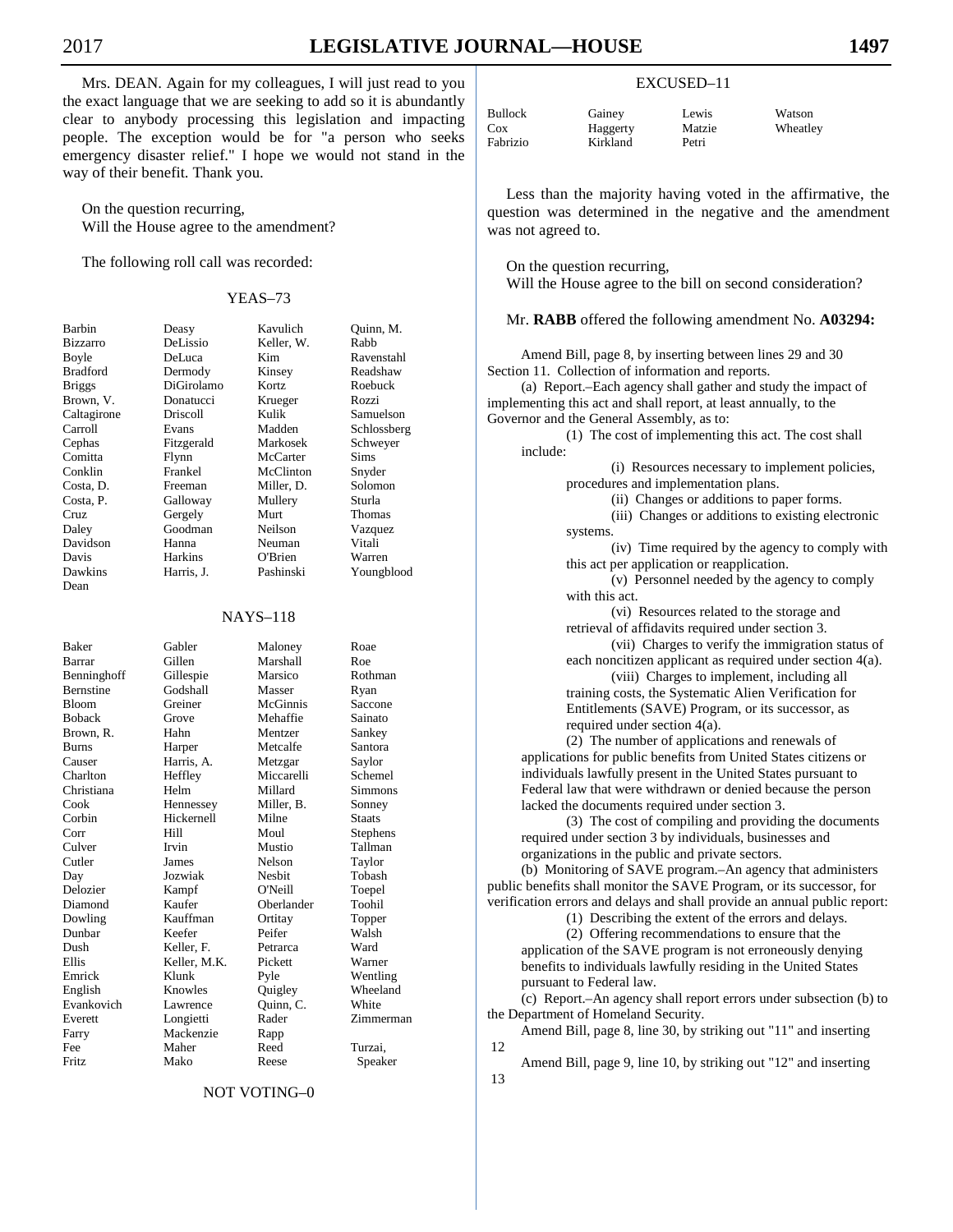Mrs. DEAN. Again for my colleagues, I will just read to you the exact language that we are seeking to add so it is abundantly clear to anybody processing this legislation and impacting people. The exception would be for "a person who seeks emergency disaster relief." I hope we would not stand in the way of their benefit. Thank you.

On the question recurring,
Will the House agree to the amendment?

The following roll call was recorded:

YEAS–73

| | | | |
|---|---|---|---|
| Barbin | Deasy | Kavulich | Quinn, M. |
| Bizzarro | DeLissio | Keller, W. | Rabb |
| Boyle | DeLuca | Kim | Ravenstahl |
| Bradford | Dermody | Kinsey | Readshaw |
| Briggs | DiGirolamo | Kortz | Roebuck |
| Brown, V. | Donatucci | Krueger | Rozzi |
| Caltagirone | Driscoll | Kulik | Samuelson |
| Carroll | Evans | Madden | Schlossberg |
| Cephas | Fitzgerald | Markosek | Schweyer |
| Comitta | Flynn | McCarter | Sims |
| Conklin | Frankel | McClinton | Snyder |
| Costa, D. | Freeman | Miller, D. | Solomon |
| Costa, P. | Galloway | Mullery | Sturla |
| Cruz | Gergely | Murt | Thomas |
| Daley | Goodman | Neilson | Vazquez |
| Davidson | Hanna | Neuman | Vitali |
| Davis | Harkins | O'Brien | Warren |
| Dawkins | Harris, J. | Pashinski | Youngblood |
| Dean | | | |

NAYS–118

| | | | |
|---|---|---|---|
| Baker | Gabler | Maloney | Roae |
| Barrar | Gillen | Marshall | Roe |
| Benninghoff | Gillespie | Marsico | Rothman |
| Bernstine | Godshall | Masser | Ryan |
| Bloom | Greiner | McGinnis | Saccone |
| Boback | Grove | Mehaffie | Sainato |
| Brown, R. | Hahn | Mentzer | Sankey |
| Burns | Harper | Metcalfe | Santora |
| Causer | Harris, A. | Metzgar | Saylor |
| Charlton | Heffley | Miccarelli | Schemel |
| Christiana | Helm | Millard | Simmons |
| Cook | Hennessey | Miller, B. | Sonney |
| Corbin | Hickernell | Milne | Staats |
| Corr | Hill | Moul | Stephens |
| Culver | Irvin | Mustio | Tallman |
| Cutler | James | Nelson | Taylor |
| Day | Jozwiak | Nesbit | Tobash |
| Delozier | Kampf | O'Neill | Toepel |
| Diamond | Kaufer | Oberlander | Toohil |
| Dowling | Kauffman | Ortitay | Topper |
| Dunbar | Keefer | Peifer | Walsh |
| Dush | Keller, F. | Petrarca | Ward |
| Ellis | Keller, M.K. | Pickett | Warner |
| Emrick | Klunk | Pyle | Wentling |
| English | Knowles | Quigley | Wheeland |
| Evankovich | Lawrence | Quinn, C. | White |
| Everett | Longietti | Rader | Zimmerman |
| Farry | Mackenzie | Rapp | |
| Fee | Maher | Reed | Turzai, |
| Fritz | Mako | Reese | Speaker |

NOT VOTING–0

EXCUSED–11

| | | | |
|---|---|---|---|
| Bullock | Gainey | Lewis | Watson |
| Cox | Haggerty | Matzie | Wheatley |
| Fabrizio | Kirkland | Petri | |

Less than the majority having voted in the affirmative, the question was determined in the negative and the amendment was not agreed to.

On the question recurring,
Will the House agree to the bill on second consideration?

Mr. **RABB** offered the following amendment No. **A03294:**

Amend Bill, page 8, by inserting between lines 29 and 30
Section 11. Collection of information and reports.
(a) Report.–Each agency shall gather and study the impact of implementing this act and shall report, at least annually, to the Governor and the General Assembly, as to:
(1) The cost of implementing this act. The cost shall include:
(i) Resources necessary to implement policies, procedures and implementation plans.
(ii) Changes or additions to paper forms.
(iii) Changes or additions to existing electronic systems.
(iv) Time required by the agency to comply with this act per application or reapplication.
(v) Personnel needed by the agency to comply with this act.
(vi) Resources related to the storage and retrieval of affidavits required under section 3.
(vii) Charges to verify the immigration status of each noncitizen applicant as required under section 4(a).
(viii) Charges to implement, including all training costs, the Systematic Alien Verification for Entitlements (SAVE) Program, or its successor, as required under section 4(a).
(2) The number of applications and renewals of applications for public benefits from United States citizens or individuals lawfully present in the United States pursuant to Federal law that were withdrawn or denied because the person lacked the documents required under section 3.
(3) The cost of compiling and providing the documents required under section 3 by individuals, businesses and organizations in the public and private sectors.
(b) Monitoring of SAVE program.–An agency that administers public benefits shall monitor the SAVE Program, or its successor, for verification errors and delays and shall provide an annual public report:
(1) Describing the extent of the errors and delays.
(2) Offering recommendations to ensure that the application of the SAVE program is not erroneously denying benefits to individuals lawfully residing in the United States pursuant to Federal law.
(c) Report.–An agency shall report errors under subsection (b) to the Department of Homeland Security.
Amend Bill, page 8, line 30, by striking out "11" and inserting
12
Amend Bill, page 9, line 10, by striking out "12" and inserting
13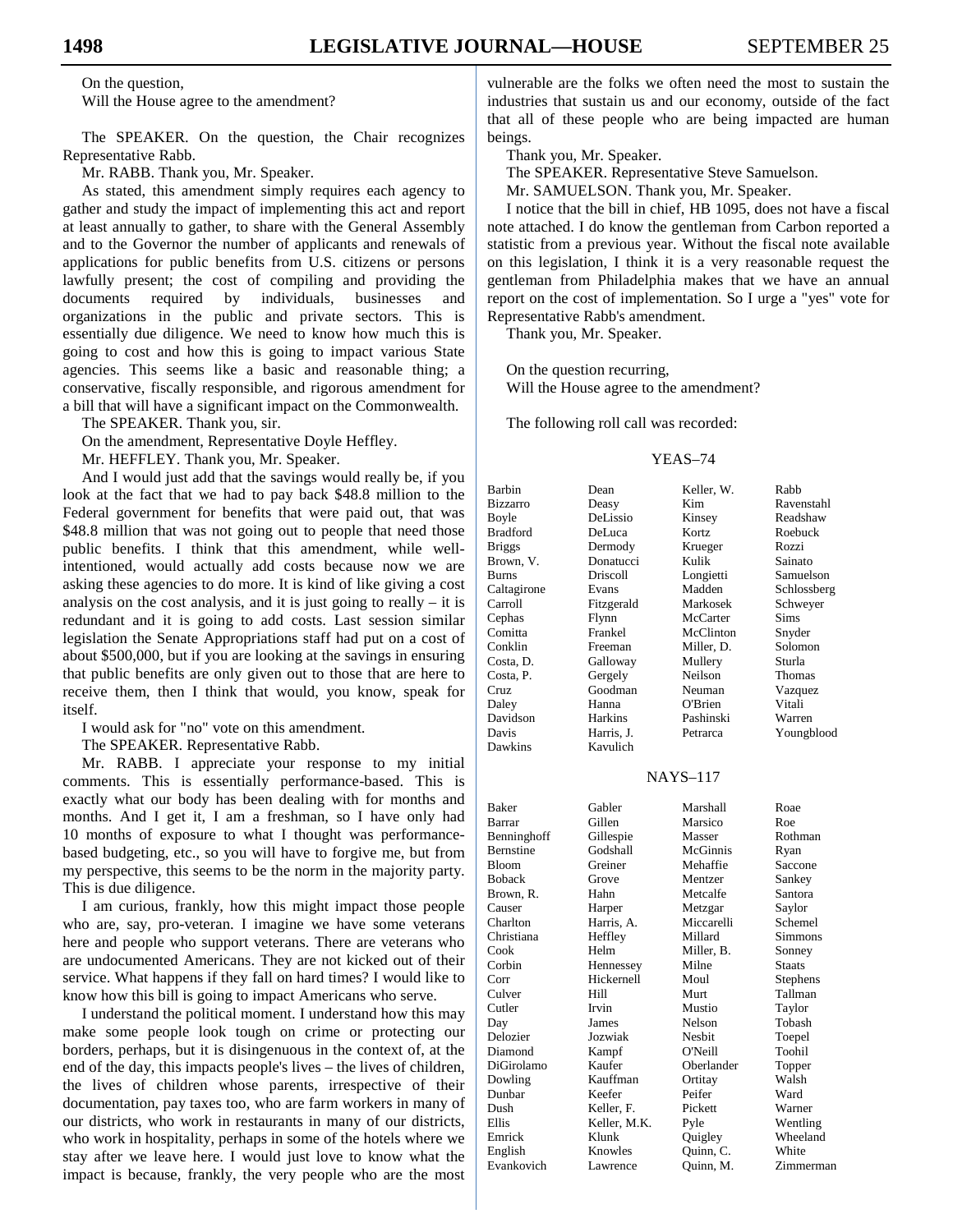On the question,

Will the House agree to the amendment?

The SPEAKER. On the question, the Chair recognizes Representative Rabb.

Mr. RABB. Thank you, Mr. Speaker.

As stated, this amendment simply requires each agency to gather and study the impact of implementing this act and report at least annually to gather, to share with the General Assembly and to the Governor the number of applicants and renewals of applications for public benefits from U.S. citizens or persons lawfully present; the cost of compiling and providing the documents required by individuals, businesses and organizations in the public and private sectors. This is essentially due diligence. We need to know how much this is going to cost and how this is going to impact various State agencies. This seems like a basic and reasonable thing; a conservative, fiscally responsible, and rigorous amendment for a bill that will have a significant impact on the Commonwealth.

The SPEAKER. Thank you, sir.

On the amendment, Representative Doyle Heffley.

Mr. HEFFLEY. Thank you, Mr. Speaker.

And I would just add that the savings would really be, if you look at the fact that we had to pay back $48.8 million to the Federal government for benefits that were paid out, that was $48.8 million that was not going out to people that need those public benefits. I think that this amendment, while well-intentioned, would actually add costs because now we are asking these agencies to do more. It is kind of like giving a cost analysis on the cost analysis, and it is just going to really – it is redundant and it is going to add costs. Last session similar legislation the Senate Appropriations staff had put on a cost of about $500,000, but if you are looking at the savings in ensuring that public benefits are only given out to those that are here to receive them, then I think that would, you know, speak for itself.

I would ask for "no" vote on this amendment.

The SPEAKER. Representative Rabb.

Mr. RABB. I appreciate your response to my initial comments. This is essentially performance-based. This is exactly what our body has been dealing with for months and months. And I get it, I am a freshman, so I have only had 10 months of exposure to what I thought was performance-based budgeting, etc., so you will have to forgive me, but from my perspective, this seems to be the norm in the majority party. This is due diligence.

I am curious, frankly, how this might impact those people who are, say, pro-veteran. I imagine we have some veterans here and people who support veterans. There are veterans who are undocumented Americans. They are not kicked out of their service. What happens if they fall on hard times? I would like to know how this bill is going to impact Americans who serve.

I understand the political moment. I understand how this may make some people look tough on crime or protecting our borders, perhaps, but it is disingenuous in the context of, at the end of the day, this impacts people's lives – the lives of children, the lives of children whose parents, irrespective of their documentation, pay taxes too, who are farm workers in many of our districts, who work in restaurants in many of our districts, who work in hospitality, perhaps in some of the hotels where we stay after we leave here. I would just love to know what the impact is because, frankly, the very people who are the most vulnerable are the folks we often need the most to sustain the industries that sustain us and our economy, outside of the fact that all of these people who are being impacted are human beings.

Thank you, Mr. Speaker.

The SPEAKER. Representative Steve Samuelson.

Mr. SAMUELSON. Thank you, Mr. Speaker.

I notice that the bill in chief, HB 1095, does not have a fiscal note attached. I do know the gentleman from Carbon reported a statistic from a previous year. Without the fiscal note available on this legislation, I think it is a very reasonable request the gentleman from Philadelphia makes that we have an annual report on the cost of implementation. So I urge a "yes" vote for Representative Rabb's amendment.

Thank you, Mr. Speaker.

On the question recurring,

Will the House agree to the amendment?

The following roll call was recorded:

YEAS–74

| | | | |
|---|---|---|---|
| Barbin | Dean | Keller, W. | Rabb |
| Bizzarro | Deasy | Kim | Ravenstahl |
| Boyle | DeLissio | Kinsey | Readshaw |
| Bradford | DeLuca | Kortz | Roebuck |
| Briggs | Dermody | Krueger | Rozzi |
| Brown, V. | Donatucci | Kulik | Sainato |
| Burns | Driscoll | Longietti | Samuelson |
| Caltagirone | Evans | Madden | Schlossberg |
| Carroll | Fitzgerald | Markosek | Schweyer |
| Cephas | Flynn | McCarter | Sims |
| Comitta | Frankel | McClinton | Snyder |
| Conklin | Freeman | Miller, D. | Solomon |
| Costa, D. | Galloway | Mullery | Sturla |
| Costa, P. | Gergely | Neilson | Thomas |
| Cruz | Goodman | Neuman | Vazquez |
| Daley | Hanna | O'Brien | Vitali |
| Davidson | Harkins | Pashinski | Warren |
| Davis | Harris, J. | Petrarca | Youngblood |
| Dawkins | Kavulich | | |

NAYS–117

| | | | |
|---|---|---|---|
| Baker | Gabler | Marshall | Roae |
| Barrar | Gillen | Marsico | Roe |
| Benninghoff | Gillespie | Masser | Rothman |
| Bernstine | Godshall | McGinnis | Ryan |
| Bloom | Greiner | Mehaffie | Saccone |
| Boback | Grove | Mentzer | Sankey |
| Brown, R. | Hahn | Metcalfe | Santora |
| Causer | Harper | Metzgar | Saylor |
| Charlton | Harris, A. | Miccarelli | Schemel |
| Christiana | Heffley | Millard | Simmons |
| Cook | Helm | Miller, B. | Sonney |
| Corbin | Hennessey | Milne | Staats |
| Corr | Hickernell | Moul | Stephens |
| Culver | Hill | Murt | Tallman |
| Cutler | Irvin | Mustio | Taylor |
| Day | James | Nelson | Tobash |
| Delozier | Jozwiak | Nesbit | Toepel |
| Diamond | Kampf | O'Neill | Toohil |
| DiGirolamo | Kaufer | Oberlander | Topper |
| Dowling | Kauffman | Ortitay | Walsh |
| Dunbar | Keefer | Peifer | Ward |
| Dush | Keller, F. | Pickett | Warner |
| Ellis | Keller, M.K. | Pyle | Wentling |
| Emrick | Klunk | Quigley | Wheeland |
| English | Knowles | Quinn, C. | White |
| Evankovich | Lawrence | Quinn, M. | Zimmerman |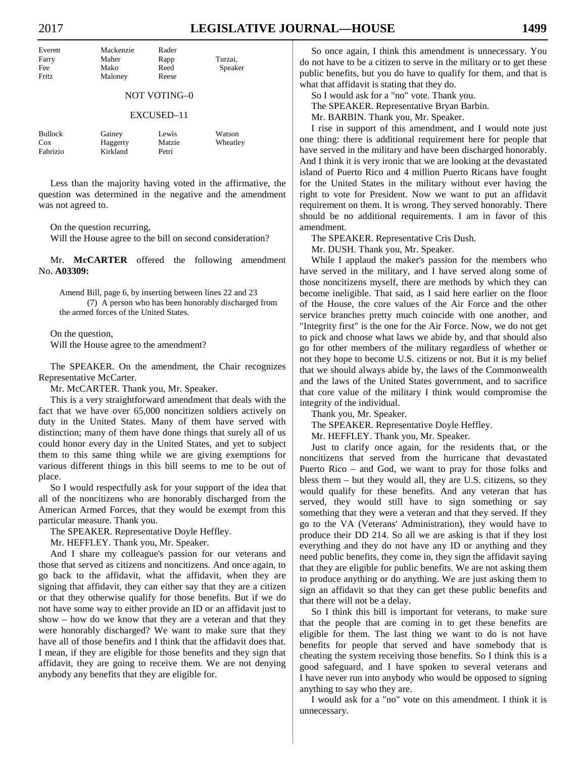| Everett | Mackenzie | Rader | |
|---|---|---|---|
| Farry | Maher | Rapp | Turzai, |
| Fee | Mako | Reed | Speaker |
| Fritz | Maloney | Reese | |

NOT VOTING–0

EXCUSED–11

| Bullock | Gainey | Lewis | Watson |
|---|---|---|---|
| Cox | Haggerty | Matzie | Wheatley |
| Fabrizio | Kirkland | Petri | |

Less than the majority having voted in the affirmative, the question was determined in the negative and the amendment was not agreed to.

On the question recurring,
Will the House agree to the bill on second consideration?

Mr. **McCARTER** offered the following amendment No. **A03309:**

> Amend Bill, page 6, by inserting between lines 22 and 23
> (7) A person who has been honorably discharged from the armed forces of the United States.

On the question,
Will the House agree to the amendment?

The SPEAKER. On the amendment, the Chair recognizes Representative McCarter.

Mr. McCARTER. Thank you, Mr. Speaker.

This is a very straightforward amendment that deals with the fact that we have over 65,000 noncitizen soldiers actively on duty in the United States. Many of them have served with distinction; many of them have done things that surely all of us could honor every day in the United States, and yet to subject them to this same thing while we are giving exemptions for various different things in this bill seems to me to be out of place.

So I would respectfully ask for your support of the idea that all of the noncitizens who are honorably discharged from the American Armed Forces, that they would be exempt from this particular measure. Thank you.

The SPEAKER. Representative Doyle Heffley.

Mr. HEFFLEY. Thank you, Mr. Speaker.

And I share my colleague's passion for our veterans and those that served as citizens and noncitizens. And once again, to go back to the affidavit, what the affidavit, when they are signing that affidavit, they can either say that they are a citizen or that they otherwise qualify for those benefits. But if we do not have some way to either provide an ID or an affidavit just to show – how do we know that they are a veteran and that they were honorably discharged? We want to make sure that they have all of those benefits and I think that the affidavit does that. I mean, if they are eligible for those benefits and they sign that affidavit, they are going to receive them. We are not denying anybody any benefits that they are eligible for.

So once again, I think this amendment is unnecessary. You do not have to be a citizen to serve in the military or to get these public benefits, but you do have to qualify for them, and that is what that affidavit is stating that they do.

So I would ask for a "no" vote. Thank you.

The SPEAKER. Representative Bryan Barbin.

Mr. BARBIN. Thank you, Mr. Speaker.

I rise in support of this amendment, and I would note just one thing: there is additional requirement here for people that have served in the military and have been discharged honorably. And I think it is very ironic that we are looking at the devastated island of Puerto Rico and 4 million Puerto Ricans have fought for the United States in the military without ever having the right to vote for President. Now we want to put an affidavit requirement on them. It is wrong. They served honorably. There should be no additional requirements. I am in favor of this amendment.

The SPEAKER. Representative Cris Dush.

Mr. DUSH. Thank you, Mr. Speaker.

While I applaud the maker's passion for the members who have served in the military, and I have served along some of those noncitizens myself, there are methods by which they can become ineligible. That said, as I said here earlier on the floor of the House, the core values of the Air Force and the other service branches pretty much coincide with one another, and "Integrity first" is the one for the Air Force. Now, we do not get to pick and choose what laws we abide by, and that should also go for other members of the military regardless of whether or not they hope to become U.S. citizens or not. But it is my belief that we should always abide by, the laws of the Commonwealth and the laws of the United States government, and to sacrifice that core value of the military I think would compromise the integrity of the individual.

Thank you, Mr. Speaker.

The SPEAKER. Representative Doyle Heffley.

Mr. HEFFLEY. Thank you, Mr. Speaker.

Just to clarify once again, for the residents that, or the noncitizens that served from the hurricane that devastated Puerto Rico – and God, we want to pray for those folks and bless them – but they would all, they are U.S. citizens, so they would qualify for these benefits. And any veteran that has served, they would still have to sign something or say something that they were a veteran and that they served. If they go to the VA (Veterans' Administration), they would have to produce their DD 214. So all we are asking is that if they lost everything and they do not have any ID or anything and they need public benefits, they come in, they sign the affidavit saying that they are eligible for public benefits. We are not asking them to produce anything or do anything. We are just asking them to sign an affidavit so that they can get these public benefits and that there will not be a delay.

So I think this bill is important for veterans, to make sure that the people that are coming in to get these benefits are eligible for them. The last thing we want to do is not have benefits for people that served and have somebody that is cheating the system receiving those benefits. So I think this is a good safeguard, and I have spoken to several veterans and I have never run into anybody who would be opposed to signing anything to say who they are.

I would ask for a "no" vote on this amendment. I think it is unnecessary.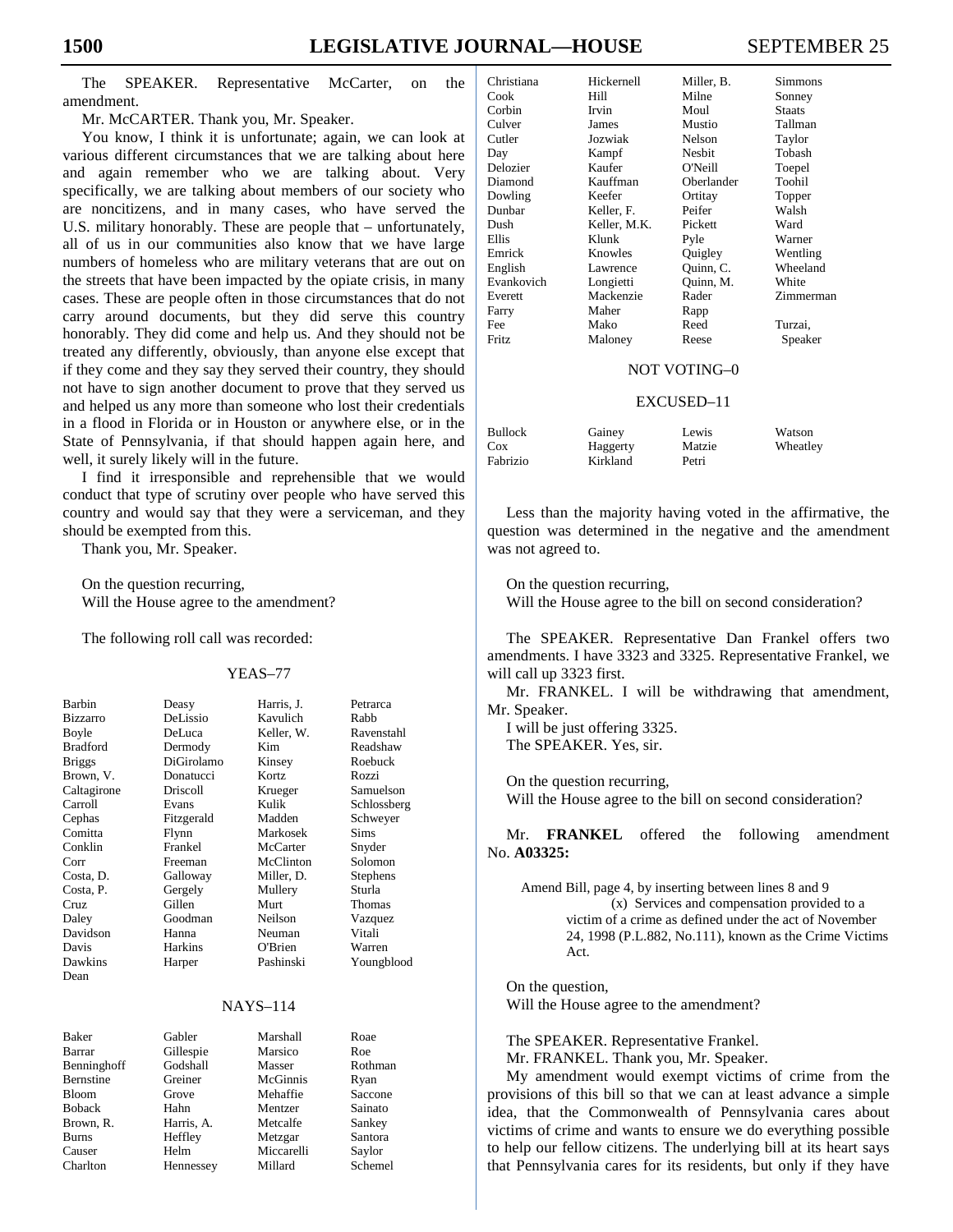The SPEAKER. Representative McCarter, on the amendment.

Mr. McCARTER. Thank you, Mr. Speaker.

You know, I think it is unfortunate; again, we can look at various different circumstances that we are talking about here and again remember who we are talking about. Very specifically, we are talking about members of our society who are noncitizens, and in many cases, who have served the U.S. military honorably. These are people that – unfortunately, all of us in our communities also know that we have large numbers of homeless who are military veterans that are out on the streets that have been impacted by the opiate crisis, in many cases. These are people often in those circumstances that do not carry around documents, but they did serve this country honorably. They did come and help us. And they should not be treated any differently, obviously, than anyone else except that if they come and they say they served their country, they should not have to sign another document to prove that they served us and helped us any more than someone who lost their credentials in a flood in Florida or in Houston or anywhere else, or in the State of Pennsylvania, if that should happen again here, and well, it surely likely will in the future.

I find it irresponsible and reprehensible that we would conduct that type of scrutiny over people who have served this country and would say that they were a serviceman, and they should be exempted from this.

Thank you, Mr. Speaker.

On the question recurring,
Will the House agree to the amendment?

The following roll call was recorded:

YEAS–77

| | | | |
|---|---|---|---|
| Barbin | Deasy | Harris, J. | Petrarca |
| Bizzarro | DeLissio | Kavulich | Rabb |
| Boyle | DeLuca | Keller, W. | Ravenstahl |
| Bradford | Dermody | Kim | Readshaw |
| Briggs | DiGirolamo | Kinsey | Roebuck |
| Brown, V. | Donatucci | Kortz | Rozzi |
| Caltagirone | Driscoll | Krueger | Samuelson |
| Carroll | Evans | Kulik | Schlossberg |
| Cephas | Fitzgerald | Madden | Schweyer |
| Comitta | Flynn | Markosek | Sims |
| Conklin | Frankel | McCarter | Snyder |
| Corr | Freeman | McClinton | Solomon |
| Costa, D. | Galloway | Miller, D. | Stephens |
| Costa, P. | Gergely | Mullery | Sturla |
| Cruz | Gillen | Murt | Thomas |
| Daley | Goodman | Neilson | Vazquez |
| Davidson | Hanna | Neuman | Vitali |
| Davis | Harkins | O'Brien | Warren |
| Dawkins | Harper | Pashinski | Youngblood |
| Dean | | | |

NAYS–114

| | | | |
|---|---|---|---|
| Baker | Gabler | Marshall | Roae |
| Barrar | Gillespie | Marsico | Roe |
| Benninghoff | Godshall | Masser | Rothman |
| Bernstine | Greiner | McGinnis | Ryan |
| Bloom | Grove | Mehaffie | Saccone |
| Boback | Hahn | Mentzer | Sainato |
| Brown, R. | Harris, A. | Metcalfe | Sankey |
| Burns | Heffley | Metzgar | Santora |
| Causer | Helm | Miccarelli | Saylor |
| Charlton | Hennessey | Millard | Schemel |
| Christiana | Hickernell | Miller, B. | Simmons |
| Cook | Hill | Milne | Sonney |
| Corbin | Irvin | Moul | Staats |
| Culver | James | Mustio | Tallman |
| Cutler | Jozwiak | Nelson | Taylor |
| Day | Kampf | Nesbit | Tobash |
| Delozier | Kaufer | O'Neill | Toepel |
| Diamond | Kauffman | Oberlander | Toohil |
| Dowling | Keefer | Ortitay | Topper |
| Dunbar | Keller, F. | Peifer | Walsh |
| Dush | Keller, M.K. | Pickett | Ward |
| Ellis | Klunk | Pyle | Warner |
| Emrick | Knowles | Quigley | Wentling |
| English | Lawrence | Quinn, C. | Wheeland |
| Evankovich | Longietti | Quinn, M. | White |
| Everett | Mackenzie | Rader | Zimmerman |
| Farry | Maher | Rapp | |
| Fee | Mako | Reed | Turzai, |
| Fritz | Maloney | Reese | Speaker |

NOT VOTING–0

EXCUSED–11

| | | | |
|---|---|---|---|
| Bullock | Gainey | Lewis | Watson |
| Cox | Haggerty | Matzie | Wheatley |
| Fabrizio | Kirkland | Petri | |

Less than the majority having voted in the affirmative, the question was determined in the negative and the amendment was not agreed to.

On the question recurring,
Will the House agree to the bill on second consideration?

The SPEAKER. Representative Dan Frankel offers two amendments. I have 3323 and 3325. Representative Frankel, we will call up 3323 first.

Mr. FRANKEL. I will be withdrawing that amendment, Mr. Speaker.

I will be just offering 3325.

The SPEAKER. Yes, sir.

On the question recurring,
Will the House agree to the bill on second consideration?

Mr. **FRANKEL** offered the following amendment No. **A03325:**

> Amend Bill, page 4, by inserting between lines 8 and 9
>
> (x) Services and compensation provided to a victim of a crime as defined under the act of November 24, 1998 (P.L.882, No.111), known as the Crime Victims Act.

On the question,
Will the House agree to the amendment?

The SPEAKER. Representative Frankel.

Mr. FRANKEL. Thank you, Mr. Speaker.

My amendment would exempt victims of crime from the provisions of this bill so that we can at least advance a simple idea, that the Commonwealth of Pennsylvania cares about victims of crime and wants to ensure we do everything possible to help our fellow citizens. The underlying bill at its heart says that Pennsylvania cares for its residents, but only if they have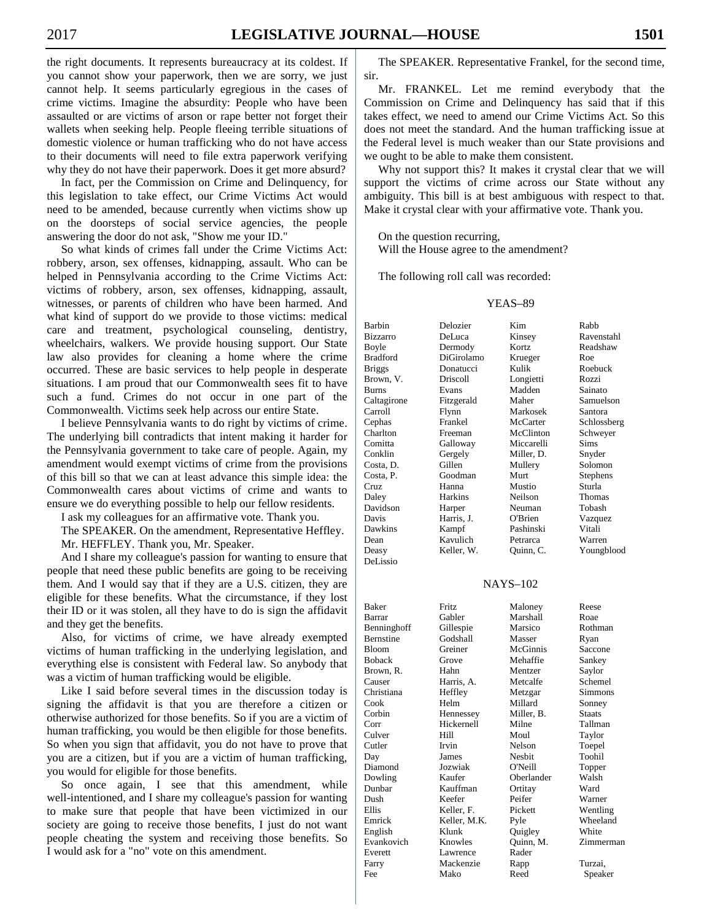the right documents. It represents bureaucracy at its coldest. If you cannot show your paperwork, then we are sorry, we just cannot help. It seems particularly egregious in the cases of crime victims. Imagine the absurdity: People who have been assaulted or are victims of arson or rape better not forget their wallets when seeking help. People fleeing terrible situations of domestic violence or human trafficking who do not have access to their documents will need to file extra paperwork verifying why they do not have their paperwork. Does it get more absurd?

In fact, per the Commission on Crime and Delinquency, for this legislation to take effect, our Crime Victims Act would need to be amended, because currently when victims show up on the doorsteps of social service agencies, the people answering the door do not ask, "Show me your ID."

So what kinds of crimes fall under the Crime Victims Act: robbery, arson, sex offenses, kidnapping, assault. Who can be helped in Pennsylvania according to the Crime Victims Act: victims of robbery, arson, sex offenses, kidnapping, assault, witnesses, or parents of children who have been harmed. And what kind of support do we provide to those victims: medical care and treatment, psychological counseling, dentistry, wheelchairs, walkers. We provide housing support. Our State law also provides for cleaning a home where the crime occurred. These are basic services to help people in desperate situations. I am proud that our Commonwealth sees fit to have such a fund. Crimes do not occur in one part of the Commonwealth. Victims seek help across our entire State.

I believe Pennsylvania wants to do right by victims of crime. The underlying bill contradicts that intent making it harder for the Pennsylvania government to take care of people. Again, my amendment would exempt victims of crime from the provisions of this bill so that we can at least advance this simple idea: the Commonwealth cares about victims of crime and wants to ensure we do everything possible to help our fellow residents.

I ask my colleagues for an affirmative vote. Thank you.

The SPEAKER. On the amendment, Representative Heffley.

Mr. HEFFLEY. Thank you, Mr. Speaker.

And I share my colleague's passion for wanting to ensure that people that need these public benefits are going to be receiving them. And I would say that if they are a U.S. citizen, they are eligible for these benefits. What the circumstance, if they lost their ID or it was stolen, all they have to do is sign the affidavit and they get the benefits.

Also, for victims of crime, we have already exempted victims of human trafficking in the underlying legislation, and everything else is consistent with Federal law. So anybody that was a victim of human trafficking would be eligible.

Like I said before several times in the discussion today is signing the affidavit is that you are therefore a citizen or otherwise authorized for those benefits. So if you are a victim of human trafficking, you would be then eligible for those benefits. So when you sign that affidavit, you do not have to prove that you are a citizen, but if you are a victim of human trafficking, you would for eligible for those benefits.

So once again, I see that this amendment, while well-intentioned, and I share my colleague's passion for wanting to make sure that people that have been victimized in our society are going to receive those benefits, I just do not want people cheating the system and receiving those benefits. So I would ask for a "no" vote on this amendment.

The SPEAKER. Representative Frankel, for the second time, sir.

Mr. FRANKEL. Let me remind everybody that the Commission on Crime and Delinquency has said that if this takes effect, we need to amend our Crime Victims Act. So this does not meet the standard. And the human trafficking issue at the Federal level is much weaker than our State provisions and we ought to be able to make them consistent.

Why not support this? It makes it crystal clear that we will support the victims of crime across our State without any ambiguity. This bill is at best ambiguous with respect to that. Make it crystal clear with your affirmative vote. Thank you.

On the question recurring,
Will the House agree to the amendment?

The following roll call was recorded:

YEAS–89

| | | | |
|---|---|---|---|
| Barbin | Delozier | Kim | Rabb |
| Bizzarro | DeLuca | Kinsey | Ravenstahl |
| Boyle | Dermody | Kortz | Readshaw |
| Bradford | DiGirolamo | Krueger | Roe |
| Briggs | Donatucci | Kulik | Roebuck |
| Brown, V. | Driscoll | Longietti | Rozzi |
| Burns | Evans | Madden | Sainato |
| Caltagirone | Fitzgerald | Maher | Samuelson |
| Carroll | Flynn | Markosek | Santora |
| Cephas | Frankel | McCarter | Schlossberg |
| Charlton | Freeman | McClinton | Schweyer |
| Comitta | Galloway | Miccarelli | Sims |
| Conklin | Gergely | Miller, D. | Snyder |
| Costa, D. | Gillen | Mullery | Solomon |
| Costa, P. | Goodman | Murt | Stephens |
| Cruz | Hanna | Mustio | Sturla |
| Daley | Harkins | Neilson | Thomas |
| Davidson | Harper | Neuman | Tobash |
| Davis | Harris, J. | O'Brien | Vazquez |
| Dawkins | Kampf | Pashinski | Vitali |
| Dean | Kavulich | Petrarca | Warren |
| Deasy | Keller, W. | Quinn, C. | Youngblood |
| DeLissio | | | |

NAYS–102

| | | | |
|---|---|---|---|
| Baker | Fritz | Maloney | Reese |
| Barrar | Gabler | Marshall | Roae |
| Benninghoff | Gillespie | Marsico | Rothman |
| Bernstine | Godshall | Masser | Ryan |
| Bloom | Greiner | McGinnis | Saccone |
| Boback | Grove | Mehaffie | Sankey |
| Brown, R. | Hahn | Mentzer | Saylor |
| Causer | Harris, A. | Metcalfe | Schemel |
| Christiana | Heffley | Metzgar | Simmons |
| Cook | Helm | Millard | Sonney |
| Corbin | Hennessey | Miller, B. | Staats |
| Corr | Hickernell | Milne | Tallman |
| Culver | Hill | Moul | Taylor |
| Cutler | Irvin | Nelson | Toepel |
| Day | James | Nesbit | Toohil |
| Diamond | Jozwiak | O'Neill | Topper |
| Dowling | Kaufer | Oberlander | Walsh |
| Dunbar | Kauffman | Ortitay | Ward |
| Dush | Keefer | Peifer | Warner |
| Ellis | Keller, F. | Pickett | Wentling |
| Emrick | Keller, M.K. | Pyle | Wheeland |
| English | Klunk | Quigley | White |
| Evankovich | Knowles | Quinn, M. | Zimmerman |
| Everett | Lawrence | Rader | |
| Farry | Mackenzie | Rapp | Turzai, |
| Fee | Mako | Reed | Speaker |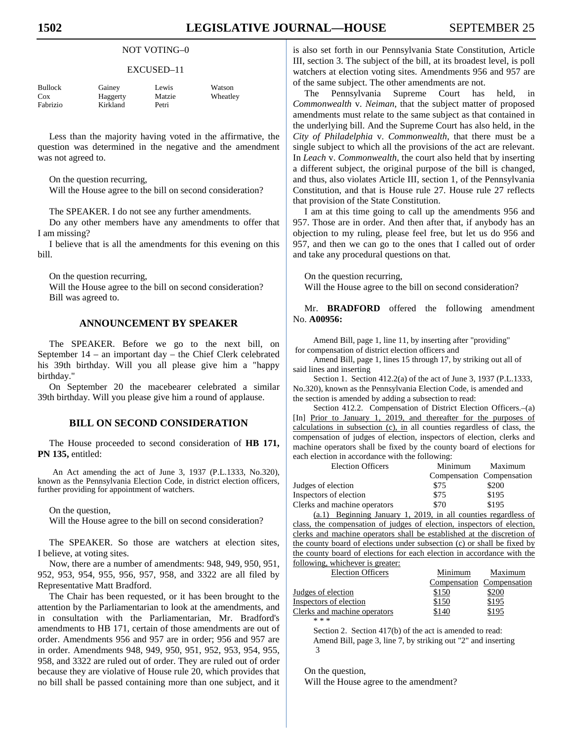NOT VOTING–0

EXCUSED–11

| | | | |
|---|---|---|---|
| Bullock | Gainey | Lewis | Watson |
| Cox | Haggerty | Matzie | Wheatley |
| Fabrizio | Kirkland | Petri | |

Less than the majority having voted in the affirmative, the question was determined in the negative and the amendment was not agreed to.

On the question recurring,
Will the House agree to the bill on second consideration?

The SPEAKER. I do not see any further amendments.

Do any other members have any amendments to offer that I am missing?

I believe that is all the amendments for this evening on this bill.

On the question recurring,
Will the House agree to the bill on second consideration?
Bill was agreed to.

## ANNOUNCEMENT BY SPEAKER

The SPEAKER. Before we go to the next bill, on September 14 – an important day – the Chief Clerk celebrated his 39th birthday. Will you all please give him a "happy birthday."

On September 20 the macebearer celebrated a similar 39th birthday. Will you please give him a round of applause.

## BILL ON SECOND CONSIDERATION

The House proceeded to second consideration of **HB 171, PN 135,** entitled:

An Act amending the act of June 3, 1937 (P.L.1333, No.320), known as the Pennsylvania Election Code, in district election officers, further providing for appointment of watchers.

On the question,
Will the House agree to the bill on second consideration?

The SPEAKER. So those are watchers at election sites, I believe, at voting sites.

Now, there are a number of amendments: 948, 949, 950, 951, 952, 953, 954, 955, 956, 957, 958, and 3322 are all filed by Representative Matt Bradford.

The Chair has been requested, or it has been brought to the attention by the Parliamentarian to look at the amendments, and in consultation with the Parliamentarian, Mr. Bradford's amendments to HB 171, certain of those amendments are out of order. Amendments 956 and 957 are in order; 956 and 957 are in order. Amendments 948, 949, 950, 951, 952, 953, 954, 955, 958, and 3322 are ruled out of order. They are ruled out of order because they are violative of House rule 20, which provides that no bill shall be passed containing more than one subject, and it is also set forth in our Pennsylvania State Constitution, Article III, section 3. The subject of the bill, at its broadest level, is poll watchers at election voting sites. Amendments 956 and 957 are of the same subject. The other amendments are not.

The Pennsylvania Supreme Court has held, in *Commonwealth* v. *Neiman*, that the subject matter of proposed amendments must relate to the same subject as that contained in the underlying bill. And the Supreme Court has also held, in the *City of Philadelphia* v. *Commonwealth*, that there must be a single subject to which all the provisions of the act are relevant. In *Leach* v. *Commonwealth*, the court also held that by inserting a different subject, the original purpose of the bill is changed, and thus, also violates Article III, section 1, of the Pennsylvania Constitution, and that is House rule 27. House rule 27 reflects that provision of the State Constitution.

I am at this time going to call up the amendments 956 and 957. Those are in order. And then after that, if anybody has an objection to my ruling, please feel free, but let us do 956 and 957, and then we can go to the ones that I called out of order and take any procedural questions on that.

On the question recurring,
Will the House agree to the bill on second consideration?

Mr. **BRADFORD** offered the following amendment No. **A00956:**

Amend Bill, page 1, line 11, by inserting after "providing"
for compensation of district election officers and

Amend Bill, page 1, lines 15 through 17, by striking out all of said lines and inserting

Section 1. Section 412.2(a) of the act of June 3, 1937 (P.L.1333, No.320), known as the Pennsylvania Election Code, is amended and the section is amended by adding a subsection to read:

Section 412.2. Compensation of District Election Officers.–(a) [In] <u>Prior to January 1, 2019, and thereafter for the purposes of calculations in subsection (c), in</u> all counties regardless of class, the compensation of judges of election, inspectors of election, clerks and machine operators shall be fixed by the county board of elections for each election in accordance with the following:

| Election Officers | Minimum Compensation | Maximum Compensation |
|---|---|---|
| Judges of election | $75 | $200 |
| Inspectors of election | $75 | $195 |
| Clerks and machine operators | $70 | $195 |

<u>(a.1) Beginning January 1, 2019, in all counties regardless of class, the compensation of judges of election, inspectors of election, clerks and machine operators shall be established at the discretion of the county board of elections under subsection (c) or shall be fixed by the county board of elections for each election in accordance with the following, whichever is greater:</u>

| <u>Election Officers</u> | <u>Minimum Compensation</u> | <u>Maximum Compensation</u> |
|---|---|---|
| <u>Judges of election</u> | <u>$150</u> | <u>$200</u> |
| <u>Inspectors of election</u> | <u>$150</u> | <u>$195</u> |
| <u>Clerks and machine operators</u> | <u>$140</u> | <u>$195</u> |

\* \* \*

Section 2. Section 417(b) of the act is amended to read:

Amend Bill, page 3, line 7, by striking out "2" and inserting
3

On the question,
Will the House agree to the amendment?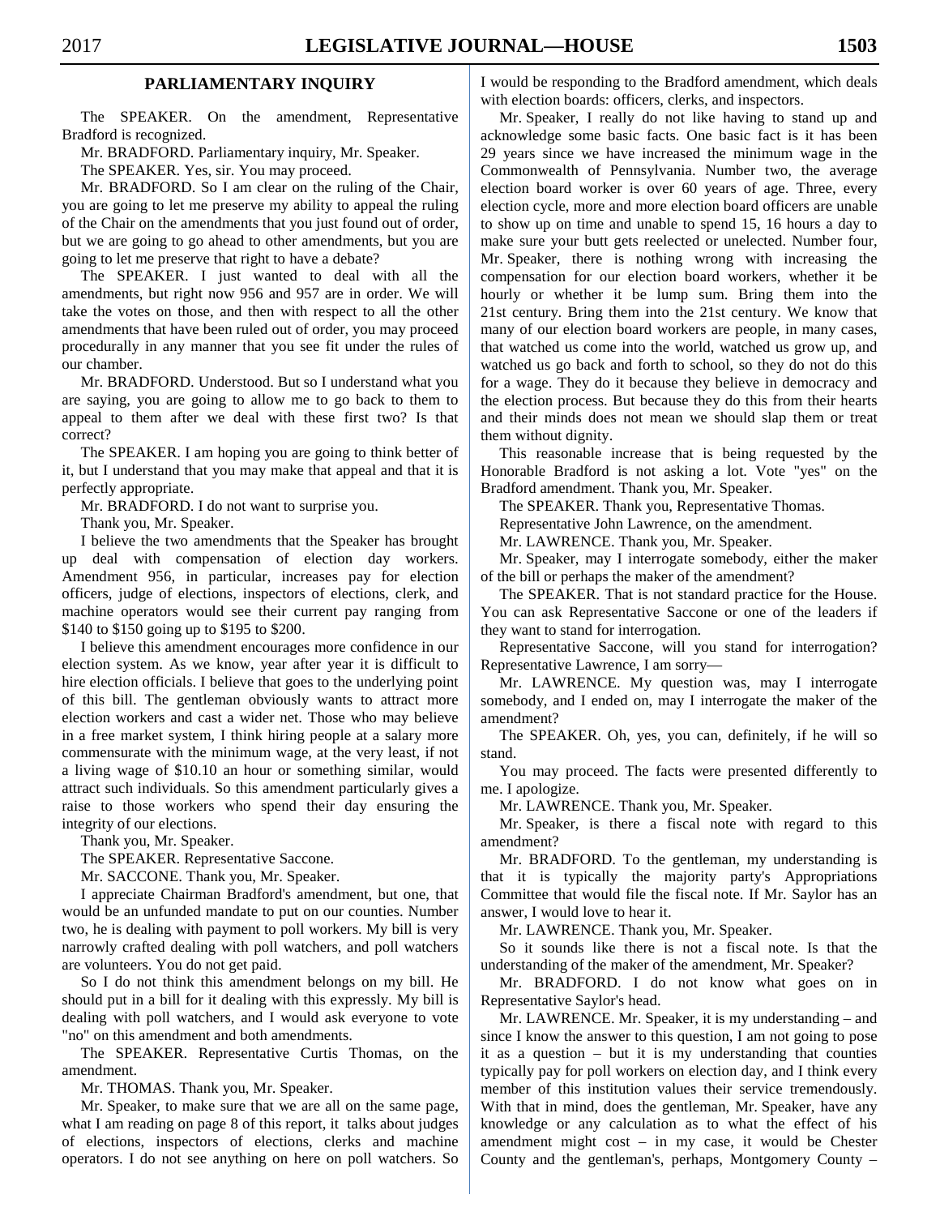## PARLIAMENTARY INQUIRY

The SPEAKER. On the amendment, Representative Bradford is recognized.

Mr. BRADFORD. Parliamentary inquiry, Mr. Speaker.

The SPEAKER. Yes, sir. You may proceed.

Mr. BRADFORD. So I am clear on the ruling of the Chair, you are going to let me preserve my ability to appeal the ruling of the Chair on the amendments that you just found out of order, but we are going to go ahead to other amendments, but you are going to let me preserve that right to have a debate?

The SPEAKER. I just wanted to deal with all the amendments, but right now 956 and 957 are in order. We will take the votes on those, and then with respect to all the other amendments that have been ruled out of order, you may proceed procedurally in any manner that you see fit under the rules of our chamber.

Mr. BRADFORD. Understood. But so I understand what you are saying, you are going to allow me to go back to them to appeal to them after we deal with these first two? Is that correct?

The SPEAKER. I am hoping you are going to think better of it, but I understand that you may make that appeal and that it is perfectly appropriate.

Mr. BRADFORD. I do not want to surprise you.

Thank you, Mr. Speaker.

I believe the two amendments that the Speaker has brought up deal with compensation of election day workers. Amendment 956, in particular, increases pay for election officers, judge of elections, inspectors of elections, clerk, and machine operators would see their current pay ranging from \$140 to \$150 going up to \$195 to \$200.

I believe this amendment encourages more confidence in our election system. As we know, year after year it is difficult to hire election officials. I believe that goes to the underlying point of this bill. The gentleman obviously wants to attract more election workers and cast a wider net. Those who may believe in a free market system, I think hiring people at a salary more commensurate with the minimum wage, at the very least, if not a living wage of \$10.10 an hour or something similar, would attract such individuals. So this amendment particularly gives a raise to those workers who spend their day ensuring the integrity of our elections.

Thank you, Mr. Speaker.

The SPEAKER. Representative Saccone.

Mr. SACCONE. Thank you, Mr. Speaker.

I appreciate Chairman Bradford's amendment, but one, that would be an unfunded mandate to put on our counties. Number two, he is dealing with payment to poll workers. My bill is very narrowly crafted dealing with poll watchers, and poll watchers are volunteers. You do not get paid.

So I do not think this amendment belongs on my bill. He should put in a bill for it dealing with this expressly. My bill is dealing with poll watchers, and I would ask everyone to vote "no" on this amendment and both amendments.

The SPEAKER. Representative Curtis Thomas, on the amendment.

Mr. THOMAS. Thank you, Mr. Speaker.

Mr. Speaker, to make sure that we are all on the same page, what I am reading on page 8 of this report, it talks about judges of elections, inspectors of elections, clerks and machine operators. I do not see anything on here on poll watchers. So I would be responding to the Bradford amendment, which deals with election boards: officers, clerks, and inspectors.

Mr. Speaker, I really do not like having to stand up and acknowledge some basic facts. One basic fact is it has been 29 years since we have increased the minimum wage in the Commonwealth of Pennsylvania. Number two, the average election board worker is over 60 years of age. Three, every election cycle, more and more election board officers are unable to show up on time and unable to spend 15, 16 hours a day to make sure your butt gets reelected or unelected. Number four, Mr. Speaker, there is nothing wrong with increasing the compensation for our election board workers, whether it be hourly or whether it be lump sum. Bring them into the 21st century. Bring them into the 21st century. We know that many of our election board workers are people, in many cases, that watched us come into the world, watched us grow up, and watched us go back and forth to school, so they do not do this for a wage. They do it because they believe in democracy and the election process. But because they do this from their hearts and their minds does not mean we should slap them or treat them without dignity.

This reasonable increase that is being requested by the Honorable Bradford is not asking a lot. Vote "yes" on the Bradford amendment. Thank you, Mr. Speaker.

The SPEAKER. Thank you, Representative Thomas.

Representative John Lawrence, on the amendment.

Mr. LAWRENCE. Thank you, Mr. Speaker.

Mr. Speaker, may I interrogate somebody, either the maker of the bill or perhaps the maker of the amendment?

The SPEAKER. That is not standard practice for the House. You can ask Representative Saccone or one of the leaders if they want to stand for interrogation.

Representative Saccone, will you stand for interrogation? Representative Lawrence, I am sorry—

Mr. LAWRENCE. My question was, may I interrogate somebody, and I ended on, may I interrogate the maker of the amendment?

The SPEAKER. Oh, yes, you can, definitely, if he will so stand.

You may proceed. The facts were presented differently to me. I apologize.

Mr. LAWRENCE. Thank you, Mr. Speaker.

Mr. Speaker, is there a fiscal note with regard to this amendment?

Mr. BRADFORD. To the gentleman, my understanding is that it is typically the majority party's Appropriations Committee that would file the fiscal note. If Mr. Saylor has an answer, I would love to hear it.

Mr. LAWRENCE. Thank you, Mr. Speaker.

So it sounds like there is not a fiscal note. Is that the understanding of the maker of the amendment, Mr. Speaker?

Mr. BRADFORD. I do not know what goes on in Representative Saylor's head.

Mr. LAWRENCE. Mr. Speaker, it is my understanding – and since I know the answer to this question, I am not going to pose it as a question – but it is my understanding that counties typically pay for poll workers on election day, and I think every member of this institution values their service tremendously. With that in mind, does the gentleman, Mr. Speaker, have any knowledge or any calculation as to what the effect of his amendment might cost – in my case, it would be Chester County and the gentleman's, perhaps, Montgomery County –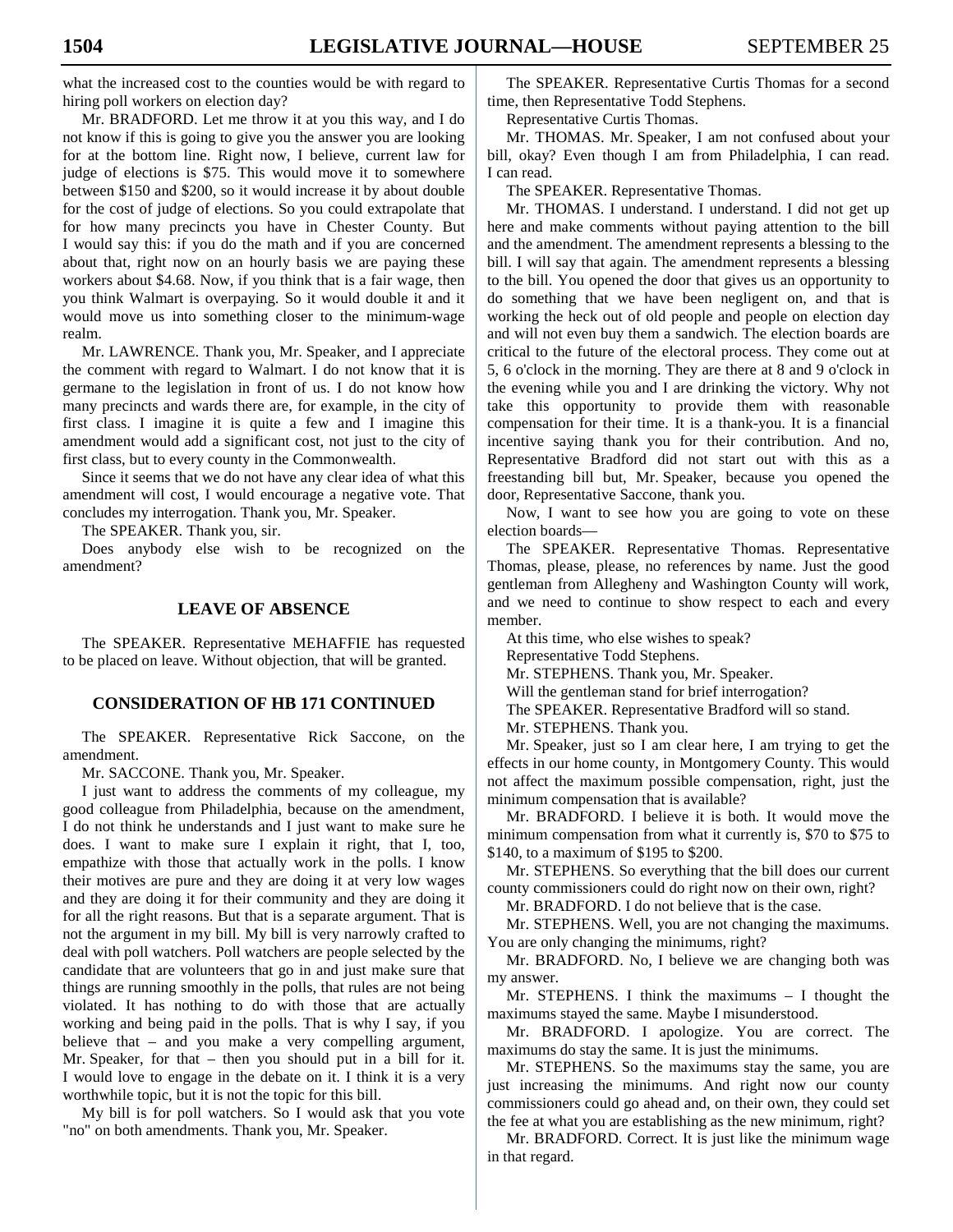what the increased cost to the counties would be with regard to hiring poll workers on election day?

Mr. BRADFORD. Let me throw it at you this way, and I do not know if this is going to give you the answer you are looking for at the bottom line. Right now, I believe, current law for judge of elections is $75. This would move it to somewhere between $150 and $200, so it would increase it by about double for the cost of judge of elections. So you could extrapolate that for how many precincts you have in Chester County. But I would say this: if you do the math and if you are concerned about that, right now on an hourly basis we are paying these workers about $4.68. Now, if you think that is a fair wage, then you think Walmart is overpaying. So it would double it and it would move us into something closer to the minimum-wage realm.

Mr. LAWRENCE. Thank you, Mr. Speaker, and I appreciate the comment with regard to Walmart. I do not know that it is germane to the legislation in front of us. I do not know how many precincts and wards there are, for example, in the city of first class. I imagine it is quite a few and I imagine this amendment would add a significant cost, not just to the city of first class, but to every county in the Commonwealth.

Since it seems that we do not have any clear idea of what this amendment will cost, I would encourage a negative vote. That concludes my interrogation. Thank you, Mr. Speaker.

The SPEAKER. Thank you, sir.

Does anybody else wish to be recognized on the amendment?

## LEAVE OF ABSENCE

The SPEAKER. Representative MEHAFFIE has requested to be placed on leave. Without objection, that will be granted.

## CONSIDERATION OF HB 171 CONTINUED

The SPEAKER. Representative Rick Saccone, on the amendment.

Mr. SACCONE. Thank you, Mr. Speaker.

I just want to address the comments of my colleague, my good colleague from Philadelphia, because on the amendment, I do not think he understands and I just want to make sure he does. I want to make sure I explain it right, that I, too, empathize with those that actually work in the polls. I know their motives are pure and they are doing it at very low wages and they are doing it for their community and they are doing it for all the right reasons. But that is a separate argument. That is not the argument in my bill. My bill is very narrowly crafted to deal with poll watchers. Poll watchers are people selected by the candidate that are volunteers that go in and just make sure that things are running smoothly in the polls, that rules are not being violated. It has nothing to do with those that are actually working and being paid in the polls. That is why I say, if you believe that – and you make a very compelling argument, Mr. Speaker, for that – then you should put in a bill for it. I would love to engage in the debate on it. I think it is a very worthwhile topic, but it is not the topic for this bill.

My bill is for poll watchers. So I would ask that you vote "no" on both amendments. Thank you, Mr. Speaker.

The SPEAKER. Representative Curtis Thomas for a second time, then Representative Todd Stephens.

Representative Curtis Thomas.

Mr. THOMAS. Mr. Speaker, I am not confused about your bill, okay? Even though I am from Philadelphia, I can read. I can read.

The SPEAKER. Representative Thomas.

Mr. THOMAS. I understand. I understand. I did not get up here and make comments without paying attention to the bill and the amendment. The amendment represents a blessing to the bill. I will say that again. The amendment represents a blessing to the bill. You opened the door that gives us an opportunity to do something that we have been negligent on, and that is working the heck out of old people and people on election day and will not even buy them a sandwich. The election boards are critical to the future of the electoral process. They come out at 5, 6 o'clock in the morning. They are there at 8 and 9 o'clock in the evening while you and I are drinking the victory. Why not take this opportunity to provide them with reasonable compensation for their time. It is a thank-you. It is a financial incentive saying thank you for their contribution. And no, Representative Bradford did not start out with this as a freestanding bill but, Mr. Speaker, because you opened the door, Representative Saccone, thank you.

Now, I want to see how you are going to vote on these election boards—

The SPEAKER. Representative Thomas. Representative Thomas, please, please, no references by name. Just the good gentleman from Allegheny and Washington County will work, and we need to continue to show respect to each and every member.

At this time, who else wishes to speak?

Representative Todd Stephens.

Mr. STEPHENS. Thank you, Mr. Speaker.

Will the gentleman stand for brief interrogation?

The SPEAKER. Representative Bradford will so stand.

Mr. STEPHENS. Thank you.

Mr. Speaker, just so I am clear here, I am trying to get the effects in our home county, in Montgomery County. This would not affect the maximum possible compensation, right, just the minimum compensation that is available?

Mr. BRADFORD. I believe it is both. It would move the minimum compensation from what it currently is, $70 to $75 to $140, to a maximum of $195 to $200.

Mr. STEPHENS. So everything that the bill does our current county commissioners could do right now on their own, right?

Mr. BRADFORD. I do not believe that is the case.

Mr. STEPHENS. Well, you are not changing the maximums. You are only changing the minimums, right?

Mr. BRADFORD. No, I believe we are changing both was my answer.

Mr. STEPHENS. I think the maximums – I thought the maximums stayed the same. Maybe I misunderstood.

Mr. BRADFORD. I apologize. You are correct. The maximums do stay the same. It is just the minimums.

Mr. STEPHENS. So the maximums stay the same, you are just increasing the minimums. And right now our county commissioners could go ahead and, on their own, they could set the fee at what you are establishing as the new minimum, right?

Mr. BRADFORD. Correct. It is just like the minimum wage in that regard.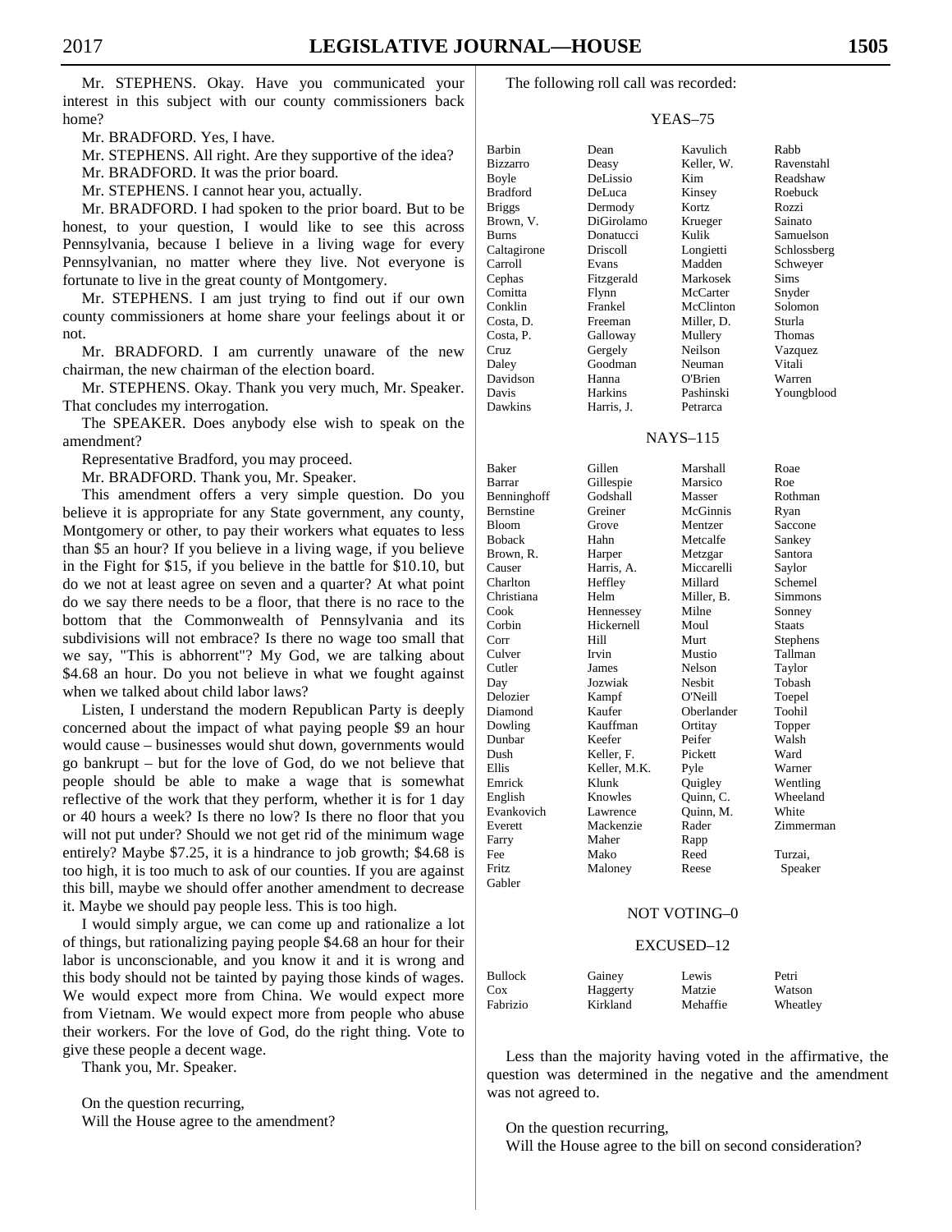Mr. STEPHENS. Okay. Have you communicated your interest in this subject with our county commissioners back home?

Mr. BRADFORD. Yes, I have.

Mr. STEPHENS. All right. Are they supportive of the idea?

Mr. BRADFORD. It was the prior board.

Mr. STEPHENS. I cannot hear you, actually.

Mr. BRADFORD. I had spoken to the prior board. But to be honest, to your question, I would like to see this across Pennsylvania, because I believe in a living wage for every Pennsylvanian, no matter where they live. Not everyone is fortunate to live in the great county of Montgomery.

Mr. STEPHENS. I am just trying to find out if our own county commissioners at home share your feelings about it or not.

Mr. BRADFORD. I am currently unaware of the new chairman, the new chairman of the election board.

Mr. STEPHENS. Okay. Thank you very much, Mr. Speaker. That concludes my interrogation.

The SPEAKER. Does anybody else wish to speak on the amendment?

Representative Bradford, you may proceed.

Mr. BRADFORD. Thank you, Mr. Speaker.

This amendment offers a very simple question. Do you believe it is appropriate for any State government, any county, Montgomery or other, to pay their workers what equates to less than $5 an hour? If you believe in a living wage, if you believe in the Fight for $15, if you believe in the battle for $10.10, but do we not at least agree on seven and a quarter? At what point do we say there needs to be a floor, that there is no race to the bottom that the Commonwealth of Pennsylvania and its subdivisions will not embrace? Is there no wage too small that we say, "This is abhorrent"? My God, we are talking about $4.68 an hour. Do you not believe in what we fought against when we talked about child labor laws?

Listen, I understand the modern Republican Party is deeply concerned about the impact of what paying people $9 an hour would cause – businesses would shut down, governments would go bankrupt – but for the love of God, do we not believe that people should be able to make a wage that is somewhat reflective of the work that they perform, whether it is for 1 day or 40 hours a week? Is there no low? Is there no floor that you will not put under? Should we not get rid of the minimum wage entirely? Maybe $7.25, it is a hindrance to job growth; $4.68 is too high, it is too much to ask of our counties. If you are against this bill, maybe we should offer another amendment to decrease it. Maybe we should pay people less. This is too high.

I would simply argue, we can come up and rationalize a lot of things, but rationalizing paying people $4.68 an hour for their labor is unconscionable, and you know it and it is wrong and this body should not be tainted by paying those kinds of wages. We would expect more from China. We would expect more from Vietnam. We would expect more from people who abuse their workers. For the love of God, do the right thing. Vote to give these people a decent wage.

Thank you, Mr. Speaker.

On the question recurring,
Will the House agree to the amendment?

The following roll call was recorded:

YEAS–75

| | | | |
|---|---|---|---|
| Barbin | Dean | Kavulich | Rabb |
| Bizzarro | Deasy | Keller, W. | Ravenstahl |
| Boyle | DeLissio | Kim | Readshaw |
| Bradford | DeLuca | Kinsey | Roebuck |
| Briggs | Dermody | Kortz | Rozzi |
| Brown, V. | DiGirolamo | Krueger | Sainato |
| Burns | Donatucci | Kulik | Samuelson |
| Caltagirone | Driscoll | Longietti | Schlossberg |
| Carroll | Evans | Madden | Schweyer |
| Cephas | Fitzgerald | Markosek | Sims |
| Comitta | Flynn | McCarter | Snyder |
| Conklin | Frankel | McClinton | Solomon |
| Costa, D. | Freeman | Miller, D. | Sturla |
| Costa, P. | Galloway | Mullery | Thomas |
| Cruz | Gergely | Neilson | Vazquez |
| Daley | Goodman | Neuman | Vitali |
| Davidson | Hanna | O'Brien | Warren |
| Davis | Harkins | Pashinski | Youngblood |
| Dawkins | Harris, J. | Petrarca | |

NAYS–115

| | | | |
|---|---|---|---|
| Baker | Gillen | Marshall | Roae |
| Barrar | Gillespie | Marsico | Roe |
| Benninghoff | Godshall | Masser | Rothman |
| Bernstine | Greiner | McGinnis | Ryan |
| Bloom | Grove | Mentzer | Saccone |
| Boback | Hahn | Metcalfe | Sankey |
| Brown, R. | Harper | Metzgar | Santora |
| Causer | Harris, A. | Miccarelli | Saylor |
| Charlton | Heffley | Millard | Schemel |
| Christiana | Helm | Miller, B. | Simmons |
| Cook | Hennessey | Milne | Sonney |
| Corbin | Hickernell | Moul | Staats |
| Corr | Hill | Murt | Stephens |
| Culver | Irvin | Mustio | Tallman |
| Cutler | James | Nelson | Taylor |
| Day | Jozwiak | Nesbit | Tobash |
| Delozier | Kampf | O'Neill | Toepel |
| Diamond | Kaufer | Oberlander | Toohil |
| Dowling | Kauffman | Ortitay | Topper |
| Dunbar | Keefer | Peifer | Walsh |
| Dush | Keller, F. | Pickett | Ward |
| Ellis | Keller, M.K. | Pyle | Warner |
| Emrick | Klunk | Quigley | Wentling |
| English | Knowles | Quinn, C. | Wheeland |
| Evankovich | Lawrence | Quinn, M. | White |
| Everett | Mackenzie | Rader | Zimmerman |
| Farry | Maher | Rapp | |
| Fee | Mako | Reed | Turzai, |
| Fritz | Maloney | Reese | Speaker |
| Gabler | | | |

NOT VOTING–0

EXCUSED–12

| | | | |
|---|---|---|---|
| Bullock | Gainey | Lewis | Petri |
| Cox | Haggerty | Matzie | Watson |
| Fabrizio | Kirkland | Mehaffie | Wheatley |

Less than the majority having voted in the affirmative, the question was determined in the negative and the amendment was not agreed to.

On the question recurring,
Will the House agree to the bill on second consideration?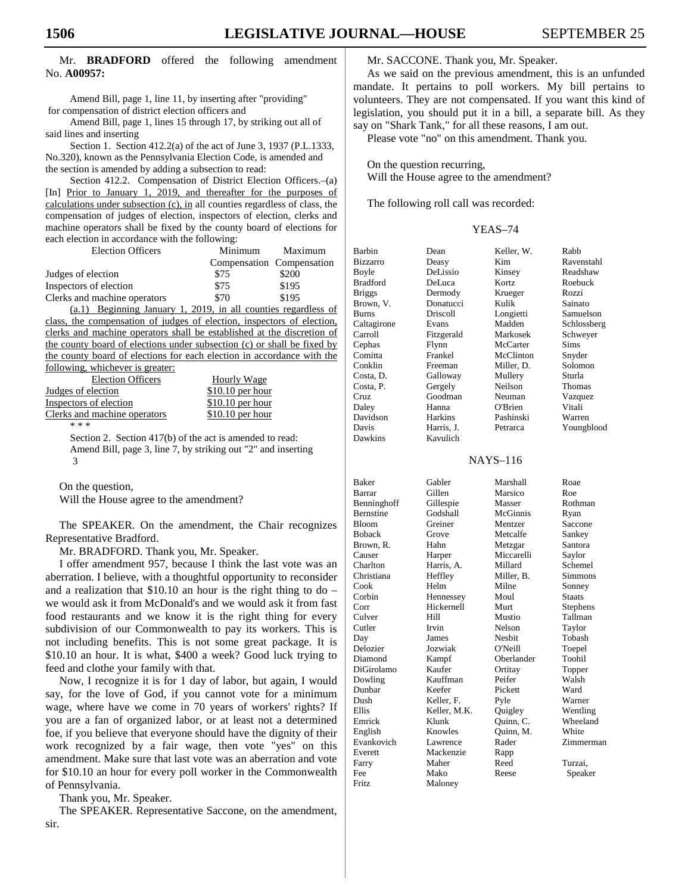Mr. **BRADFORD** offered the following amendment No. **A00957:**

Amend Bill, page 1, line 11, by inserting after "providing" for compensation of district election officers and

Amend Bill, page 1, lines 15 through 17, by striking out all of said lines and inserting

Section 1. Section 412.2(a) of the act of June 3, 1937 (P.L.1333, No.320), known as the Pennsylvania Election Code, is amended and the section is amended by adding a subsection to read:

Section 412.2. Compensation of District Election Officers.–(a) [In] Prior to January 1, 2019, and thereafter for the purposes of calculations under subsection (c), in all counties regardless of class, the compensation of judges of election, inspectors of election, clerks and machine operators shall be fixed by the county board of elections for each election in accordance with the following:

| Election Officers | Minimum Compensation | Maximum Compensation |
|---|---|---|
| Judges of election | $75 | $200 |
| Inspectors of election | $75 | $195 |
| Clerks and machine operators | $70 | $195 |

(a.1) Beginning January 1, 2019, in all counties regardless of class, the compensation of judges of election, inspectors of election, clerks and machine operators shall be established at the discretion of the county board of elections under subsection (c) or shall be fixed by the county board of elections for each election in accordance with the following, whichever is greater:

| Election Officers | Hourly Wage |
|---|---|
| Judges of election | $10.10 per hour |
| Inspectors of election | $10.10 per hour |
| Clerks and machine operators | $10.10 per hour |

\* \* \*

Section 2. Section 417(b) of the act is amended to read:

Amend Bill, page 3, line 7, by striking out "2" and inserting 3

On the question,
Will the House agree to the amendment?

The SPEAKER. On the amendment, the Chair recognizes Representative Bradford.

Mr. BRADFORD. Thank you, Mr. Speaker.

I offer amendment 957, because I think the last vote was an aberration. I believe, with a thoughtful opportunity to reconsider and a realization that $10.10 an hour is the right thing to do – we would ask it from McDonald's and we would ask it from fast food restaurants and we know it is the right thing for every subdivision of our Commonwealth to pay its workers. This is not including benefits. This is not some great package. It is $10.10 an hour. It is what, $400 a week? Good luck trying to feed and clothe your family with that.

Now, I recognize it is for 1 day of labor, but again, I would say, for the love of God, if you cannot vote for a minimum wage, where have we come in 70 years of workers' rights? If you are a fan of organized labor, or at least not a determined foe, if you believe that everyone should have the dignity of their work recognized by a fair wage, then vote "yes" on this amendment. Make sure that last vote was an aberration and vote for $10.10 an hour for every poll worker in the Commonwealth of Pennsylvania.

Thank you, Mr. Speaker.

The SPEAKER. Representative Saccone, on the amendment, sir.

Mr. SACCONE. Thank you, Mr. Speaker.

As we said on the previous amendment, this is an unfunded mandate. It pertains to poll workers. My bill pertains to volunteers. They are not compensated. If you want this kind of legislation, you should put it in a bill, a separate bill. As they say on "Shark Tank," for all these reasons, I am out.

Please vote "no" on this amendment. Thank you.

On the question recurring,
Will the House agree to the amendment?

The following roll call was recorded:

YEAS–74

| | | | |
|---|---|---|---|
| Barbin | Dean | Keller, W. | Rabb |
| Bizzarro | Deasy | Kim | Ravenstahl |
| Boyle | DeLissio | Kinsey | Readshaw |
| Bradford | DeLuca | Kortz | Roebuck |
| Briggs | Dermody | Krueger | Rozzi |
| Brown, V. | Donatucci | Kulik | Sainato |
| Burns | Driscoll | Longietti | Samuelson |
| Caltagirone | Evans | Madden | Schlossberg |
| Carroll | Fitzgerald | Markosek | Schweyer |
| Cephas | Flynn | McCarter | Sims |
| Comitta | Frankel | McClinton | Snyder |
| Conklin | Freeman | Miller, D. | Solomon |
| Costa, D. | Galloway | Mullery | Sturla |
| Costa, P. | Gergely | Neilson | Thomas |
| Cruz | Goodman | Neuman | Vazquez |
| Daley | Hanna | O'Brien | Vitali |
| Davidson | Harkins | Pashinski | Warren |
| Davis | Harris, J. | Petrarca | Youngblood |
| Dawkins | Kavulich | | |

NAYS–116

| | | | |
|---|---|---|---|
| Baker | Gabler | Marshall | Roae |
| Barrar | Gillen | Marsico | Roe |
| Benninghoff | Gillespie | Masser | Rothman |
| Bernstine | Godshall | McGinnis | Ryan |
| Bloom | Greiner | Mentzer | Saccone |
| Boback | Grove | Metcalfe | Sankey |
| Brown, R. | Hahn | Metzgar | Santora |
| Causer | Harper | Miccarelli | Saylor |
| Charlton | Harris, A. | Millard | Schemel |
| Christiana | Heffley | Miller, B. | Simmons |
| Cook | Helm | Milne | Sonney |
| Corbin | Hennessey | Moul | Staats |
| Corr | Hickernell | Murt | Stephens |
| Culver | Hill | Mustio | Tallman |
| Cutler | Irvin | Nelson | Taylor |
| Day | James | Nesbit | Tobash |
| Delozier | Jozwiak | O'Neill | Toepel |
| Diamond | Kampf | Oberlander | Toohil |
| DiGirolamo | Kaufer | Ortitay | Topper |
| Dowling | Kauffman | Peifer | Walsh |
| Dunbar | Keefer | Pickett | Ward |
| Dush | Keller, F. | Pyle | Warner |
| Ellis | Keller, M.K. | Quigley | Wentling |
| Emrick | Klunk | Quinn, C. | Wheeland |
| English | Knowles | Quinn, M. | White |
| Evankovich | Lawrence | Rader | Zimmerman |
| Everett | Mackenzie | Rapp | |
| Farry | Maher | Reed | Turzai, |
| Fee | Mako | Reese | Speaker |
| Fritz | Maloney | | |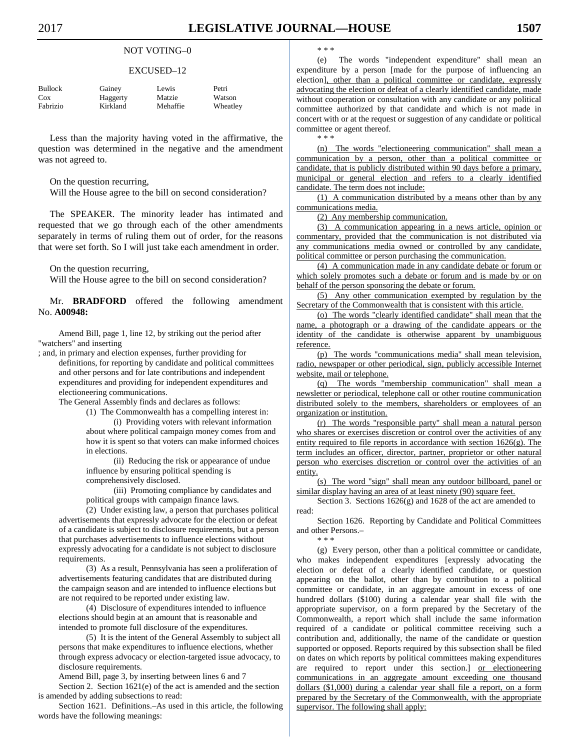NOT VOTING–0

EXCUSED–12

| Bullock | Gainey | Lewis | Petri |
|---|---|---|---|
| Cox | Haggerty | Matzie | Watson |
| Fabrizio | Kirkland | Mehaffie | Wheatley |

Less than the majority having voted in the affirmative, the question was determined in the negative and the amendment was not agreed to.

On the question recurring,
Will the House agree to the bill on second consideration?

The SPEAKER. The minority leader has intimated and requested that we go through each of the other amendments separately in terms of ruling them out of order, for the reasons that were set forth. So I will just take each amendment in order.

On the question recurring,
Will the House agree to the bill on second consideration?

Mr. **BRADFORD** offered the following amendment No. **A00948:**

Amend Bill, page 1, line 12, by striking out the period after "watchers" and inserting

; and, in primary and election expenses, further providing for definitions, for reporting by candidate and political committees and other persons and for late contributions and independent expenditures and providing for independent expenditures and electioneering communications.

The General Assembly finds and declares as follows:

(1) The Commonwealth has a compelling interest in:

(i) Providing voters with relevant information about where political campaign money comes from and how it is spent so that voters can make informed choices in elections.

(ii) Reducing the risk or appearance of undue influence by ensuring political spending is comprehensively disclosed.

(iii) Promoting compliance by candidates and political groups with campaign finance laws.

(2) Under existing law, a person that purchases political advertisements that expressly advocate for the election or defeat of a candidate is subject to disclosure requirements, but a person that purchases advertisements to influence elections without expressly advocating for a candidate is not subject to disclosure requirements.

(3) As a result, Pennsylvania has seen a proliferation of advertisements featuring candidates that are distributed during the campaign season and are intended to influence elections but are not required to be reported under existing law.

(4) Disclosure of expenditures intended to influence elections should begin at an amount that is reasonable and intended to promote full disclosure of the expenditures.

(5) It is the intent of the General Assembly to subject all persons that make expenditures to influence elections, whether through express advocacy or election-targeted issue advocacy, to disclosure requirements.

Amend Bill, page 3, by inserting between lines 6 and 7

Section 2. Section 1621(e) of the act is amended and the section is amended by adding subsections to read:

Section 1621. Definitions.–As used in this article, the following words have the following meanings:

\* \* \*

(e) The words "independent expenditure" shall mean an expenditure by a person [made for the purpose of influencing an election], other than a political committee or candidate, expressly advocating the election or defeat of a clearly identified candidate, made without cooperation or consultation with any candidate or any political committee authorized by that candidate and which is not made in concert with or at the request or suggestion of any candidate or political committee or agent thereof.

\* \* \*

(n) The words "electioneering communication" shall mean a communication by a person, other than a political committee or candidate, that is publicly distributed within 90 days before a primary, municipal or general election and refers to a clearly identified candidate. The term does not include:

(1) A communication distributed by a means other than by any communications media.

(2) Any membership communication.

(3) A communication appearing in a news article, opinion or commentary, provided that the communication is not distributed via any communications media owned or controlled by any candidate, political committee or person purchasing the communication.

(4) A communication made in any candidate debate or forum or which solely promotes such a debate or forum and is made by or on behalf of the person sponsoring the debate or forum.

(5) Any other communication exempted by regulation by the Secretary of the Commonwealth that is consistent with this article.

(o) The words "clearly identified candidate" shall mean that the name, a photograph or a drawing of the candidate appears or the identity of the candidate is otherwise apparent by unambiguous reference.

(p) The words "communications media" shall mean television, radio, newspaper or other periodical, sign, publicly accessible Internet website, mail or telephone.

(q) The words "membership communication" shall mean a newsletter or periodical, telephone call or other routine communication distributed solely to the members, shareholders or employees of an organization or institution.

(r) The words "responsible party" shall mean a natural person who shares or exercises discretion or control over the activities of any entity required to file reports in accordance with section 1626(g). The term includes an officer, director, partner, proprietor or other natural person who exercises discretion or control over the activities of an entity.

(s) The word "sign" shall mean any outdoor billboard, panel or similar display having an area of at least ninety (90) square feet.

Section 3. Sections 1626(g) and 1628 of the act are amended to read:

Section 1626. Reporting by Candidate and Political Committees and other Persons.–

\* \* \*

(g) Every person, other than a political committee or candidate, who makes independent expenditures [expressly advocating the election or defeat of a clearly identified candidate, or question appearing on the ballot, other than by contribution to a political committee or candidate, in an aggregate amount in excess of one hundred dollars ($100) during a calendar year shall file with the appropriate supervisor, on a form prepared by the Secretary of the Commonwealth, a report which shall include the same information required of a candidate or political committee receiving such a contribution and, additionally, the name of the candidate or question supported or opposed. Reports required by this subsection shall be filed on dates on which reports by political committees making expenditures are required to report under this section.] or electioneering communications in an aggregate amount exceeding one thousand dollars ($1,000) during a calendar year shall file a report, on a form prepared by the Secretary of the Commonwealth, with the appropriate supervisor. The following shall apply: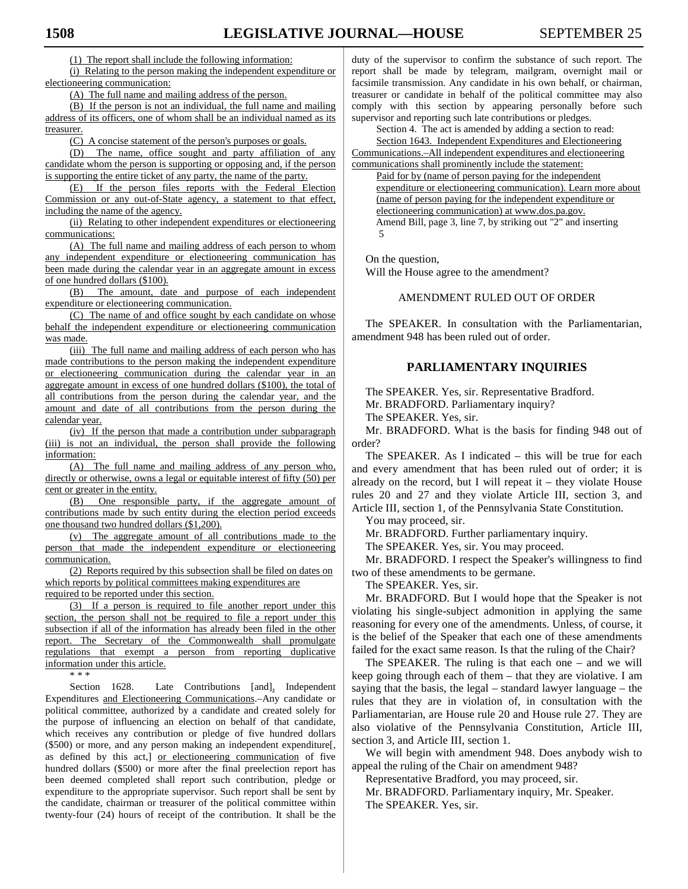(1) The report shall include the following information:

(i) Relating to the person making the independent expenditure or electioneering communication:

(A) The full name and mailing address of the person.

(B) If the person is not an individual, the full name and mailing address of its officers, one of whom shall be an individual named as its treasurer.

(C) A concise statement of the person's purposes or goals.

(D) The name, office sought and party affiliation of any candidate whom the person is supporting or opposing and, if the person is supporting the entire ticket of any party, the name of the party.

(E) If the person files reports with the Federal Election Commission or any out-of-State agency, a statement to that effect, including the name of the agency.

(ii) Relating to other independent expenditures or electioneering communications:

(A) The full name and mailing address of each person to whom any independent expenditure or electioneering communication has been made during the calendar year in an aggregate amount in excess of one hundred dollars ($100).

(B) The amount, date and purpose of each independent expenditure or electioneering communication.

(C) The name of and office sought by each candidate on whose behalf the independent expenditure or electioneering communication was made.

(iii) The full name and mailing address of each person who has made contributions to the person making the independent expenditure or electioneering communication during the calendar year in an aggregate amount in excess of one hundred dollars ($100), the total of all contributions from the person during the calendar year, and the amount and date of all contributions from the person during the calendar year.

(iv) If the person that made a contribution under subparagraph (iii) is not an individual, the person shall provide the following information:

(A) The full name and mailing address of any person who, directly or otherwise, owns a legal or equitable interest of fifty (50) per cent or greater in the entity.

(B) One responsible party, if the aggregate amount of contributions made by such entity during the election period exceeds one thousand two hundred dollars ($1,200).

(v) The aggregate amount of all contributions made to the person that made the independent expenditure or electioneering communication.

(2) Reports required by this subsection shall be filed on dates on which reports by political committees making expenditures are required to be reported under this section.

(3) If a person is required to file another report under this section, the person shall not be required to file a report under this subsection if all of the information has already been filed in the other report. The Secretary of the Commonwealth shall promulgate regulations that exempt a person from reporting duplicative information under this article.

\* \* \*

Section 1628. Late Contributions [and], Independent Expenditures and Electioneering Communications.–Any candidate or political committee, authorized by a candidate and created solely for the purpose of influencing an election on behalf of that candidate, which receives any contribution or pledge of five hundred dollars ($500) or more, and any person making an independent expenditure[, as defined by this act,] or electioneering communication of five hundred dollars ($500) or more after the final preelection report has been deemed completed shall report such contribution, pledge or expenditure to the appropriate supervisor. Such report shall be sent by the candidate, chairman or treasurer of the political committee within twenty-four (24) hours of receipt of the contribution. It shall be the duty of the supervisor to confirm the substance of such report. The report shall be made by telegram, mailgram, overnight mail or facsimile transmission. Any candidate in his own behalf, or chairman, treasurer or candidate in behalf of the political committee may also comply with this section by appearing personally before such supervisor and reporting such late contributions or pledges.

Section 4. The act is amended by adding a section to read:

Section 1643. Independent Expenditures and Electioneering Communications.–All independent expenditures and electioneering communications shall prominently include the statement:

Paid for by (name of person paying for the independent expenditure or electioneering communication). Learn more about (name of person paying for the independent expenditure or electioneering communication) at www.dos.pa.gov.

Amend Bill, page 3, line 7, by striking out "2" and inserting 5

On the question,
Will the House agree to the amendment?

AMENDMENT RULED OUT OF ORDER

The SPEAKER. In consultation with the Parliamentarian, amendment 948 has been ruled out of order.

## PARLIAMENTARY INQUIRIES

The SPEAKER. Yes, sir. Representative Bradford.

Mr. BRADFORD. Parliamentary inquiry?

The SPEAKER. Yes, sir.

Mr. BRADFORD. What is the basis for finding 948 out of order?

The SPEAKER. As I indicated – this will be true for each and every amendment that has been ruled out of order; it is already on the record, but I will repeat it – they violate House rules 20 and 27 and they violate Article III, section 3, and Article III, section 1, of the Pennsylvania State Constitution.

You may proceed, sir.

Mr. BRADFORD. Further parliamentary inquiry.

The SPEAKER. Yes, sir. You may proceed.

Mr. BRADFORD. I respect the Speaker's willingness to find two of these amendments to be germane.

The SPEAKER. Yes, sir.

Mr. BRADFORD. But I would hope that the Speaker is not violating his single-subject admonition in applying the same reasoning for every one of the amendments. Unless, of course, it is the belief of the Speaker that each one of these amendments failed for the exact same reason. Is that the ruling of the Chair?

The SPEAKER. The ruling is that each one – and we will keep going through each of them – that they are violative. I am saying that the basis, the legal – standard lawyer language – the rules that they are in violation of, in consultation with the Parliamentarian, are House rule 20 and House rule 27. They are also violative of the Pennsylvania Constitution, Article III, section 3, and Article III, section 1.

We will begin with amendment 948. Does anybody wish to appeal the ruling of the Chair on amendment 948?

Representative Bradford, you may proceed, sir.

Mr. BRADFORD. Parliamentary inquiry, Mr. Speaker.

The SPEAKER. Yes, sir.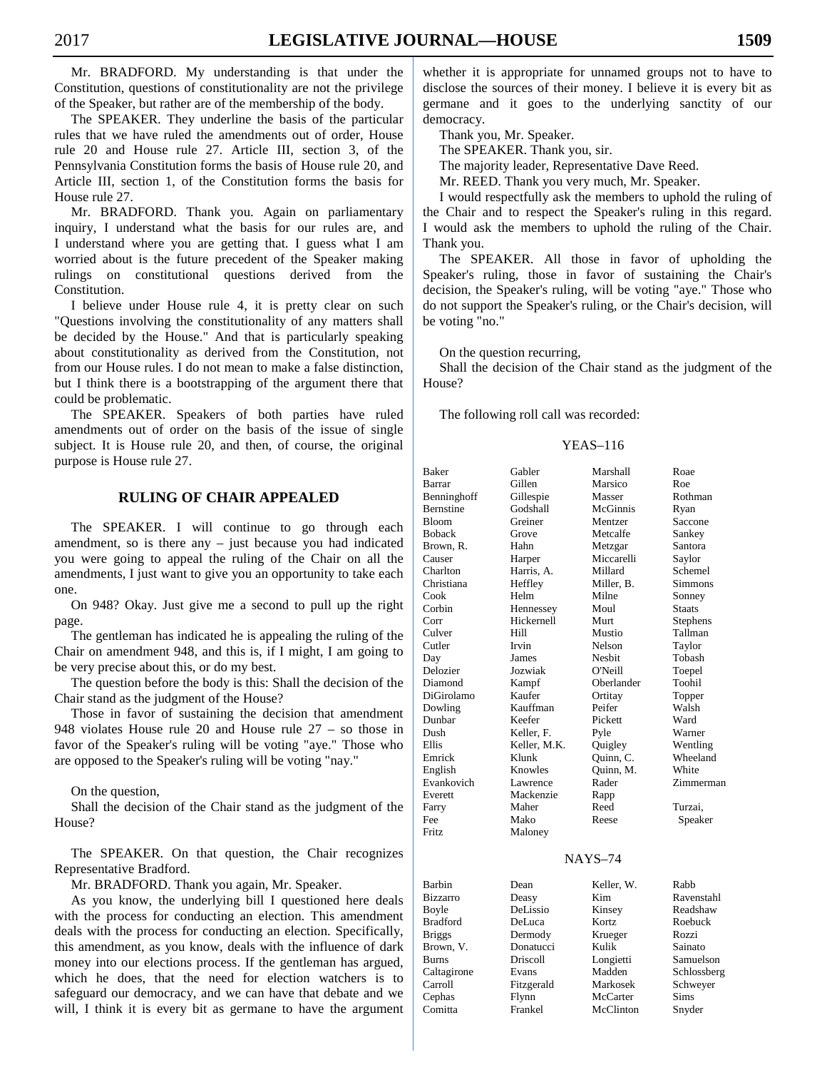Mr. BRADFORD. My understanding is that under the Constitution, questions of constitutionality are not the privilege of the Speaker, but rather are of the membership of the body.

The SPEAKER. They underline the basis of the particular rules that we have ruled the amendments out of order, House rule 20 and House rule 27. Article III, section 3, of the Pennsylvania Constitution forms the basis of House rule 20, and Article III, section 1, of the Constitution forms the basis for House rule 27.

Mr. BRADFORD. Thank you. Again on parliamentary inquiry, I understand what the basis for our rules are, and I understand where you are getting that. I guess what I am worried about is the future precedent of the Speaker making rulings on constitutional questions derived from the Constitution.

I believe under House rule 4, it is pretty clear on such "Questions involving the constitutionality of any matters shall be decided by the House." And that is particularly speaking about constitutionality as derived from the Constitution, not from our House rules. I do not mean to make a false distinction, but I think there is a bootstrapping of the argument there that could be problematic.

The SPEAKER. Speakers of both parties have ruled amendments out of order on the basis of the issue of single subject. It is House rule 20, and then, of course, the original purpose is House rule 27.

## RULING OF CHAIR APPEALED

The SPEAKER. I will continue to go through each amendment, so is there any – just because you had indicated you were going to appeal the ruling of the Chair on all the amendments, I just want to give you an opportunity to take each one.

On 948? Okay. Just give me a second to pull up the right page.

The gentleman has indicated he is appealing the ruling of the Chair on amendment 948, and this is, if I might, I am going to be very precise about this, or do my best.

The question before the body is this: Shall the decision of the Chair stand as the judgment of the House?

Those in favor of sustaining the decision that amendment 948 violates House rule 20 and House rule 27 – so those in favor of the Speaker's ruling will be voting "aye." Those who are opposed to the Speaker's ruling will be voting "nay."

On the question,
Shall the decision of the Chair stand as the judgment of the House?

The SPEAKER. On that question, the Chair recognizes Representative Bradford.

Mr. BRADFORD. Thank you again, Mr. Speaker.

As you know, the underlying bill I questioned here deals with the process for conducting an election. This amendment deals with the process for conducting an election. Specifically, this amendment, as you know, deals with the influence of dark money into our elections process. If the gentleman has argued, which he does, that the need for election watchers is to safeguard our democracy, and we can have that debate and we will, I think it is every bit as germane to have the argument whether it is appropriate for unnamed groups not to have to disclose the sources of their money. I believe it is every bit as germane and it goes to the underlying sanctity of our democracy.

Thank you, Mr. Speaker.

The SPEAKER. Thank you, sir.

The majority leader, Representative Dave Reed.

Mr. REED. Thank you very much, Mr. Speaker.

I would respectfully ask the members to uphold the ruling of the Chair and to respect the Speaker's ruling in this regard. I would ask the members to uphold the ruling of the Chair. Thank you.

The SPEAKER. All those in favor of upholding the Speaker's ruling, those in favor of sustaining the Chair's decision, the Speaker's ruling, will be voting "aye." Those who do not support the Speaker's ruling, or the Chair's decision, will be voting "no."

On the question recurring,
Shall the decision of the Chair stand as the judgment of the House?

The following roll call was recorded:

YEAS–116

| | | | |
|---|---|---|---|
| Baker | Gabler | Marshall | Roae |
| Barrar | Gillen | Marsico | Roe |
| Benninghoff | Gillespie | Masser | Rothman |
| Bernstine | Godshall | McGinnis | Ryan |
| Bloom | Greiner | Mentzer | Saccone |
| Boback | Grove | Metcalfe | Sankey |
| Brown, R. | Hahn | Metzgar | Santora |
| Causer | Harper | Miccarelli | Saylor |
| Charlton | Harris, A. | Millard | Schemel |
| Christiana | Heffley | Miller, B. | Simmons |
| Cook | Helm | Milne | Sonney |
| Corbin | Hennessey | Moul | Staats |
| Corr | Hickernell | Murt | Stephens |
| Culver | Hill | Mustio | Tallman |
| Cutler | Irvin | Nelson | Taylor |
| Day | James | Nesbit | Tobash |
| Delozier | Jozwiak | O'Neill | Toepel |
| Diamond | Kampf | Oberlander | Toohil |
| DiGirolamo | Kaufer | Ortitay | Topper |
| Dowling | Kauffman | Peifer | Walsh |
| Dunbar | Keefer | Pickett | Ward |
| Dush | Keller, F. | Pyle | Warner |
| Ellis | Keller, M.K. | Quigley | Wentling |
| Emrick | Klunk | Quinn, C. | Wheeland |
| English | Knowles | Quinn, M. | White |
| Evankovich | Lawrence | Rader | Zimmerman |
| Everett | Mackenzie | Rapp | |
| Farry | Maher | Reed | Turzai, |
| Fee | Mako | Reese | Speaker |
| Fritz | Maloney | | |

NAYS–74

| | | | |
|---|---|---|---|
| Barbin | Dean | Keller, W. | Rabb |
| Bizzarro | Deasy | Kim | Ravenstahl |
| Boyle | DeLissio | Kinsey | Readshaw |
| Bradford | DeLuca | Kortz | Roebuck |
| Briggs | Dermody | Krueger | Rozzi |
| Brown, V. | Donatucci | Kulik | Sainato |
| Burns | Driscoll | Longietti | Samuelson |
| Caltagirone | Evans | Madden | Schlossberg |
| Carroll | Fitzgerald | Markosek | Schweyer |
| Cephas | Flynn | McCarter | Sims |
| Comitta | Frankel | McClinton | Snyder |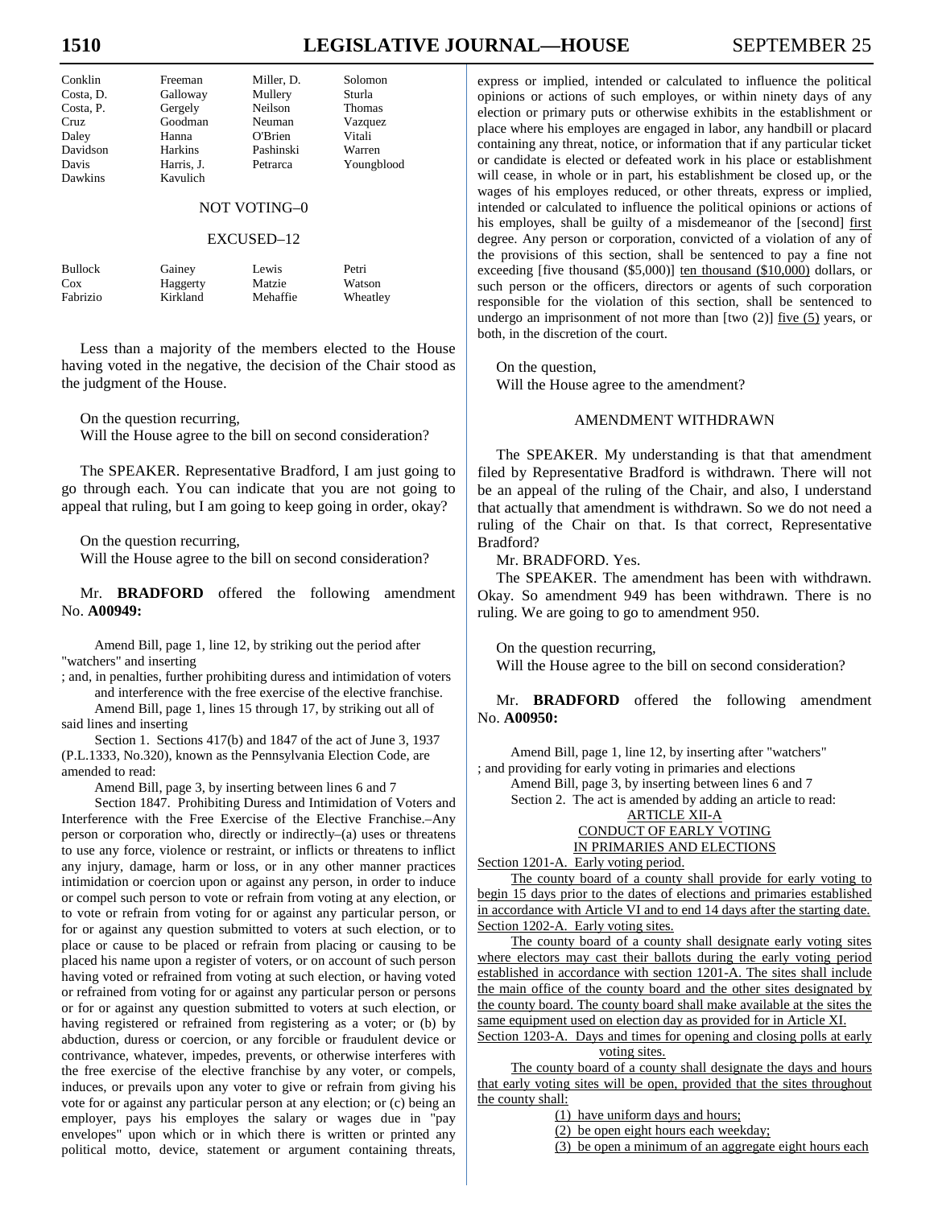| Conklin | Freeman | Miller, D. | Solomon |
|---|---|---|---|
| Costa, D. | Galloway | Mullery | Sturla |
| Costa, P. | Gergely | Neilson | Thomas |
| Cruz | Goodman | Neuman | Vazquez |
| Daley | Hanna | O'Brien | Vitali |
| Davidson | Harkins | Pashinski | Warren |
| Davis | Harris, J. | Petrarca | Youngblood |
| Dawkins | Kavulich | | |

NOT VOTING–0

EXCUSED–12

| Bullock | Gainey | Lewis | Petri |
|---|---|---|---|
| Cox | Haggerty | Matzie | Watson |
| Fabrizio | Kirkland | Mehaffie | Wheatley |

Less than a majority of the members elected to the House having voted in the negative, the decision of the Chair stood as the judgment of the House.

On the question recurring,
Will the House agree to the bill on second consideration?

The SPEAKER. Representative Bradford, I am just going to go through each. You can indicate that you are not going to appeal that ruling, but I am going to keep going in order, okay?

On the question recurring,
Will the House agree to the bill on second consideration?

Mr. **BRADFORD** offered the following amendment No. **A00949:**

Amend Bill, page 1, line 12, by striking out the period after "watchers" and inserting
; and, in penalties, further prohibiting duress and intimidation of voters and interference with the free exercise of the elective franchise.

Amend Bill, page 1, lines 15 through 17, by striking out all of said lines and inserting

Section 1. Sections 417(b) and 1847 of the act of June 3, 1937 (P.L.1333, No.320), known as the Pennsylvania Election Code, are amended to read:

Amend Bill, page 3, by inserting between lines 6 and 7

Section 1847. Prohibiting Duress and Intimidation of Voters and Interference with the Free Exercise of the Elective Franchise.–Any person or corporation who, directly or indirectly–(a) uses or threatens to use any force, violence or restraint, or inflicts or threatens to inflict any injury, damage, harm or loss, or in any other manner practices intimidation or coercion upon or against any person, in order to induce or compel such person to vote or refrain from voting at any election, or to vote or refrain from voting for or against any particular person, or for or against any question submitted to voters at such election, or to place or cause to be placed or refrain from placing or causing to be placed his name upon a register of voters, or on account of such person having voted or refrained from voting at such election, or having voted or refrained from voting for or against any particular person or persons or for or against any question submitted to voters at such election, or having registered or refrained from registering as a voter; or (b) by abduction, duress or coercion, or any forcible or fraudulent device or contrivance, whatever, impedes, prevents, or otherwise interferes with the free exercise of the elective franchise by any voter, or compels, induces, or prevails upon any voter to give or refrain from giving his vote for or against any particular person at any election; or (c) being an employer, pays his employes the salary or wages due in "pay envelopes" upon which or in which there is written or printed any political motto, device, statement or argument containing threats, express or implied, intended or calculated to influence the political opinions or actions of such employes, or within ninety days of any election or primary puts or otherwise exhibits in the establishment or place where his employes are engaged in labor, any handbill or placard containing any threat, notice, or information that if any particular ticket or candidate is elected or defeated work in his place or establishment will cease, in whole or in part, his establishment be closed up, or the wages of his employes reduced, or other threats, express or implied, intended or calculated to influence the political opinions or actions of his employes, shall be guilty of a misdemeanor of the [second] first degree. Any person or corporation, convicted of a violation of any of the provisions of this section, shall be sentenced to pay a fine not exceeding [five thousand ($5,000)] ten thousand ($10,000) dollars, or such person or the officers, directors or agents of such corporation responsible for the violation of this section, shall be sentenced to undergo an imprisonment of not more than [two (2)] five (5) years, or both, in the discretion of the court.

On the question,
Will the House agree to the amendment?

AMENDMENT WITHDRAWN

The SPEAKER. My understanding is that that amendment filed by Representative Bradford is withdrawn. There will not be an appeal of the ruling of the Chair, and also, I understand that actually that amendment is withdrawn. So we do not need a ruling of the Chair on that. Is that correct, Representative Bradford?

Mr. BRADFORD. Yes.

The SPEAKER. The amendment has been with withdrawn. Okay. So amendment 949 has been withdrawn. There is no ruling. We are going to go to amendment 950.

On the question recurring,
Will the House agree to the bill on second consideration?

Mr. **BRADFORD** offered the following amendment No. **A00950:**

Amend Bill, page 1, line 12, by inserting after "watchers"
; and providing for early voting in primaries and elections

Amend Bill, page 3, by inserting between lines 6 and 7

Section 2. The act is amended by adding an article to read:

ARTICLE XII-A
CONDUCT OF EARLY VOTING
IN PRIMARIES AND ELECTIONS

Section 1201-A. Early voting period.

The county board of a county shall provide for early voting to begin 15 days prior to the dates of elections and primaries established in accordance with Article VI and to end 14 days after the starting date.

Section 1202-A. Early voting sites.

The county board of a county shall designate early voting sites where electors may cast their ballots during the early voting period established in accordance with section 1201-A. The sites shall include the main office of the county board and the other sites designated by the county board. The county board shall make available at the sites the same equipment used on election day as provided for in Article XI.

Section 1203-A. Days and times for opening and closing polls at early voting sites.

The county board of a county shall designate the days and hours that early voting sites will be open, provided that the sites throughout the county shall:

(1) have uniform days and hours;

(2) be open eight hours each weekday;

(3) be open a minimum of an aggregate eight hours each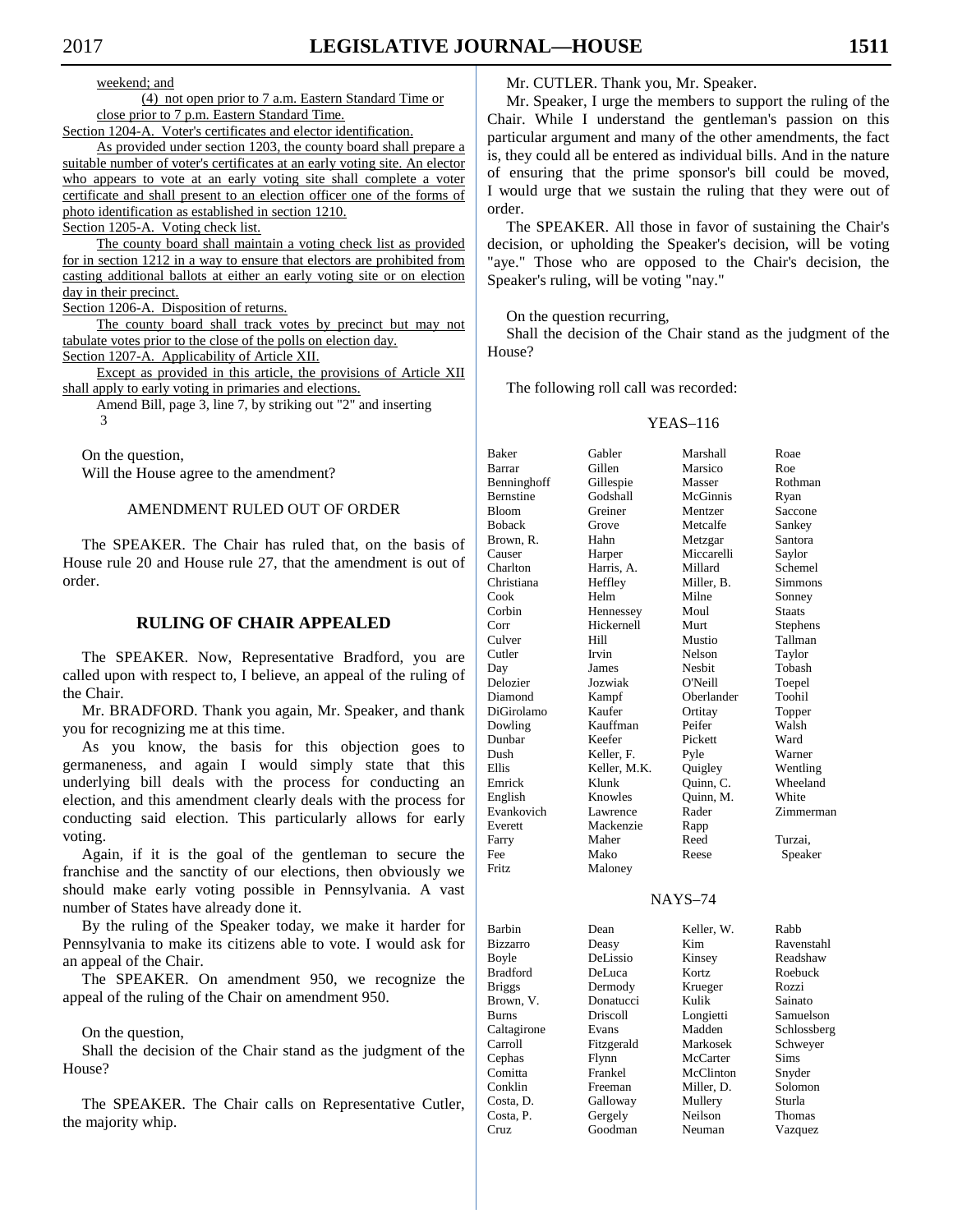weekend; and

(4) not open prior to 7 a.m. Eastern Standard Time or close prior to 7 p.m. Eastern Standard Time.

Section 1204-A. Voter's certificates and elector identification.

As provided under section 1203, the county board shall prepare a suitable number of voter's certificates at an early voting site. An elector who appears to vote at an early voting site shall complete a voter certificate and shall present to an election officer one of the forms of photo identification as established in section 1210.

Section 1205-A. Voting check list.

The county board shall maintain a voting check list as provided for in section 1212 in a way to ensure that electors are prohibited from casting additional ballots at either an early voting site or on election day in their precinct.

Section 1206-A. Disposition of returns.

The county board shall track votes by precinct but may not tabulate votes prior to the close of the polls on election day.

Section 1207-A. Applicability of Article XII.

Except as provided in this article, the provisions of Article XII shall apply to early voting in primaries and elections.

Amend Bill, page 3, line 7, by striking out "2" and inserting 3

On the question,
Will the House agree to the amendment?

AMENDMENT RULED OUT OF ORDER

The SPEAKER. The Chair has ruled that, on the basis of House rule 20 and House rule 27, that the amendment is out of order.

## RULING OF CHAIR APPEALED

The SPEAKER. Now, Representative Bradford, you are called upon with respect to, I believe, an appeal of the ruling of the Chair.

Mr. BRADFORD. Thank you again, Mr. Speaker, and thank you for recognizing me at this time.

As you know, the basis for this objection goes to germaneness, and again I would simply state that this underlying bill deals with the process for conducting an election, and this amendment clearly deals with the process for conducting said election. This particularly allows for early voting.

Again, if it is the goal of the gentleman to secure the franchise and the sanctity of our elections, then obviously we should make early voting possible in Pennsylvania. A vast number of States have already done it.

By the ruling of the Speaker today, we make it harder for Pennsylvania to make its citizens able to vote. I would ask for an appeal of the Chair.

The SPEAKER. On amendment 950, we recognize the appeal of the ruling of the Chair on amendment 950.

On the question,
Shall the decision of the Chair stand as the judgment of the House?

The SPEAKER. The Chair calls on Representative Cutler, the majority whip.

Mr. CUTLER. Thank you, Mr. Speaker.

Mr. Speaker, I urge the members to support the ruling of the Chair. While I understand the gentleman's passion on this particular argument and many of the other amendments, the fact is, they could all be entered as individual bills. And in the nature of ensuring that the prime sponsor's bill could be moved, I would urge that we sustain the ruling that they were out of order.

The SPEAKER. All those in favor of sustaining the Chair's decision, or upholding the Speaker's decision, will be voting "aye." Those who are opposed to the Chair's decision, the Speaker's ruling, will be voting "nay."

On the question recurring,
Shall the decision of the Chair stand as the judgment of the House?

The following roll call was recorded:

YEAS–116

| | | | |
|---|---|---|---|
| Baker | Gabler | Marshall | Roae |
| Barrar | Gillen | Marsico | Roe |
| Benninghoff | Gillespie | Masser | Rothman |
| Bernstine | Godshall | McGinnis | Ryan |
| Bloom | Greiner | Mentzer | Saccone |
| Boback | Grove | Metcalfe | Sankey |
| Brown, R. | Hahn | Metzgar | Santora |
| Causer | Harper | Miccarelli | Saylor |
| Charlton | Harris, A. | Millard | Schemel |
| Christiana | Heffley | Miller, B. | Simmons |
| Cook | Helm | Milne | Sonney |
| Corbin | Hennessey | Moul | Staats |
| Corr | Hickernell | Murt | Stephens |
| Culver | Hill | Mustio | Tallman |
| Cutler | Irvin | Nelson | Taylor |
| Day | James | Nesbit | Tobash |
| Delozier | Jozwiak | O'Neill | Toepel |
| Diamond | Kampf | Oberlander | Toohil |
| DiGirolamo | Kaufer | Ortitay | Topper |
| Dowling | Kauffman | Peifer | Walsh |
| Dunbar | Keefer | Pickett | Ward |
| Dush | Keller, F. | Pyle | Warner |
| Ellis | Keller, M.K. | Quigley | Wentling |
| Emrick | Klunk | Quinn, C. | Wheeland |
| English | Knowles | Quinn, M. | White |
| Evankovich | Lawrence | Rader | Zimmerman |
| Everett | Mackenzie | Rapp | |
| Farry | Maher | Reed | Turzai, |
| Fee | Mako | Reese | Speaker |
| Fritz | Maloney | | |

NAYS–74

| | | | |
|---|---|---|---|
| Barbin | Dean | Keller, W. | Rabb |
| Bizzarro | Deasy | Kim | Ravenstahl |
| Boyle | DeLissio | Kinsey | Readshaw |
| Bradford | DeLuca | Kortz | Roebuck |
| Briggs | Dermody | Krueger | Rozzi |
| Brown, V. | Donatucci | Kulik | Sainato |
| Burns | Driscoll | Longietti | Samuelson |
| Caltagirone | Evans | Madden | Schlossberg |
| Carroll | Fitzgerald | Markosek | Schweyer |
| Cephas | Flynn | McCarter | Sims |
| Comitta | Frankel | McClinton | Snyder |
| Conklin | Freeman | Miller, D. | Solomon |
| Costa, D. | Galloway | Mullery | Sturla |
| Costa, P. | Gergely | Neilson | Thomas |
| Cruz | Goodman | Neuman | Vazquez |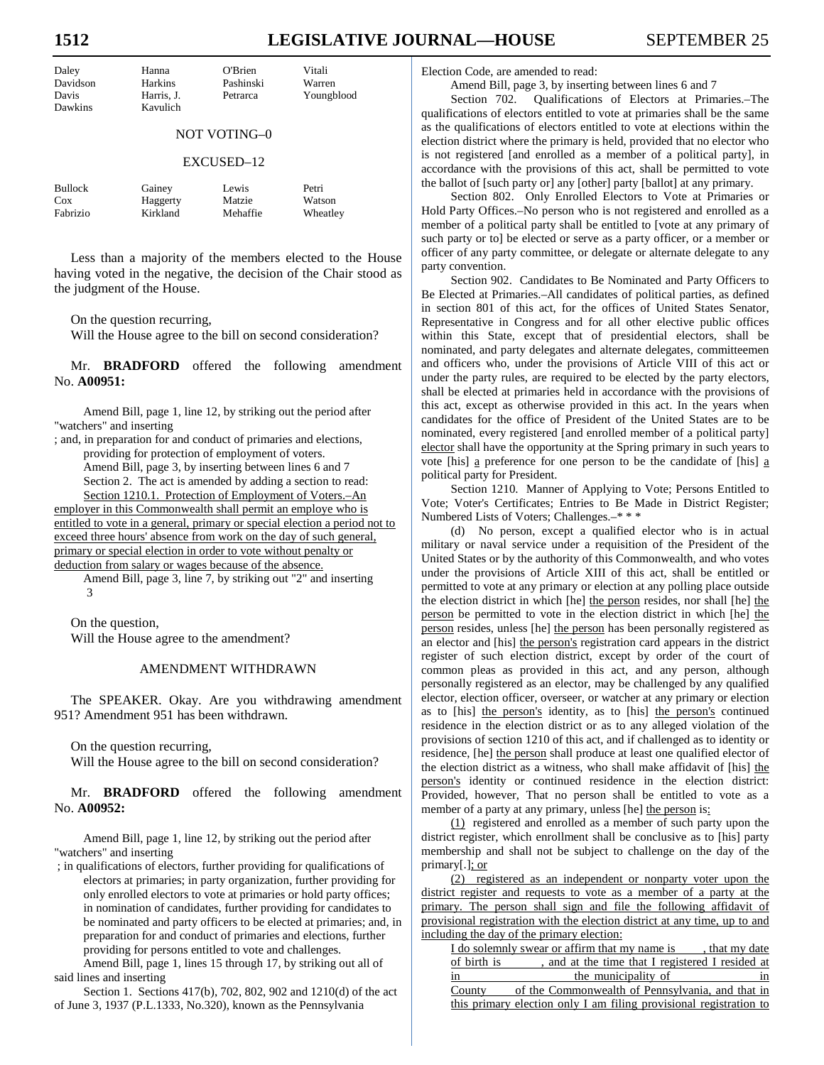| Daley | Hanna | O'Brien | Vitali |
|---|---|---|---|
| Davidson | Harkins | Pashinski | Warren |
| Davis | Harris, J. | Petrarca | Youngblood |
| Dawkins | Kavulich | | |

NOT VOTING–0

EXCUSED–12

| Bullock | Gainey | Lewis | Petri |
|---|---|---|---|
| Cox | Haggerty | Matzie | Watson |
| Fabrizio | Kirkland | Mehaffie | Wheatley |

Less than a majority of the members elected to the House having voted in the negative, the decision of the Chair stood as the judgment of the House.

On the question recurring,
Will the House agree to the bill on second consideration?

Mr. **BRADFORD** offered the following amendment No. **A00951:**

Amend Bill, page 1, line 12, by striking out the period after "watchers" and inserting

; and, in preparation for and conduct of primaries and elections, providing for protection of employment of voters.

Amend Bill, page 3, by inserting between lines 6 and 7

Section 2. The act is amended by adding a section to read:

Section 1210.1. Protection of Employment of Voters.–An employer in this Commonwealth shall permit an employe who is entitled to vote in a general, primary or special election a period not to exceed three hours' absence from work on the day of such general, primary or special election in order to vote without penalty or deduction from salary or wages because of the absence.

Amend Bill, page 3, line 7, by striking out "2" and inserting 3

On the question,
Will the House agree to the amendment?

AMENDMENT WITHDRAWN

The SPEAKER. Okay. Are you withdrawing amendment 951? Amendment 951 has been withdrawn.

On the question recurring,
Will the House agree to the bill on second consideration?

Mr. **BRADFORD** offered the following amendment No. **A00952:**

Amend Bill, page 1, line 12, by striking out the period after "watchers" and inserting

; in qualifications of electors, further providing for qualifications of electors at primaries; in party organization, further providing for only enrolled electors to vote at primaries or hold party offices; in nomination of candidates, further providing for candidates to be nominated and party officers to be elected at primaries; and, in preparation for and conduct of primaries and elections, further providing for persons entitled to vote and challenges.

Amend Bill, page 1, lines 15 through 17, by striking out all of said lines and inserting

Section 1. Sections 417(b), 702, 802, 902 and 1210(d) of the act of June 3, 1937 (P.L.1333, No.320), known as the Pennsylvania Election Code, are amended to read:

Amend Bill, page 3, by inserting between lines 6 and 7

Section 702. Qualifications of Electors at Primaries.–The qualifications of electors entitled to vote at primaries shall be the same as the qualifications of electors entitled to vote at elections within the election district where the primary is held, provided that no elector who is not registered [and enrolled as a member of a political party], in accordance with the provisions of this act, shall be permitted to vote the ballot of [such party or] any [other] party [ballot] at any primary.

Section 802. Only Enrolled Electors to Vote at Primaries or Hold Party Offices.–No person who is not registered and enrolled as a member of a political party shall be entitled to [vote at any primary of such party or to] be elected or serve as a party officer, or a member or officer of any party committee, or delegate or alternate delegate to any party convention.

Section 902. Candidates to Be Nominated and Party Officers to Be Elected at Primaries.–All candidates of political parties, as defined in section 801 of this act, for the offices of United States Senator, Representative in Congress and for all other elective public offices within this State, except that of presidential electors, shall be nominated, and party delegates and alternate delegates, committeemen and officers who, under the provisions of Article VIII of this act or under the party rules, are required to be elected by the party electors, shall be elected at primaries held in accordance with the provisions of this act, except as otherwise provided in this act. In the years when candidates for the office of President of the United States are to be nominated, every registered [and enrolled member of a political party] elector shall have the opportunity at the Spring primary in such years to vote [his] a preference for one person to be the candidate of [his] a political party for President.

Section 1210. Manner of Applying to Vote; Persons Entitled to Vote; Voter's Certificates; Entries to Be Made in District Register; Numbered Lists of Voters; Challenges.–* * *

(d) No person, except a qualified elector who is in actual military or naval service under a requisition of the President of the United States or by the authority of this Commonwealth, and who votes under the provisions of Article XIII of this act, shall be entitled or permitted to vote at any primary or election at any polling place outside the election district in which [he] the person resides, nor shall [he] the person be permitted to vote in the election district in which [he] the person resides, unless [he] the person has been personally registered as an elector and [his] the person's registration card appears in the district register of such election district, except by order of the court of common pleas as provided in this act, and any person, although personally registered as an elector, may be challenged by any qualified elector, election officer, overseer, or watcher at any primary or election as to [his] the person's identity, as to [his] the person's continued residence in the election district or as to any alleged violation of the provisions of section 1210 of this act, and if challenged as to identity or residence, [he] the person shall produce at least one qualified elector of the election district as a witness, who shall make affidavit of [his] the person's identity or continued residence in the election district: Provided, however, That no person shall be entitled to vote as a member of a party at any primary, unless [he] the person is:

(1) registered and enrolled as a member of such party upon the district register, which enrollment shall be conclusive as to [his] party membership and shall not be subject to challenge on the day of the primary[.]; or

(2) registered as an independent or nonparty voter upon the district register and requests to vote as a member of a party at the primary. The person shall sign and file the following affidavit of provisional registration with the election district at any time, up to and including the day of the primary election:

I do solemnly swear or affirm that my name is \_\_\_\_, that my date of birth is \_\_\_\_\_, and at the time that I registered I resided at \_\_\_\_\_ in the municipality of \_\_\_\_\_ in \_\_\_\_\_ County of the Commonwealth of Pennsylvania, and that in this primary election only I am filing provisional registration to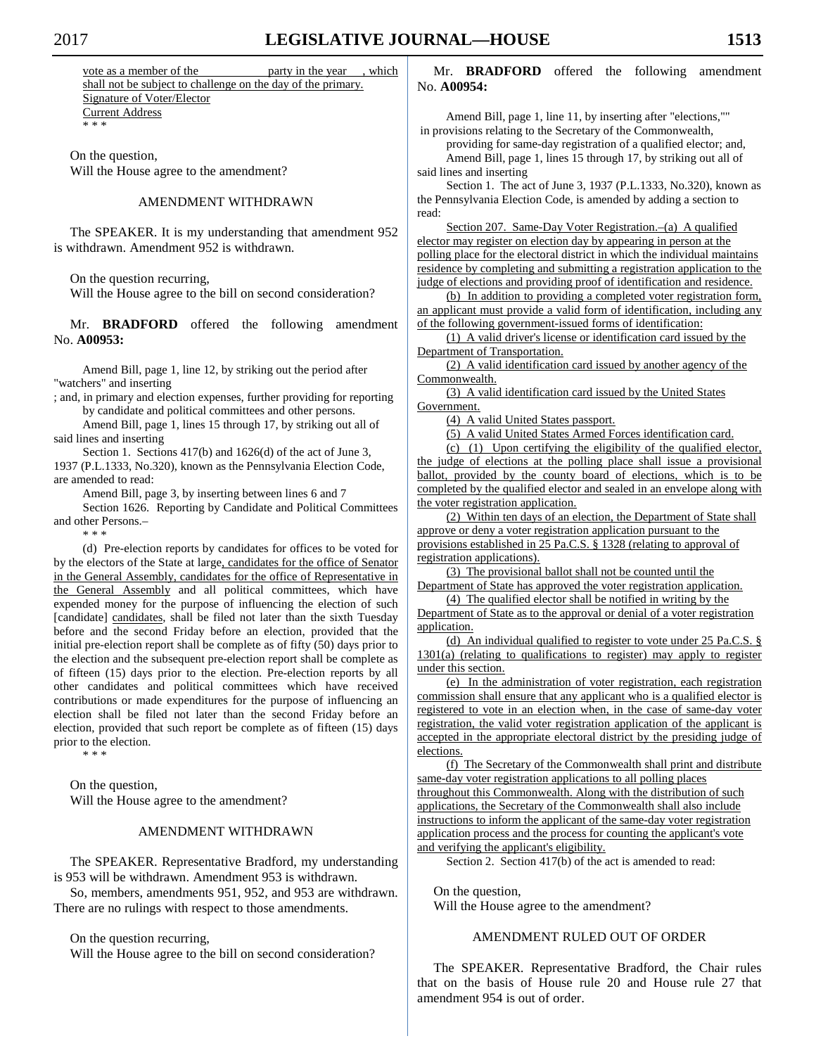vote as a member of the _____________ party in the year ____, which shall not be subject to challenge on the day of the primary.
Signature of Voter/Elector
Current Address
\* \* \*

On the question,
Will the House agree to the amendment?

## AMENDMENT WITHDRAWN

The SPEAKER. It is my understanding that amendment 952 is withdrawn. Amendment 952 is withdrawn.

On the question recurring,
Will the House agree to the bill on second consideration?

Mr. **BRADFORD** offered the following amendment No. **A00953:**

Amend Bill, page 1, line 12, by striking out the period after "watchers" and inserting
; and, in primary and election expenses, further providing for reporting by candidate and political committees and other persons.
Amend Bill, page 1, lines 15 through 17, by striking out all of said lines and inserting
Section 1. Sections 417(b) and 1626(d) of the act of June 3, 1937 (P.L.1333, No.320), known as the Pennsylvania Election Code, are amended to read:
Amend Bill, page 3, by inserting between lines 6 and 7
Section 1626. Reporting by Candidate and Political Committees and other Persons.–
\* \* \*
(d) Pre-election reports by candidates for offices to be voted for by the electors of the State at large, candidates for the office of Senator in the General Assembly, candidates for the office of Representative in the General Assembly and all political committees, which have expended money for the purpose of influencing the election of such [candidate] candidates, shall be filed not later than the sixth Tuesday before and the second Friday before an election, provided that the initial pre-election report shall be complete as of fifty (50) days prior to the election and the subsequent pre-election report shall be complete as of fifteen (15) days prior to the election. Pre-election reports by all other candidates and political committees which have received contributions or made expenditures for the purpose of influencing an election shall be filed not later than the second Friday before an election, provided that such report be complete as of fifteen (15) days prior to the election.
\* \* \*

On the question,
Will the House agree to the amendment?

## AMENDMENT WITHDRAWN

The SPEAKER. Representative Bradford, my understanding is 953 will be withdrawn. Amendment 953 is withdrawn.

So, members, amendments 951, 952, and 953 are withdrawn. There are no rulings with respect to those amendments.

On the question recurring,
Will the House agree to the bill on second consideration?

Mr. **BRADFORD** offered the following amendment No. **A00954:**

Amend Bill, page 1, line 11, by inserting after "elections,""
in provisions relating to the Secretary of the Commonwealth, providing for same-day registration of a qualified elector; and,
Amend Bill, page 1, lines 15 through 17, by striking out all of said lines and inserting
Section 1. The act of June 3, 1937 (P.L.1333, No.320), known as the Pennsylvania Election Code, is amended by adding a section to read:
Section 207. Same-Day Voter Registration.–(a) A qualified elector may register on election day by appearing in person at the polling place for the electoral district in which the individual maintains residence by completing and submitting a registration application to the judge of elections and providing proof of identification and residence.
(b) In addition to providing a completed voter registration form, an applicant must provide a valid form of identification, including any of the following government-issued forms of identification:
(1) A valid driver's license or identification card issued by the Department of Transportation.
(2) A valid identification card issued by another agency of the Commonwealth.
(3) A valid identification card issued by the United States Government.
(4) A valid United States passport.
(5) A valid United States Armed Forces identification card.
(c) (1) Upon certifying the eligibility of the qualified elector, the judge of elections at the polling place shall issue a provisional ballot, provided by the county board of elections, which is to be completed by the qualified elector and sealed in an envelope along with the voter registration application.
(2) Within ten days of an election, the Department of State shall approve or deny a voter registration application pursuant to the provisions established in 25 Pa.C.S. § 1328 (relating to approval of registration applications).
(3) The provisional ballot shall not be counted until the Department of State has approved the voter registration application.
(4) The qualified elector shall be notified in writing by the Department of State as to the approval or denial of a voter registration application.
(d) An individual qualified to register to vote under 25 Pa.C.S. § 1301(a) (relating to qualifications to register) may apply to register under this section.
(e) In the administration of voter registration, each registration commission shall ensure that any applicant who is a qualified elector is registered to vote in an election when, in the case of same-day voter registration, the valid voter registration application of the applicant is accepted in the appropriate electoral district by the presiding judge of elections.
(f) The Secretary of the Commonwealth shall print and distribute same-day voter registration applications to all polling places throughout this Commonwealth. Along with the distribution of such applications, the Secretary of the Commonwealth shall also include instructions to inform the applicant of the same-day voter registration application process and the process for counting the applicant's vote and verifying the applicant's eligibility.
Section 2. Section 417(b) of the act is amended to read:

On the question,
Will the House agree to the amendment?

## AMENDMENT RULED OUT OF ORDER

The SPEAKER. Representative Bradford, the Chair rules that on the basis of House rule 20 and House rule 27 that amendment 954 is out of order.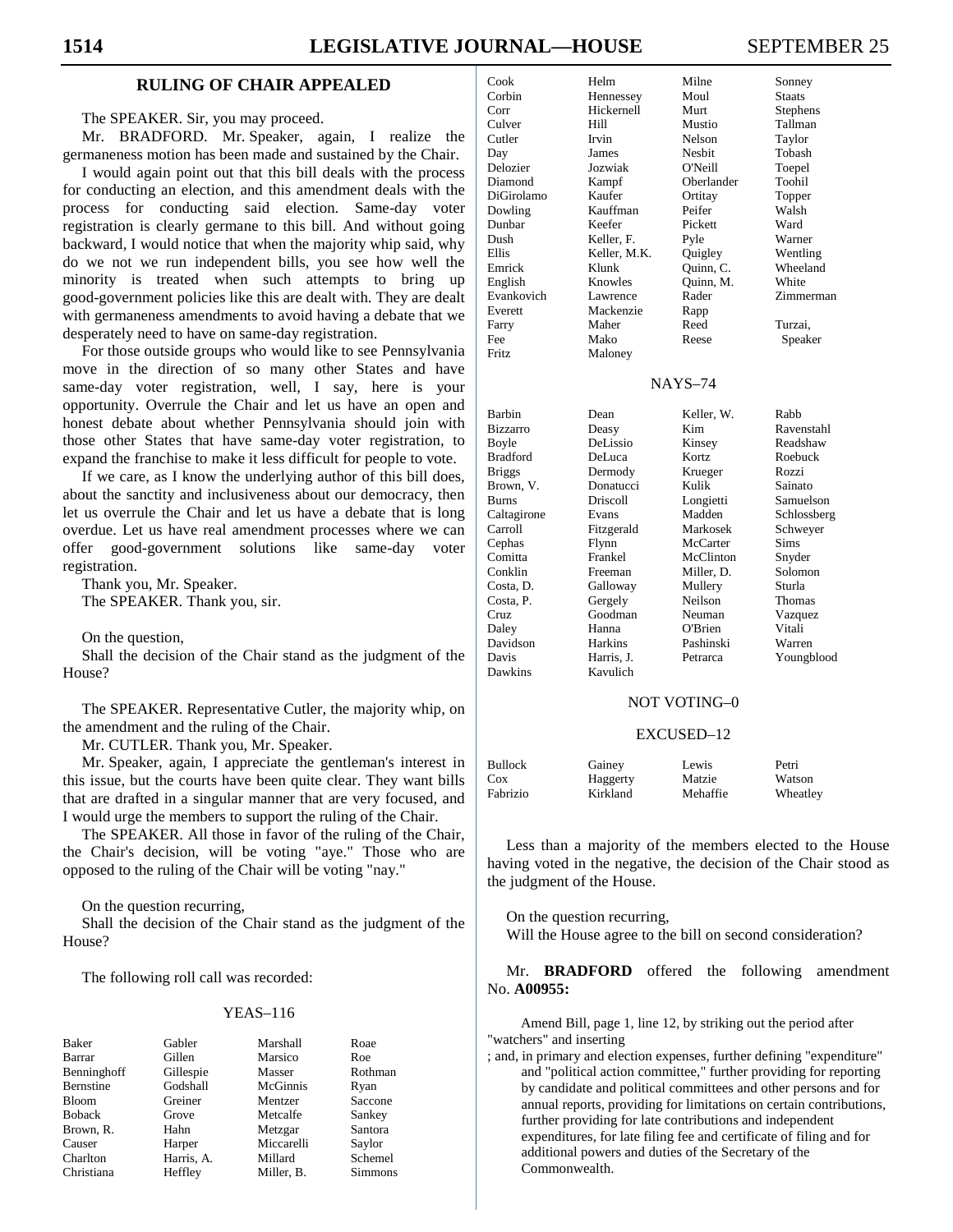## RULING OF CHAIR APPEALED

The SPEAKER. Sir, you may proceed.

Mr. BRADFORD. Mr. Speaker, again, I realize the germaneness motion has been made and sustained by the Chair.

I would again point out that this bill deals with the process for conducting an election, and this amendment deals with the process for conducting said election. Same-day voter registration is clearly germane to this bill. And without going backward, I would notice that when the majority whip said, why do we not we run independent bills, you see how well the minority is treated when such attempts to bring up good-government policies like this are dealt with. They are dealt with germaneness amendments to avoid having a debate that we desperately need to have on same-day registration.

For those outside groups who would like to see Pennsylvania move in the direction of so many other States and have same-day voter registration, well, I say, here is your opportunity. Overrule the Chair and let us have an open and honest debate about whether Pennsylvania should join with those other States that have same-day voter registration, to expand the franchise to make it less difficult for people to vote.

If we care, as I know the underlying author of this bill does, about the sanctity and inclusiveness about our democracy, then let us overrule the Chair and let us have a debate that is long overdue. Let us have real amendment processes where we can offer good-government solutions like same-day voter registration.

Thank you, Mr. Speaker.

The SPEAKER. Thank you, sir.

On the question,

Shall the decision of the Chair stand as the judgment of the House?

The SPEAKER. Representative Cutler, the majority whip, on the amendment and the ruling of the Chair.

Mr. CUTLER. Thank you, Mr. Speaker.

Mr. Speaker, again, I appreciate the gentleman's interest in this issue, but the courts have been quite clear. They want bills that are drafted in a singular manner that are very focused, and I would urge the members to support the ruling of the Chair.

The SPEAKER. All those in favor of the ruling of the Chair, the Chair's decision, will be voting "aye." Those who are opposed to the ruling of the Chair will be voting "nay."

On the question recurring,

Shall the decision of the Chair stand as the judgment of the House?

The following roll call was recorded:

YEAS–116

| | | | |
|---|---|---|---|
| Baker | Gabler | Marshall | Roae |
| Barrar | Gillen | Marsico | Roe |
| Benninghoff | Gillespie | Masser | Rothman |
| Bernstine | Godshall | McGinnis | Ryan |
| Bloom | Greiner | Mentzer | Saccone |
| Boback | Grove | Metcalfe | Sankey |
| Brown, R. | Hahn | Metzgar | Santora |
| Causer | Harper | Miccarelli | Saylor |
| Charlton | Harris, A. | Millard | Schemel |
| Christiana | Heffley | Miller, B. | Simmons |
| Cook | Helm | Milne | Sonney |
| Corbin | Hennessey | Moul | Staats |
| Corr | Hickernell | Murt | Stephens |
| Culver | Hill | Mustio | Tallman |
| Cutler | Irvin | Nelson | Taylor |
| Day | James | Nesbit | Tobash |
| Delozier | Jozwiak | O'Neill | Toepel |
| Diamond | Kampf | Oberlander | Toohil |
| DiGirolamo | Kaufer | Ortitay | Topper |
| Dowling | Kauffman | Peifer | Walsh |
| Dunbar | Keefer | Pickett | Ward |
| Dush | Keller, F. | Pyle | Warner |
| Ellis | Keller, M.K. | Quigley | Wentling |
| Emrick | Klunk | Quinn, C. | Wheeland |
| English | Knowles | Quinn, M. | White |
| Evankovich | Lawrence | Rader | Zimmerman |
| Everett | Mackenzie | Rapp | |
| Farry | Maher | Reed | Turzai, |
| Fee | Mako | Reese | Speaker |
| Fritz | Maloney | | |

NAYS–74

| | | | |
|---|---|---|---|
| Barbin | Dean | Keller, W. | Rabb |
| Bizzarro | Deasy | Kim | Ravenstahl |
| Boyle | DeLissio | Kinsey | Readshaw |
| Bradford | DeLuca | Kortz | Roebuck |
| Briggs | Dermody | Krueger | Rozzi |
| Brown, V. | Donatucci | Kulik | Sainato |
| Burns | Driscoll | Longietti | Samuelson |
| Caltagirone | Evans | Madden | Schlossberg |
| Carroll | Fitzgerald | Markosek | Schweyer |
| Cephas | Flynn | McCarter | Sims |
| Comitta | Frankel | McClinton | Snyder |
| Conklin | Freeman | Miller, D. | Solomon |
| Costa, D. | Galloway | Mullery | Sturla |
| Costa, P. | Gergely | Neilson | Thomas |
| Cruz | Goodman | Neuman | Vazquez |
| Daley | Hanna | O'Brien | Vitali |
| Davidson | Harkins | Pashinski | Warren |
| Davis | Harris, J. | Petrarca | Youngblood |
| Dawkins | Kavulich | | |

NOT VOTING–0

EXCUSED–12

| | | | |
|---|---|---|---|
| Bullock | Gainey | Lewis | Petri |
| Cox | Haggerty | Matzie | Watson |
| Fabrizio | Kirkland | Mehaffie | Wheatley |

Less than a majority of the members elected to the House having voted in the negative, the decision of the Chair stood as the judgment of the House.

On the question recurring,

Will the House agree to the bill on second consideration?

Mr. **BRADFORD** offered the following amendment No. **A00955:**

Amend Bill, page 1, line 12, by striking out the period after "watchers" and inserting

; and, in primary and election expenses, further defining "expenditure" and "political action committee," further providing for reporting by candidate and political committees and other persons and for annual reports, providing for limitations on certain contributions, further providing for late contributions and independent expenditures, for late filing fee and certificate of filing and for additional powers and duties of the Secretary of the Commonwealth.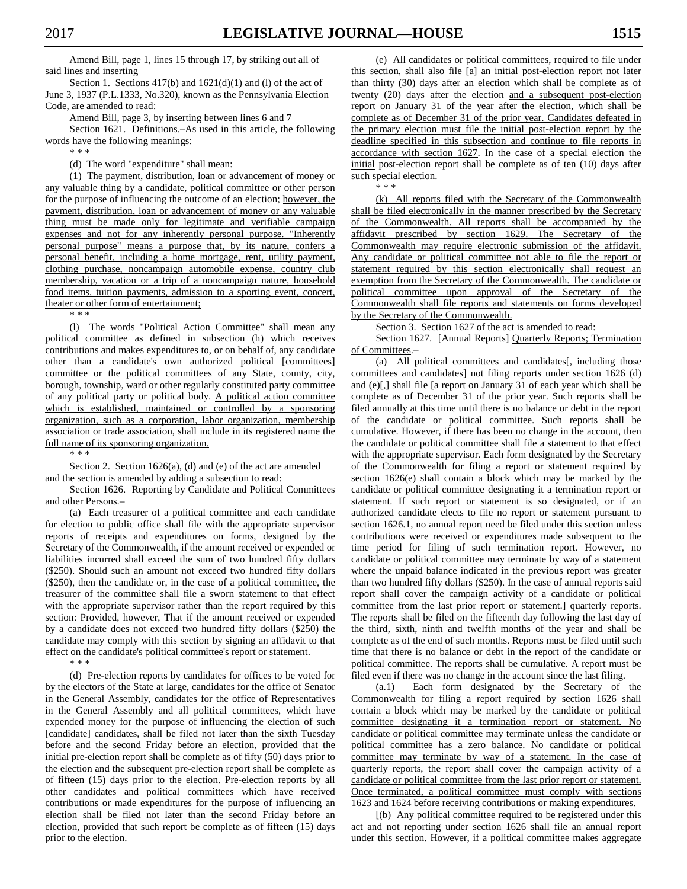Amend Bill, page 1, lines 15 through 17, by striking out all of said lines and inserting

Section 1. Sections 417(b) and 1621(d)(1) and (l) of the act of June 3, 1937 (P.L.1333, No.320), known as the Pennsylvania Election Code, are amended to read:

Amend Bill, page 3, by inserting between lines 6 and 7

Section 1621. Definitions.–As used in this article, the following words have the following meanings:

\* \* \*

(d) The word "expenditure" shall mean:

(1) The payment, distribution, loan or advancement of money or any valuable thing by a candidate, political committee or other person for the purpose of influencing the outcome of an election; however, the payment, distribution, loan or advancement of money or any valuable thing must be made only for legitimate and verifiable campaign expenses and not for any inherently personal purpose. "Inherently personal purpose" means a purpose that, by its nature, confers a personal benefit, including a home mortgage, rent, utility payment, clothing purchase, noncampaign automobile expense, country club membership, vacation or a trip of a noncampaign nature, household food items, tuition payments, admission to a sporting event, concert, theater or other form of entertainment;

\* \* \*

(l) The words "Political Action Committee" shall mean any political committee as defined in subsection (h) which receives contributions and makes expenditures to, or on behalf of, any candidate other than a candidate's own authorized political [committees] committee or the political committees of any State, county, city, borough, township, ward or other regularly constituted party committee of any political party or political body. A political action committee which is established, maintained or controlled by a sponsoring organization, such as a corporation, labor organization, membership association or trade association, shall include in its registered name the full name of its sponsoring organization.

\* \* \*

Section 2. Section 1626(a), (d) and (e) of the act are amended and the section is amended by adding a subsection to read:

Section 1626. Reporting by Candidate and Political Committees and other Persons.–

(a) Each treasurer of a political committee and each candidate for election to public office shall file with the appropriate supervisor reports of receipts and expenditures on forms, designed by the Secretary of the Commonwealth, if the amount received or expended or liabilities incurred shall exceed the sum of two hundred fifty dollars ($250). Should such an amount not exceed two hundred fifty dollars ($250), then the candidate or, in the case of a political committee, the treasurer of the committee shall file a sworn statement to that effect with the appropriate supervisor rather than the report required by this section: Provided, however, That if the amount received or expended by a candidate does not exceed two hundred fifty dollars ($250) the candidate may comply with this section by signing an affidavit to that effect on the candidate's political committee's report or statement.

\* \* \*

(d) Pre-election reports by candidates for offices to be voted for by the electors of the State at large, candidates for the office of Senator in the General Assembly, candidates for the office of Representatives in the General Assembly and all political committees, which have expended money for the purpose of influencing the election of such [candidate] candidates, shall be filed not later than the sixth Tuesday before and the second Friday before an election, provided that the initial pre-election report shall be complete as of fifty (50) days prior to the election and the subsequent pre-election report shall be complete as of fifteen (15) days prior to the election. Pre-election reports by all other candidates and political committees which have received contributions or made expenditures for the purpose of influencing an election shall be filed not later than the second Friday before an election, provided that such report be complete as of fifteen (15) days prior to the election.

(e) All candidates or political committees, required to file under this section, shall also file [a] an initial post-election report not later than thirty (30) days after an election which shall be complete as of twenty (20) days after the election and a subsequent post-election report on January 31 of the year after the election, which shall be complete as of December 31 of the prior year. Candidates defeated in the primary election must file the initial post-election report by the deadline specified in this subsection and continue to file reports in accordance with section 1627. In the case of a special election the initial post-election report shall be complete as of ten (10) days after such special election.

\* \* \*

(k) All reports filed with the Secretary of the Commonwealth shall be filed electronically in the manner prescribed by the Secretary of the Commonwealth. All reports shall be accompanied by the affidavit prescribed by section 1629. The Secretary of the Commonwealth may require electronic submission of the affidavit. Any candidate or political committee not able to file the report or statement required by this section electronically shall request an exemption from the Secretary of the Commonwealth. The candidate or political committee upon approval of the Secretary of the Commonwealth shall file reports and statements on forms developed by the Secretary of the Commonwealth.

Section 3. Section 1627 of the act is amended to read:

Section 1627. [Annual Reports] Quarterly Reports; Termination of Committees.–

(a) All political committees and candidates[, including those committees and candidates] not filing reports under section 1626 (d) and (e)[,] shall file [a report on January 31 of each year which shall be complete as of December 31 of the prior year. Such reports shall be filed annually at this time until there is no balance or debt in the report of the candidate or political committee. Such reports shall be cumulative. However, if there has been no change in the account, then the candidate or political committee shall file a statement to that effect with the appropriate supervisor. Each form designated by the Secretary of the Commonwealth for filing a report or statement required by section 1626(e) shall contain a block which may be marked by the candidate or political committee designating it a termination report or statement. If such report or statement is so designated, or if an authorized candidate elects to file no report or statement pursuant to section 1626.1, no annual report need be filed under this section unless contributions were received or expenditures made subsequent to the time period for filing of such termination report. However, no candidate or political committee may terminate by way of a statement where the unpaid balance indicated in the previous report was greater than two hundred fifty dollars ($250). In the case of annual reports said report shall cover the campaign activity of a candidate or political committee from the last prior report or statement.] quarterly reports. The reports shall be filed on the fifteenth day following the last day of the third, sixth, ninth and twelfth months of the year and shall be complete as of the end of such months. Reports must be filed until such time that there is no balance or debt in the report of the candidate or political committee. The reports shall be cumulative. A report must be filed even if there was no change in the account since the last filing.

(a.1) Each form designated by the Secretary of the Commonwealth for filing a report required by section 1626 shall contain a block which may be marked by the candidate or political committee designating it a termination report or statement. No candidate or political committee may terminate unless the candidate or political committee has a zero balance. No candidate or political committee may terminate by way of a statement. In the case of quarterly reports, the report shall cover the campaign activity of a candidate or political committee from the last prior report or statement. Once terminated, a political committee must comply with sections 1623 and 1624 before receiving contributions or making expenditures.

[(b) Any political committee required to be registered under this act and not reporting under section 1626 shall file an annual report under this section. However, if a political committee makes aggregate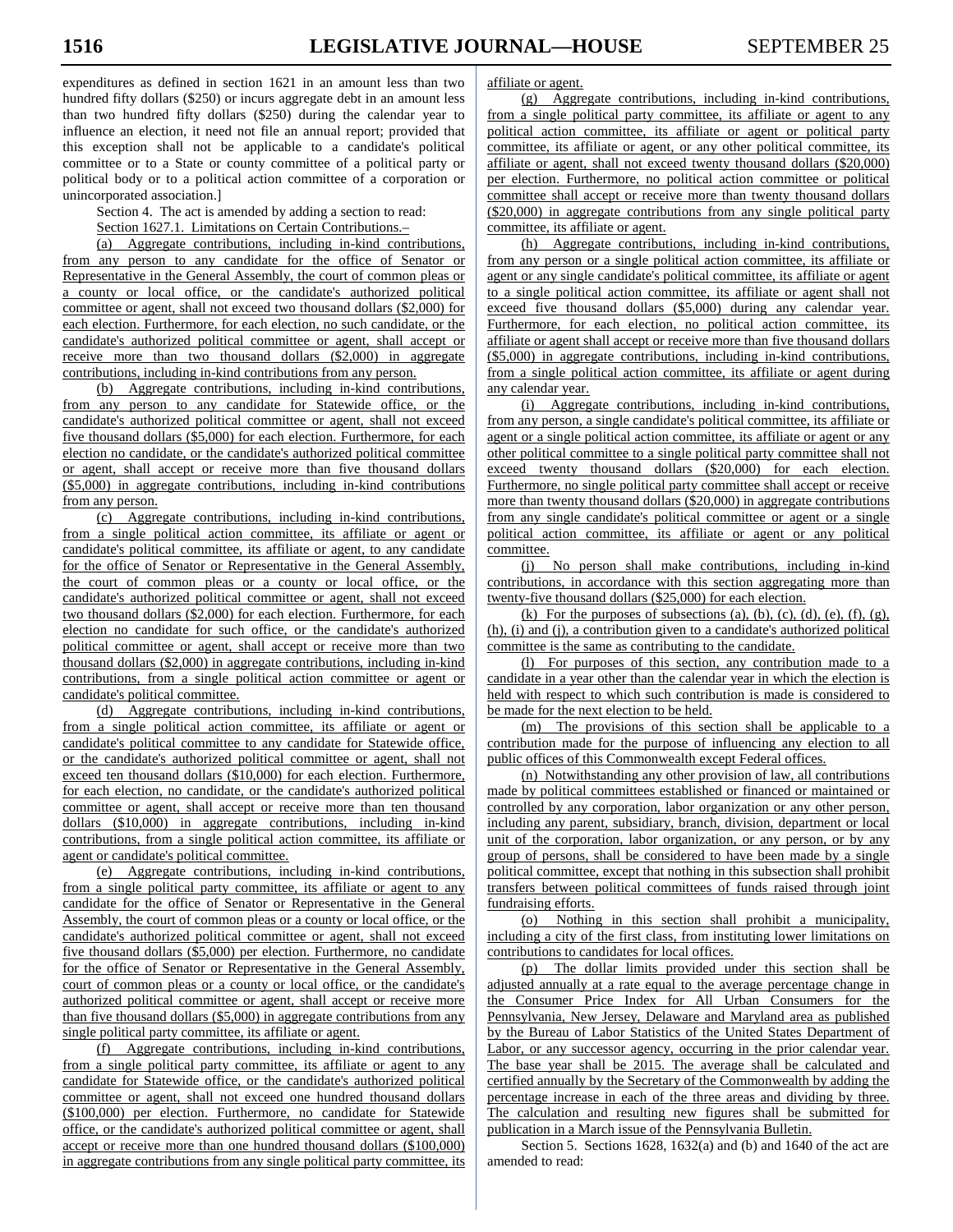expenditures as defined in section 1621 in an amount less than two hundred fifty dollars ($250) or incurs aggregate debt in an amount less than two hundred fifty dollars ($250) during the calendar year to influence an election, it need not file an annual report; provided that this exception shall not be applicable to a candidate's political committee or to a State or county committee of a political party or political body or to a political action committee of a corporation or unincorporated association.]

Section 4. The act is amended by adding a section to read:

Section 1627.1. Limitations on Certain Contributions.–

(a) Aggregate contributions, including in-kind contributions, from any person to any candidate for the office of Senator or Representative in the General Assembly, the court of common pleas or a county or local office, or the candidate's authorized political committee or agent, shall not exceed two thousand dollars ($2,000) for each election. Furthermore, for each election, no such candidate, or the candidate's authorized political committee or agent, shall accept or receive more than two thousand dollars ($2,000) in aggregate contributions, including in-kind contributions from any person.

(b) Aggregate contributions, including in-kind contributions, from any person to any candidate for Statewide office, or the candidate's authorized political committee or agent, shall not exceed five thousand dollars ($5,000) for each election. Furthermore, for each election no candidate, or the candidate's authorized political committee or agent, shall accept or receive more than five thousand dollars ($5,000) in aggregate contributions, including in-kind contributions from any person.

(c) Aggregate contributions, including in-kind contributions, from a single political action committee, its affiliate or agent or candidate's political committee, its affiliate or agent, to any candidate for the office of Senator or Representative in the General Assembly, the court of common pleas or a county or local office, or the candidate's authorized political committee or agent, shall not exceed two thousand dollars ($2,000) for each election. Furthermore, for each election no candidate for such office, or the candidate's authorized political committee or agent, shall accept or receive more than two thousand dollars ($2,000) in aggregate contributions, including in-kind contributions, from a single political action committee or agent or candidate's political committee.

(d) Aggregate contributions, including in-kind contributions, from a single political action committee, its affiliate or agent or candidate's political committee to any candidate for Statewide office, or the candidate's authorized political committee or agent, shall not exceed ten thousand dollars ($10,000) for each election. Furthermore, for each election, no candidate, or the candidate's authorized political committee or agent, shall accept or receive more than ten thousand dollars ($10,000) in aggregate contributions, including in-kind contributions, from a single political action committee, its affiliate or agent or candidate's political committee.

(e) Aggregate contributions, including in-kind contributions, from a single political party committee, its affiliate or agent to any candidate for the office of Senator or Representative in the General Assembly, the court of common pleas or a county or local office, or the candidate's authorized political committee or agent, shall not exceed five thousand dollars ($5,000) per election. Furthermore, no candidate for the office of Senator or Representative in the General Assembly, court of common pleas or a county or local office, or the candidate's authorized political committee or agent, shall accept or receive more than five thousand dollars ($5,000) in aggregate contributions from any single political party committee, its affiliate or agent.

(f) Aggregate contributions, including in-kind contributions, from a single political party committee, its affiliate or agent to any candidate for Statewide office, or the candidate's authorized political committee or agent, shall not exceed one hundred thousand dollars ($100,000) per election. Furthermore, no candidate for Statewide office, or the candidate's authorized political committee or agent, shall accept or receive more than one hundred thousand dollars ($100,000) in aggregate contributions from any single political party committee, its affiliate or agent.

(g) Aggregate contributions, including in-kind contributions, from a single political party committee, its affiliate or agent to any political action committee, its affiliate or agent or political party committee, its affiliate or agent, or any other political committee, its affiliate or agent, shall not exceed twenty thousand dollars ($20,000) per election. Furthermore, no political action committee or political committee shall accept or receive more than twenty thousand dollars ($20,000) in aggregate contributions from any single political party committee, its affiliate or agent.

(h) Aggregate contributions, including in-kind contributions, from any person or a single political action committee, its affiliate or agent or any single candidate's political committee, its affiliate or agent to a single political action committee, its affiliate or agent shall not exceed five thousand dollars ($5,000) during any calendar year. Furthermore, for each election, no political action committee, its affiliate or agent shall accept or receive more than five thousand dollars ($5,000) in aggregate contributions, including in-kind contributions, from a single political action committee, its affiliate or agent during any calendar year.

(i) Aggregate contributions, including in-kind contributions, from any person, a single candidate's political committee, its affiliate or agent or a single political action committee, its affiliate or agent or any other political committee to a single political party committee shall not exceed twenty thousand dollars ($20,000) for each election. Furthermore, no single political party committee shall accept or receive more than twenty thousand dollars ($20,000) in aggregate contributions from any single candidate's political committee or agent or a single political action committee, its affiliate or agent or any political committee.

(j) No person shall make contributions, including in-kind contributions, in accordance with this section aggregating more than twenty-five thousand dollars ($25,000) for each election.

(k) For the purposes of subsections (a), (b), (c), (d), (e), (f), (g), (h), (i) and (j), a contribution given to a candidate's authorized political committee is the same as contributing to the candidate.

(l) For purposes of this section, any contribution made to a candidate in a year other than the calendar year in which the election is held with respect to which such contribution is made is considered to be made for the next election to be held.

(m) The provisions of this section shall be applicable to a contribution made for the purpose of influencing any election to all public offices of this Commonwealth except Federal offices.

(n) Notwithstanding any other provision of law, all contributions made by political committees established or financed or maintained or controlled by any corporation, labor organization or any other person, including any parent, subsidiary, branch, division, department or local unit of the corporation, labor organization, or any person, or by any group of persons, shall be considered to have been made by a single political committee, except that nothing in this subsection shall prohibit transfers between political committees of funds raised through joint fundraising efforts.

(o) Nothing in this section shall prohibit a municipality, including a city of the first class, from instituting lower limitations on contributions to candidates for local offices.

(p) The dollar limits provided under this section shall be adjusted annually at a rate equal to the average percentage change in the Consumer Price Index for All Urban Consumers for the Pennsylvania, New Jersey, Delaware and Maryland area as published by the Bureau of Labor Statistics of the United States Department of Labor, or any successor agency, occurring in the prior calendar year. The base year shall be 2015. The average shall be calculated and certified annually by the Secretary of the Commonwealth by adding the percentage increase in each of the three areas and dividing by three. The calculation and resulting new figures shall be submitted for publication in a March issue of the Pennsylvania Bulletin.

Section 5. Sections 1628, 1632(a) and (b) and 1640 of the act are amended to read: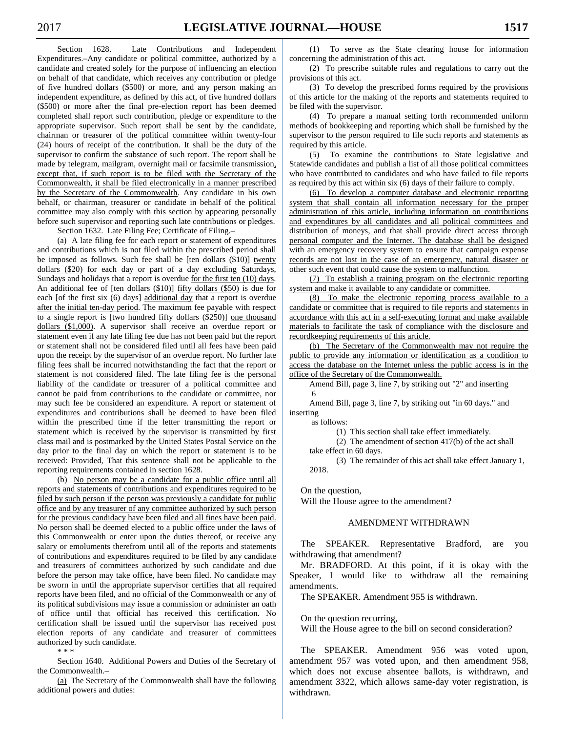Section 1628. Late Contributions and Independent Expenditures.–Any candidate or political committee, authorized by a candidate and created solely for the purpose of influencing an election on behalf of that candidate, which receives any contribution or pledge of five hundred dollars ($500) or more, and any person making an independent expenditure, as defined by this act, of five hundred dollars ($500) or more after the final pre-election report has been deemed completed shall report such contribution, pledge or expenditure to the appropriate supervisor. Such report shall be sent by the candidate, chairman or treasurer of the political committee within twenty-four (24) hours of receipt of the contribution. It shall be the duty of the supervisor to confirm the substance of such report. The report shall be made by telegram, mailgram, overnight mail or facsimile transmission, except that, if such report is to be filed with the Secretary of the Commonwealth, it shall be filed electronically in a manner prescribed by the Secretary of the Commonwealth. Any candidate in his own behalf, or chairman, treasurer or candidate in behalf of the political committee may also comply with this section by appearing personally before such supervisor and reporting such late contributions or pledges.

Section 1632. Late Filing Fee; Certificate of Filing.–

(a) A late filing fee for each report or statement of expenditures and contributions which is not filed within the prescribed period shall be imposed as follows. Such fee shall be [ten dollars ($10)] twenty dollars ($20) for each day or part of a day excluding Saturdays, Sundays and holidays that a report is overdue for the first ten (10) days. An additional fee of [ten dollars ($10)] fifty dollars ($50) is due for each [of the first six (6) days] additional day that a report is overdue after the initial ten-day period. The maximum fee payable with respect to a single report is [two hundred fifty dollars ($250)] one thousand dollars ($1,000). A supervisor shall receive an overdue report or statement even if any late filing fee due has not been paid but the report or statement shall not be considered filed until all fees have been paid upon the receipt by the supervisor of an overdue report. No further late filing fees shall be incurred notwithstanding the fact that the report or statement is not considered filed. The late filing fee is the personal liability of the candidate or treasurer of a political committee and cannot be paid from contributions to the candidate or committee, nor may such fee be considered an expenditure. A report or statement of expenditures and contributions shall be deemed to have been filed within the prescribed time if the letter transmitting the report or statement which is received by the supervisor is transmitted by first class mail and is postmarked by the United States Postal Service on the day prior to the final day on which the report or statement is to be received: Provided, That this sentence shall not be applicable to the reporting requirements contained in section 1628.

(b) No person may be a candidate for a public office until all reports and statements of contributions and expenditures required to be filed by such person if the person was previously a candidate for public office and by any treasurer of any committee authorized by such person for the previous candidacy have been filed and all fines have been paid. No person shall be deemed elected to a public office under the laws of this Commonwealth or enter upon the duties thereof, or receive any salary or emoluments therefrom until all of the reports and statements of contributions and expenditures required to be filed by any candidate and treasurers of committees authorized by such candidate and due before the person may take office, have been filed. No candidate may be sworn in until the appropriate supervisor certifies that all required reports have been filed, and no official of the Commonwealth or any of its political subdivisions may issue a commission or administer an oath of office until that official has received this certification. No certification shall be issued until the supervisor has received post election reports of any candidate and treasurer of committees authorized by such candidate.

\* \* \*

Section 1640. Additional Powers and Duties of the Secretary of the Commonwealth.–

(a) The Secretary of the Commonwealth shall have the following additional powers and duties:

(1) To serve as the State clearing house for information concerning the administration of this act.

(2) To prescribe suitable rules and regulations to carry out the provisions of this act.

(3) To develop the prescribed forms required by the provisions of this article for the making of the reports and statements required to be filed with the supervisor.

(4) To prepare a manual setting forth recommended uniform methods of bookkeeping and reporting which shall be furnished by the supervisor to the person required to file such reports and statements as required by this article.

(5) To examine the contributions to State legislative and Statewide candidates and publish a list of all those political committees who have contributed to candidates and who have failed to file reports as required by this act within six (6) days of their failure to comply.

(6) To develop a computer database and electronic reporting system that shall contain all information necessary for the proper administration of this article, including information on contributions and expenditures by all candidates and all political committees and distribution of moneys, and that shall provide direct access through personal computer and the Internet. The database shall be designed with an emergency recovery system to ensure that campaign expense records are not lost in the case of an emergency, natural disaster or other such event that could cause the system to malfunction.

(7) To establish a training program on the electronic reporting system and make it available to any candidate or committee.

(8) To make the electronic reporting process available to a candidate or committee that is required to file reports and statements in accordance with this act in a self-executing format and make available materials to facilitate the task of compliance with the disclosure and recordkeeping requirements of this article.

(b) The Secretary of the Commonwealth may not require the public to provide any information or identification as a condition to access the database on the Internet unless the public access is in the office of the Secretary of the Commonwealth.

Amend Bill, page 3, line 7, by striking out "2" and inserting
6

Amend Bill, page 3, line 7, by striking out "in 60 days." and inserting
as follows:

(1) This section shall take effect immediately.

(2) The amendment of section 417(b) of the act shall take effect in 60 days.

(3) The remainder of this act shall take effect January 1, 2018.

On the question,
Will the House agree to the amendment?

## AMENDMENT WITHDRAWN

The SPEAKER. Representative Bradford, are you withdrawing that amendment?

Mr. BRADFORD. At this point, if it is okay with the Speaker, I would like to withdraw all the remaining amendments.

The SPEAKER. Amendment 955 is withdrawn.

On the question recurring,
Will the House agree to the bill on second consideration?

The SPEAKER. Amendment 956 was voted upon, amendment 957 was voted upon, and then amendment 958, which does not excuse absentee ballots, is withdrawn, and amendment 3322, which allows same-day voter registration, is withdrawn.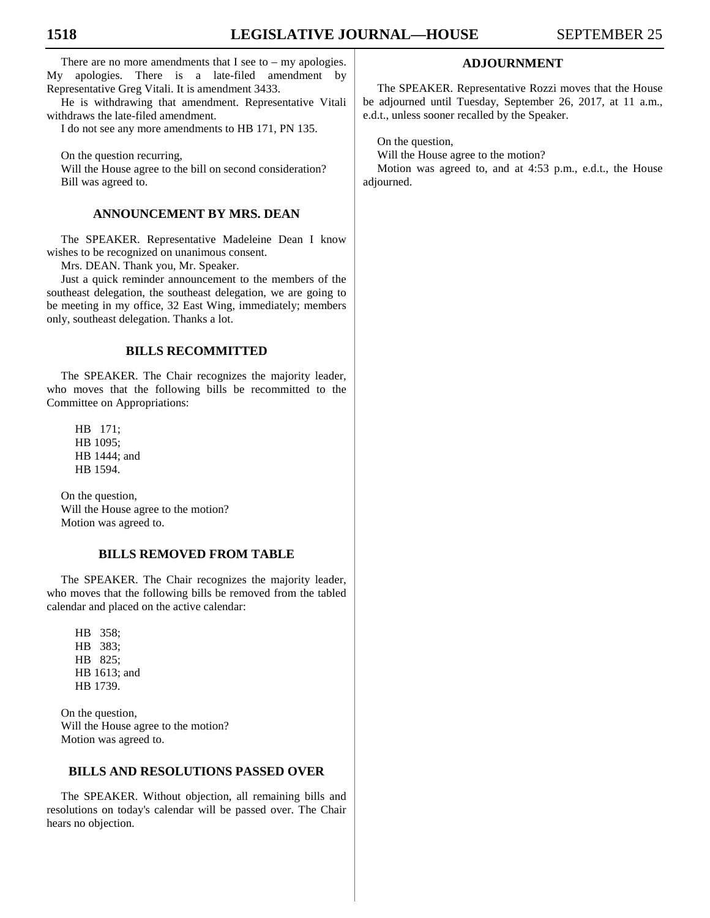There are no more amendments that I see to – my apologies. My apologies. There is a late-filed amendment by Representative Greg Vitali. It is amendment 3433.

He is withdrawing that amendment. Representative Vitali withdraws the late-filed amendment.

I do not see any more amendments to HB 171, PN 135.

On the question recurring,
Will the House agree to the bill on second consideration?
Bill was agreed to.

## ANNOUNCEMENT BY MRS. DEAN

The SPEAKER. Representative Madeleine Dean I know wishes to be recognized on unanimous consent.

Mrs. DEAN. Thank you, Mr. Speaker.

Just a quick reminder announcement to the members of the southeast delegation, the southeast delegation, we are going to be meeting in my office, 32 East Wing, immediately; members only, southeast delegation. Thanks a lot.

## BILLS RECOMMITTED

The SPEAKER. The Chair recognizes the majority leader, who moves that the following bills be recommitted to the Committee on Appropriations:

HB 171;
HB 1095;
HB 1444; and
HB 1594.

On the question,
Will the House agree to the motion?
Motion was agreed to.

## BILLS REMOVED FROM TABLE

The SPEAKER. The Chair recognizes the majority leader, who moves that the following bills be removed from the tabled calendar and placed on the active calendar:

HB 358;
HB 383;
HB 825;
HB 1613; and
HB 1739.

On the question,
Will the House agree to the motion?
Motion was agreed to.

## BILLS AND RESOLUTIONS PASSED OVER

The SPEAKER. Without objection, all remaining bills and resolutions on today's calendar will be passed over. The Chair hears no objection.

## ADJOURNMENT

The SPEAKER. Representative Rozzi moves that the House be adjourned until Tuesday, September 26, 2017, at 11 a.m., e.d.t., unless sooner recalled by the Speaker.

On the question,
Will the House agree to the motion?
Motion was agreed to, and at 4:53 p.m., e.d.t., the House adjourned.